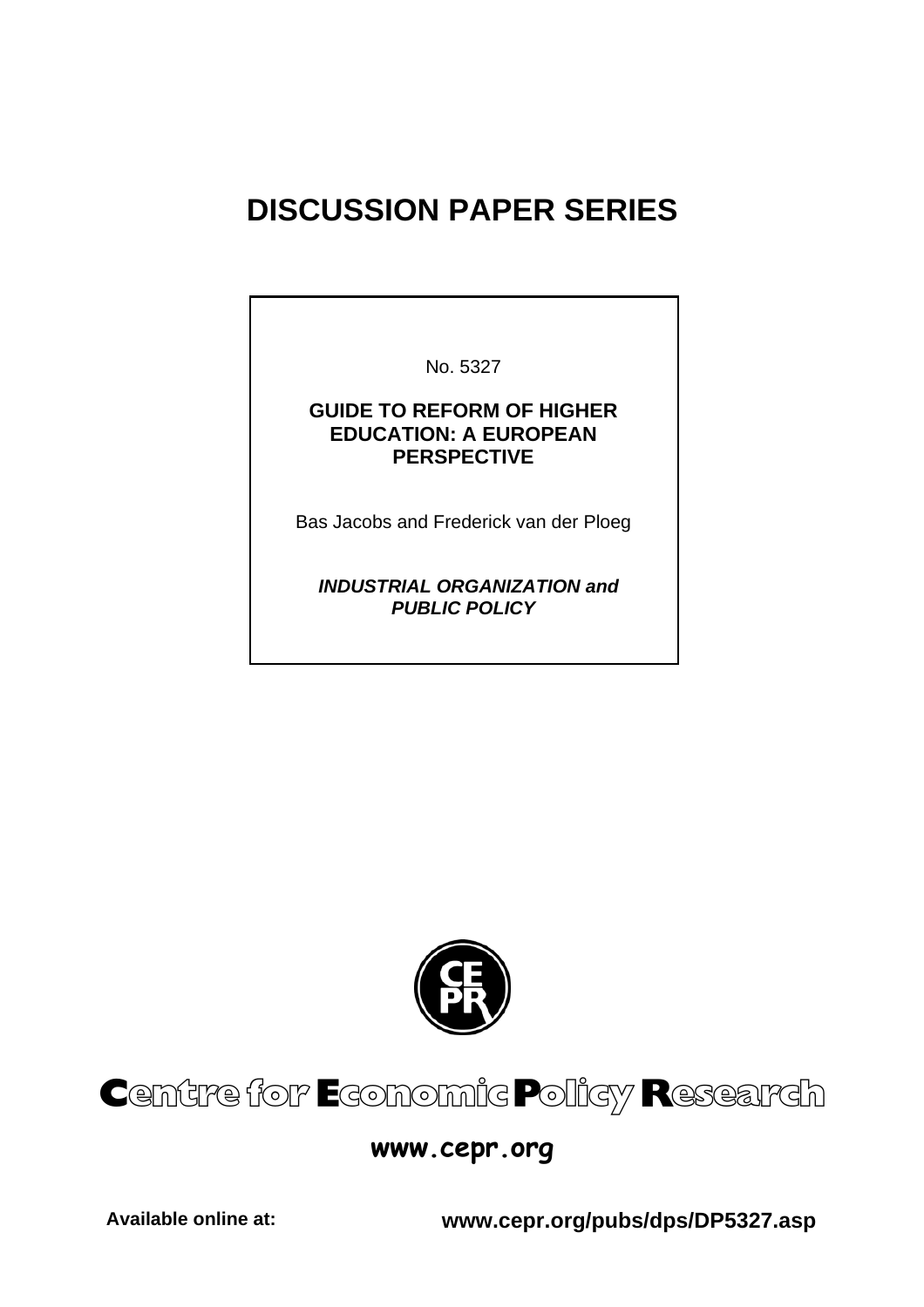# DISCUSSION PAPER SERIES

No. 5327

**GUIDE TO REFORM OF HIGHER EDUCATION: A EUROPEAN PERSPECTIVE**

Bas Jacobs and Frederick van der Ploeg

***INDUSTRIAL ORGANIZATION and PUBLIC POLICY***

**Centre for Economic Policy Research**

**www.cepr.org**

**Available online at:** **www.cepr.org/pubs/dps/DP5327.asp**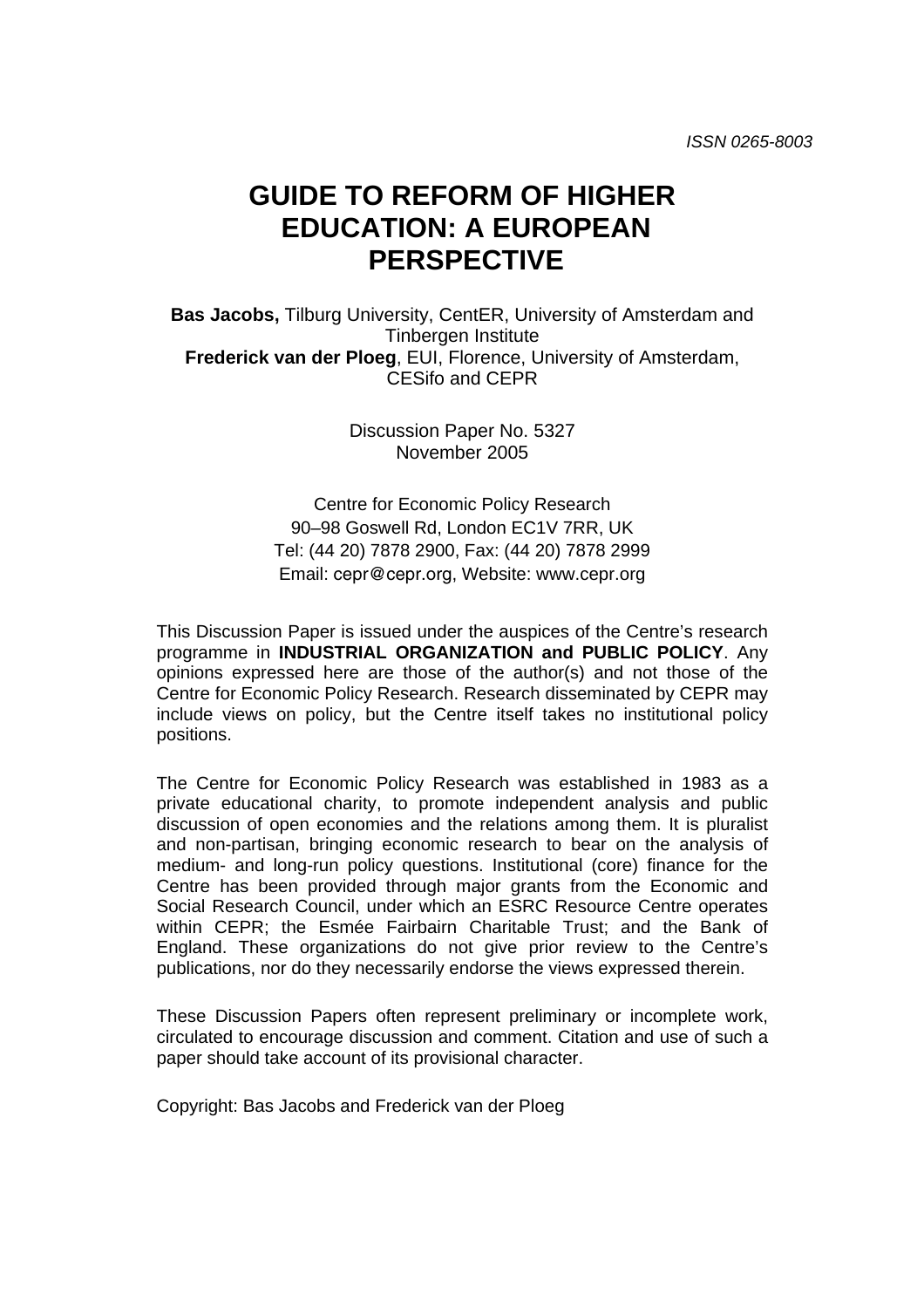ISSN 0265-8003

# GUIDE TO REFORM OF HIGHER EDUCATION: A EUROPEAN PERSPECTIVE

**Bas Jacobs,** Tilburg University, CentER, University of Amsterdam and Tinbergen Institute
**Frederick van der Ploeg**, EUI, Florence, University of Amsterdam, CESifo and CEPR

Discussion Paper No. 5327
November 2005

Centre for Economic Policy Research
90–98 Goswell Rd, London EC1V 7RR, UK
Tel: (44 20) 7878 2900, Fax: (44 20) 7878 2999
Email: cepr@cepr.org, Website: www.cepr.org

This Discussion Paper is issued under the auspices of the Centre's research programme in **INDUSTRIAL ORGANIZATION and PUBLIC POLICY**. Any opinions expressed here are those of the author(s) and not those of the Centre for Economic Policy Research. Research disseminated by CEPR may include views on policy, but the Centre itself takes no institutional policy positions.

The Centre for Economic Policy Research was established in 1983 as a private educational charity, to promote independent analysis and public discussion of open economies and the relations among them. It is pluralist and non-partisan, bringing economic research to bear on the analysis of medium- and long-run policy questions. Institutional (core) finance for the Centre has been provided through major grants from the Economic and Social Research Council, under which an ESRC Resource Centre operates within CEPR; the Esmée Fairbairn Charitable Trust; and the Bank of England. These organizations do not give prior review to the Centre's publications, nor do they necessarily endorse the views expressed therein.

These Discussion Papers often represent preliminary or incomplete work, circulated to encourage discussion and comment. Citation and use of such a paper should take account of its provisional character.

Copyright: Bas Jacobs and Frederick van der Ploeg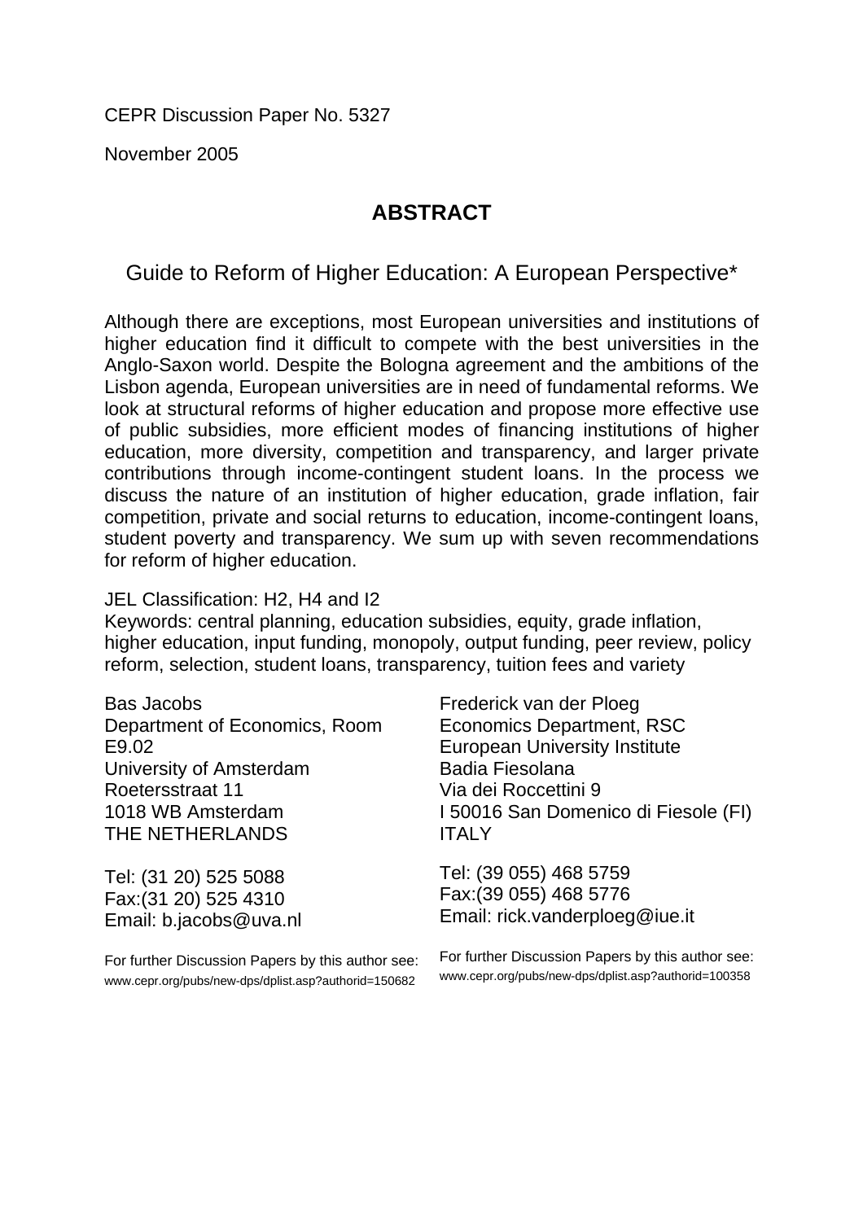CEPR Discussion Paper No. 5327

November 2005

# ABSTRACT

## Guide to Reform of Higher Education: A European Perspective*

Although there are exceptions, most European universities and institutions of higher education find it difficult to compete with the best universities in the Anglo-Saxon world. Despite the Bologna agreement and the ambitions of the Lisbon agenda, European universities are in need of fundamental reforms. We look at structural reforms of higher education and propose more effective use of public subsidies, more efficient modes of financing institutions of higher education, more diversity, competition and transparency, and larger private contributions through income-contingent student loans. In the process we discuss the nature of an institution of higher education, grade inflation, fair competition, private and social returns to education, income-contingent loans, student poverty and transparency. We sum up with seven recommendations for reform of higher education.

JEL Classification: H2, H4 and I2
Keywords: central planning, education subsidies, equity, grade inflation, higher education, input funding, monopoly, output funding, peer review, policy reform, selection, student loans, transparency, tuition fees and variety

Bas Jacobs
Department of Economics, Room E9.02
University of Amsterdam
Roetersstraat 11
1018 WB Amsterdam
THE NETHERLANDS

Tel: (31 20) 525 5088
Fax:(31 20) 525 4310
Email: b.jacobs@uva.nl

For further Discussion Papers by this author see:
www.cepr.org/pubs/new-dps/dplist.asp?authorid=150682

Frederick van der Ploeg
Economics Department, RSC
European University Institute
Badia Fiesolana
Via dei Roccettini 9
I 50016 San Domenico di Fiesole (FI)
ITALY

Tel: (39 055) 468 5759
Fax:(39 055) 468 5776
Email: rick.vanderploeg@iue.it

For further Discussion Papers by this author see:
www.cepr.org/pubs/new-dps/dplist.asp?authorid=100358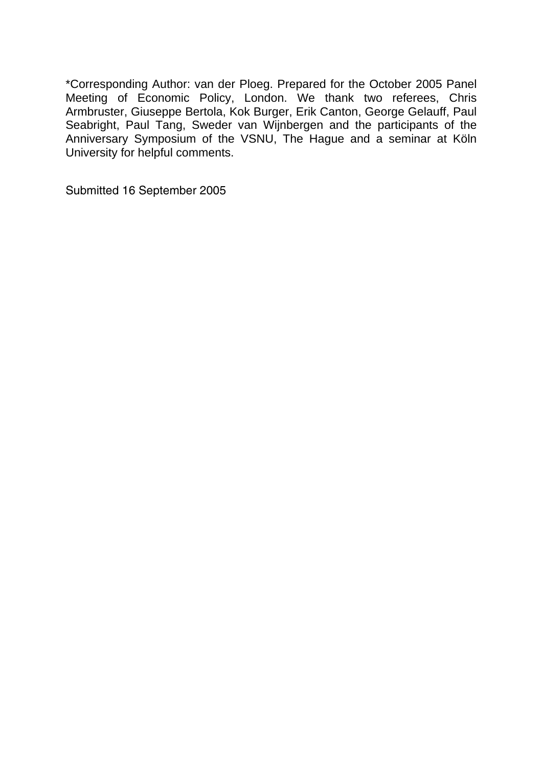*Corresponding Author: van der Ploeg. Prepared for the October 2005 Panel Meeting of Economic Policy, London. We thank two referees, Chris Armbruster, Giuseppe Bertola, Kok Burger, Erik Canton, George Gelauff, Paul Seabright, Paul Tang, Sweder van Wijnbergen and the participants of the Anniversary Symposium of the VSNU, The Hague and a seminar at Köln University for helpful comments.

Submitted 16 September 2005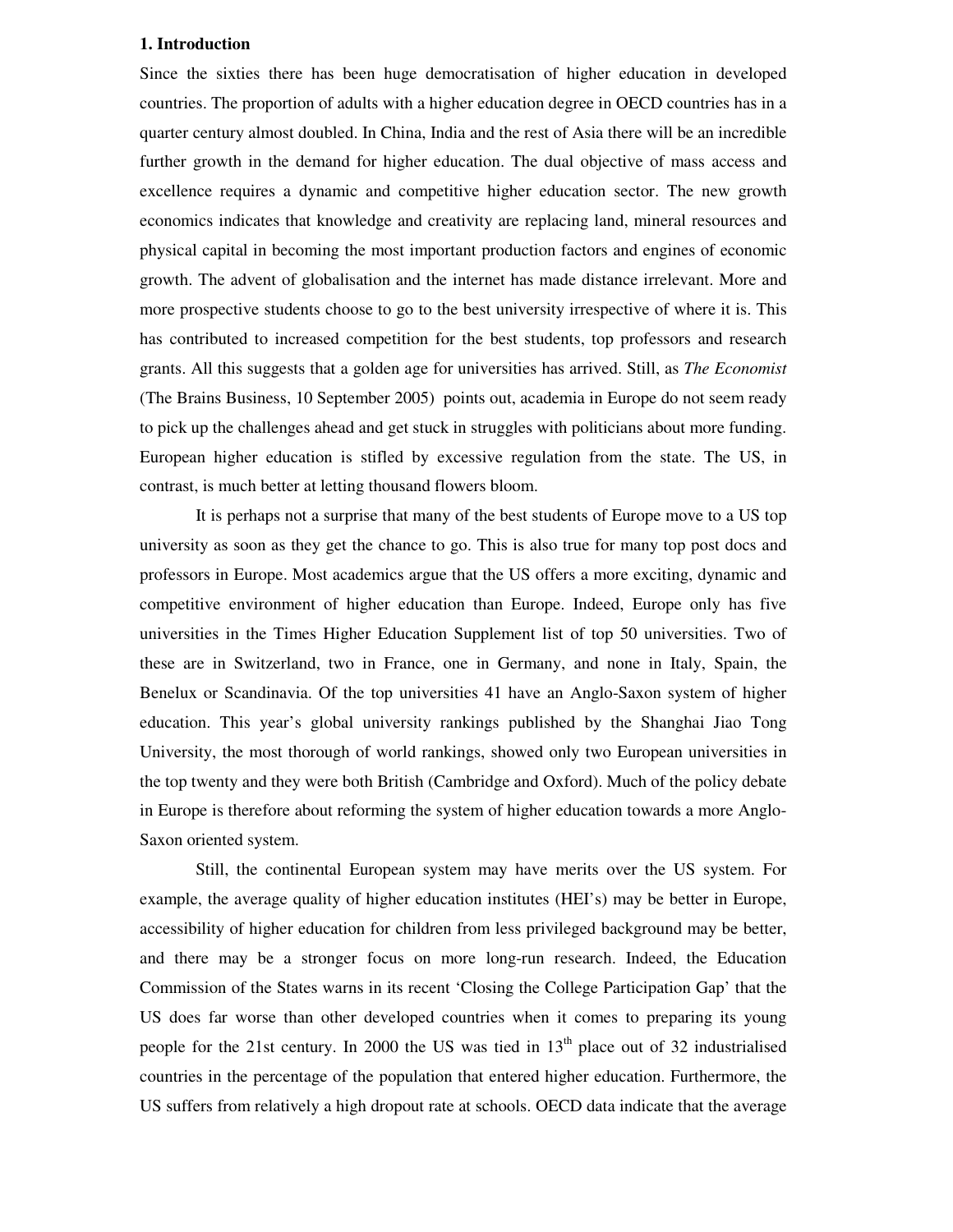## 1. Introduction

Since the sixties there has been huge democratisation of higher education in developed countries. The proportion of adults with a higher education degree in OECD countries has in a quarter century almost doubled. In China, India and the rest of Asia there will be an incredible further growth in the demand for higher education. The dual objective of mass access and excellence requires a dynamic and competitive higher education sector. The new growth economics indicates that knowledge and creativity are replacing land, mineral resources and physical capital in becoming the most important production factors and engines of economic growth. The advent of globalisation and the internet has made distance irrelevant. More and more prospective students choose to go to the best university irrespective of where it is. This has contributed to increased competition for the best students, top professors and research grants. All this suggests that a golden age for universities has arrived. Still, as *The Economist* (The Brains Business, 10 September 2005) points out, academia in Europe do not seem ready to pick up the challenges ahead and get stuck in struggles with politicians about more funding. European higher education is stifled by excessive regulation from the state. The US, in contrast, is much better at letting thousand flowers bloom.

It is perhaps not a surprise that many of the best students of Europe move to a US top university as soon as they get the chance to go. This is also true for many top post docs and professors in Europe. Most academics argue that the US offers a more exciting, dynamic and competitive environment of higher education than Europe. Indeed, Europe only has five universities in the Times Higher Education Supplement list of top 50 universities. Two of these are in Switzerland, two in France, one in Germany, and none in Italy, Spain, the Benelux or Scandinavia. Of the top universities 41 have an Anglo-Saxon system of higher education. This year's global university rankings published by the Shanghai Jiao Tong University, the most thorough of world rankings, showed only two European universities in the top twenty and they were both British (Cambridge and Oxford). Much of the policy debate in Europe is therefore about reforming the system of higher education towards a more Anglo-Saxon oriented system.

Still, the continental European system may have merits over the US system. For example, the average quality of higher education institutes (HEI's) may be better in Europe, accessibility of higher education for children from less privileged background may be better, and there may be a stronger focus on more long-run research. Indeed, the Education Commission of the States warns in its recent 'Closing the College Participation Gap' that the US does far worse than other developed countries when it comes to preparing its young people for the 21st century. In 2000 the US was tied in 13th place out of 32 industrialised countries in the percentage of the population that entered higher education. Furthermore, the US suffers from relatively a high dropout rate at schools. OECD data indicate that the average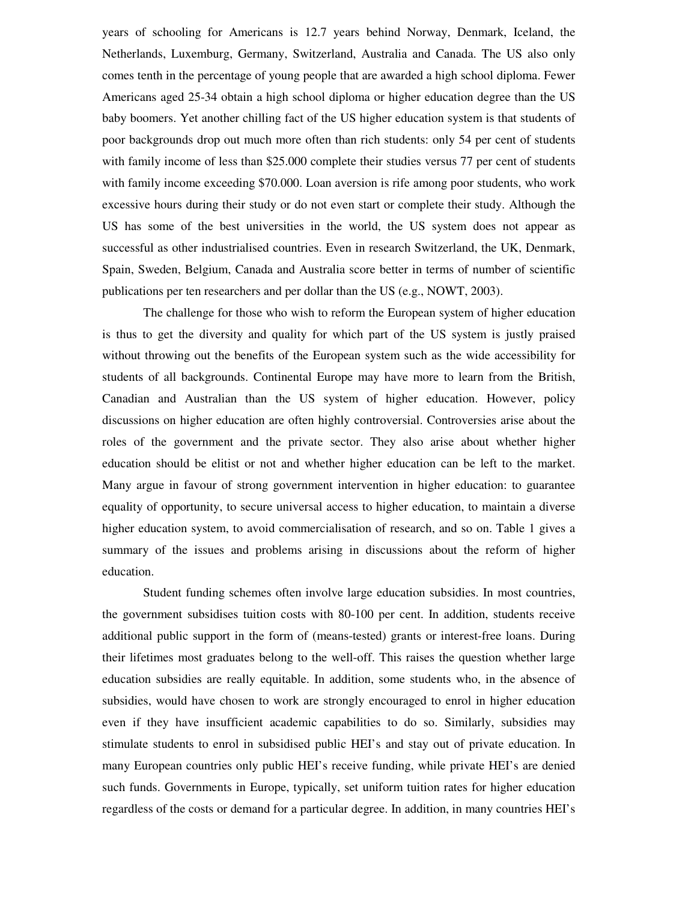years of schooling for Americans is 12.7 years behind Norway, Denmark, Iceland, the Netherlands, Luxemburg, Germany, Switzerland, Australia and Canada. The US also only comes tenth in the percentage of young people that are awarded a high school diploma. Fewer Americans aged 25-34 obtain a high school diploma or higher education degree than the US baby boomers. Yet another chilling fact of the US higher education system is that students of poor backgrounds drop out much more often than rich students: only 54 per cent of students with family income of less than $25.000 complete their studies versus 77 per cent of students with family income exceeding $70.000. Loan aversion is rife among poor students, who work excessive hours during their study or do not even start or complete their study. Although the US has some of the best universities in the world, the US system does not appear as successful as other industrialised countries. Even in research Switzerland, the UK, Denmark, Spain, Sweden, Belgium, Canada and Australia score better in terms of number of scientific publications per ten researchers and per dollar than the US (e.g., NOWT, 2003).

The challenge for those who wish to reform the European system of higher education is thus to get the diversity and quality for which part of the US system is justly praised without throwing out the benefits of the European system such as the wide accessibility for students of all backgrounds. Continental Europe may have more to learn from the British, Canadian and Australian than the US system of higher education. However, policy discussions on higher education are often highly controversial. Controversies arise about the roles of the government and the private sector. They also arise about whether higher education should be elitist or not and whether higher education can be left to the market. Many argue in favour of strong government intervention in higher education: to guarantee equality of opportunity, to secure universal access to higher education, to maintain a diverse higher education system, to avoid commercialisation of research, and so on. Table 1 gives a summary of the issues and problems arising in discussions about the reform of higher education.

Student funding schemes often involve large education subsidies. In most countries, the government subsidises tuition costs with 80-100 per cent. In addition, students receive additional public support in the form of (means-tested) grants or interest-free loans. During their lifetimes most graduates belong to the well-off. This raises the question whether large education subsidies are really equitable. In addition, some students who, in the absence of subsidies, would have chosen to work are strongly encouraged to enrol in higher education even if they have insufficient academic capabilities to do so. Similarly, subsidies may stimulate students to enrol in subsidised public HEI's and stay out of private education. In many European countries only public HEI's receive funding, while private HEI's are denied such funds. Governments in Europe, typically, set uniform tuition rates for higher education regardless of the costs or demand for a particular degree. In addition, in many countries HEI's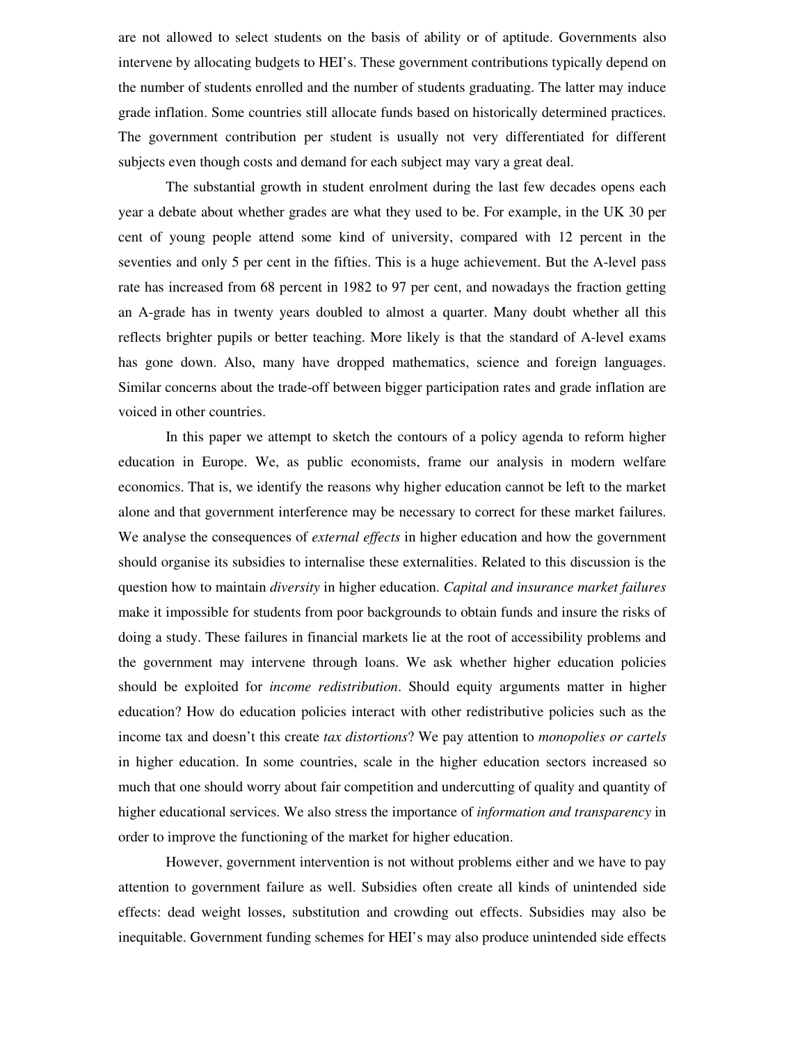are not allowed to select students on the basis of ability or of aptitude. Governments also intervene by allocating budgets to HEI's. These government contributions typically depend on the number of students enrolled and the number of students graduating. The latter may induce grade inflation. Some countries still allocate funds based on historically determined practices. The government contribution per student is usually not very differentiated for different subjects even though costs and demand for each subject may vary a great deal.

The substantial growth in student enrolment during the last few decades opens each year a debate about whether grades are what they used to be. For example, in the UK 30 per cent of young people attend some kind of university, compared with 12 percent in the seventies and only 5 per cent in the fifties. This is a huge achievement. But the A-level pass rate has increased from 68 percent in 1982 to 97 per cent, and nowadays the fraction getting an A-grade has in twenty years doubled to almost a quarter. Many doubt whether all this reflects brighter pupils or better teaching. More likely is that the standard of A-level exams has gone down. Also, many have dropped mathematics, science and foreign languages. Similar concerns about the trade-off between bigger participation rates and grade inflation are voiced in other countries.

In this paper we attempt to sketch the contours of a policy agenda to reform higher education in Europe. We, as public economists, frame our analysis in modern welfare economics. That is, we identify the reasons why higher education cannot be left to the market alone and that government interference may be necessary to correct for these market failures. We analyse the consequences of *external effects* in higher education and how the government should organise its subsidies to internalise these externalities. Related to this discussion is the question how to maintain *diversity* in higher education. *Capital and insurance market failures* make it impossible for students from poor backgrounds to obtain funds and insure the risks of doing a study. These failures in financial markets lie at the root of accessibility problems and the government may intervene through loans. We ask whether higher education policies should be exploited for *income redistribution*. Should equity arguments matter in higher education? How do education policies interact with other redistributive policies such as the income tax and doesn't this create *tax distortions*? We pay attention to *monopolies or cartels* in higher education. In some countries, scale in the higher education sectors increased so much that one should worry about fair competition and undercutting of quality and quantity of higher educational services. We also stress the importance of *information and transparency* in order to improve the functioning of the market for higher education.

However, government intervention is not without problems either and we have to pay attention to government failure as well. Subsidies often create all kinds of unintended side effects: dead weight losses, substitution and crowding out effects. Subsidies may also be inequitable. Government funding schemes for HEI's may also produce unintended side effects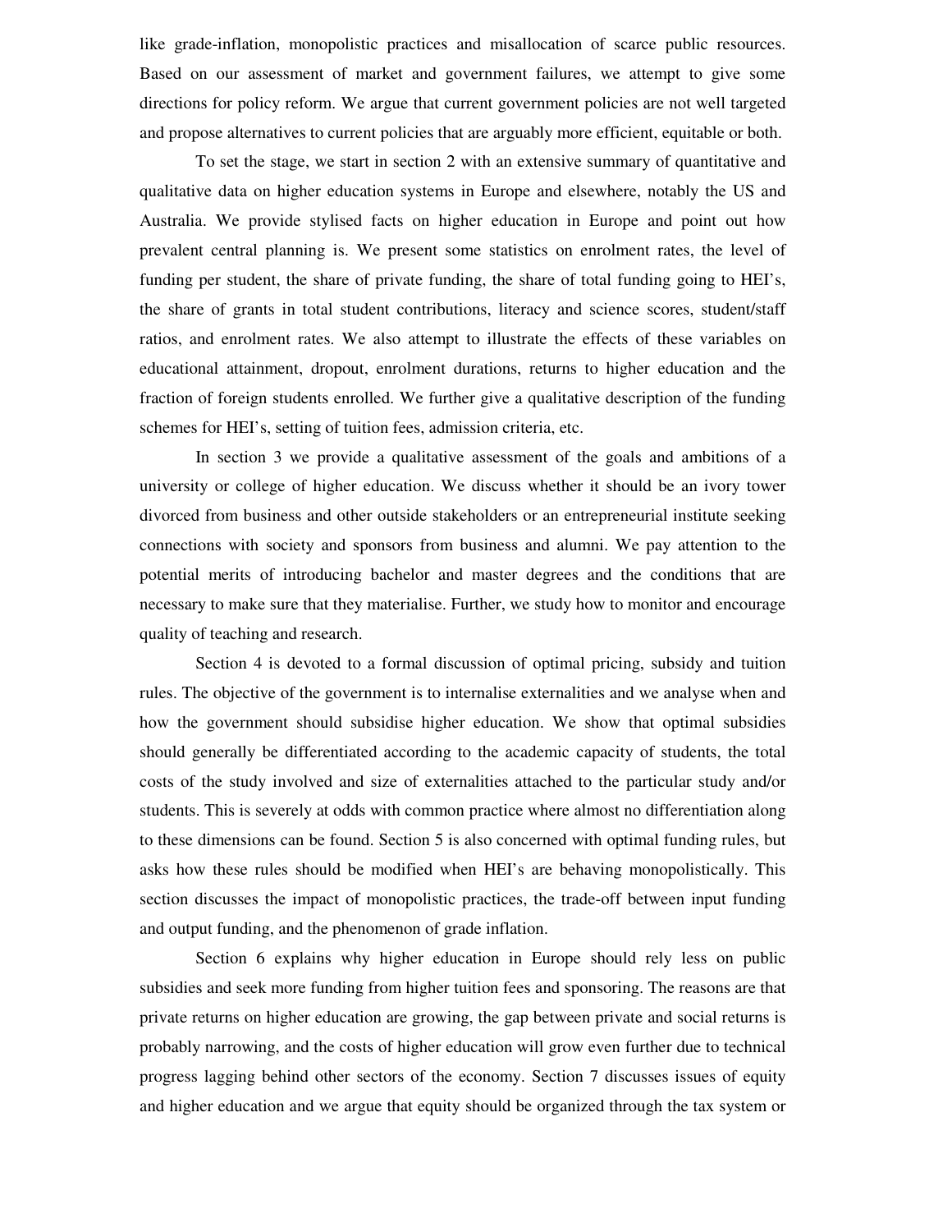like grade-inflation, monopolistic practices and misallocation of scarce public resources. Based on our assessment of market and government failures, we attempt to give some directions for policy reform. We argue that current government policies are not well targeted and propose alternatives to current policies that are arguably more efficient, equitable or both.

To set the stage, we start in section 2 with an extensive summary of quantitative and qualitative data on higher education systems in Europe and elsewhere, notably the US and Australia. We provide stylised facts on higher education in Europe and point out how prevalent central planning is. We present some statistics on enrolment rates, the level of funding per student, the share of private funding, the share of total funding going to HEI's, the share of grants in total student contributions, literacy and science scores, student/staff ratios, and enrolment rates. We also attempt to illustrate the effects of these variables on educational attainment, dropout, enrolment durations, returns to higher education and the fraction of foreign students enrolled. We further give a qualitative description of the funding schemes for HEI's, setting of tuition fees, admission criteria, etc.

In section 3 we provide a qualitative assessment of the goals and ambitions of a university or college of higher education. We discuss whether it should be an ivory tower divorced from business and other outside stakeholders or an entrepreneurial institute seeking connections with society and sponsors from business and alumni. We pay attention to the potential merits of introducing bachelor and master degrees and the conditions that are necessary to make sure that they materialise. Further, we study how to monitor and encourage quality of teaching and research.

Section 4 is devoted to a formal discussion of optimal pricing, subsidy and tuition rules. The objective of the government is to internalise externalities and we analyse when and how the government should subsidise higher education. We show that optimal subsidies should generally be differentiated according to the academic capacity of students, the total costs of the study involved and size of externalities attached to the particular study and/or students. This is severely at odds with common practice where almost no differentiation along to these dimensions can be found. Section 5 is also concerned with optimal funding rules, but asks how these rules should be modified when HEI's are behaving monopolistically. This section discusses the impact of monopolistic practices, the trade-off between input funding and output funding, and the phenomenon of grade inflation.

Section 6 explains why higher education in Europe should rely less on public subsidies and seek more funding from higher tuition fees and sponsoring. The reasons are that private returns on higher education are growing, the gap between private and social returns is probably narrowing, and the costs of higher education will grow even further due to technical progress lagging behind other sectors of the economy. Section 7 discusses issues of equity and higher education and we argue that equity should be organized through the tax system or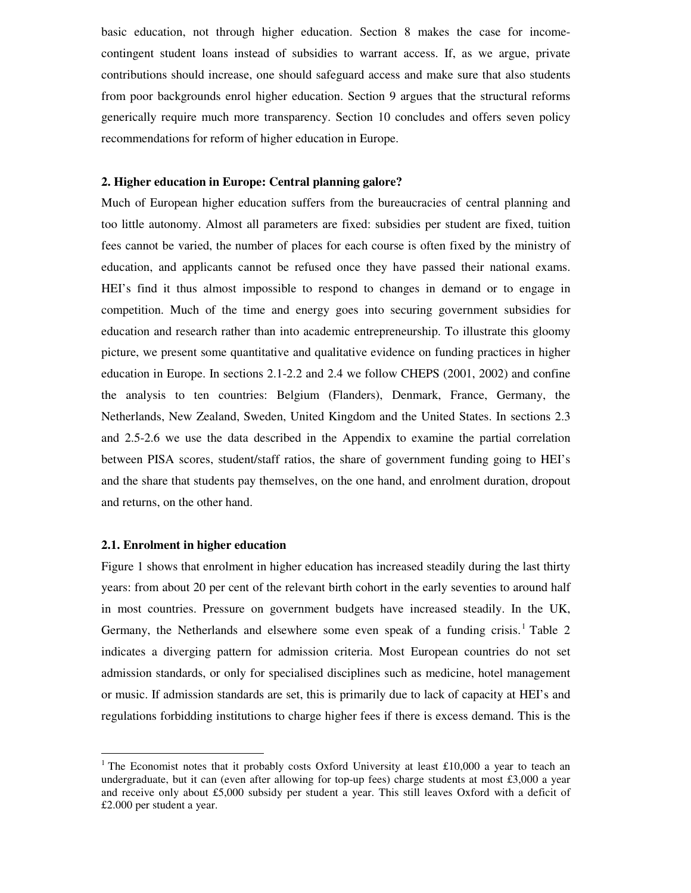basic education, not through higher education. Section 8 makes the case for income-contingent student loans instead of subsidies to warrant access. If, as we argue, private contributions should increase, one should safeguard access and make sure that also students from poor backgrounds enrol higher education. Section 9 argues that the structural reforms generically require much more transparency. Section 10 concludes and offers seven policy recommendations for reform of higher education in Europe.

## 2. Higher education in Europe: Central planning galore?

Much of European higher education suffers from the bureaucracies of central planning and too little autonomy. Almost all parameters are fixed: subsidies per student are fixed, tuition fees cannot be varied, the number of places for each course is often fixed by the ministry of education, and applicants cannot be refused once they have passed their national exams. HEI's find it thus almost impossible to respond to changes in demand or to engage in competition. Much of the time and energy goes into securing government subsidies for education and research rather than into academic entrepreneurship. To illustrate this gloomy picture, we present some quantitative and qualitative evidence on funding practices in higher education in Europe. In sections 2.1-2.2 and 2.4 we follow CHEPS (2001, 2002) and confine the analysis to ten countries: Belgium (Flanders), Denmark, France, Germany, the Netherlands, New Zealand, Sweden, United Kingdom and the United States. In sections 2.3 and 2.5-2.6 we use the data described in the Appendix to examine the partial correlation between PISA scores, student/staff ratios, the share of government funding going to HEI's and the share that students pay themselves, on the one hand, and enrolment duration, dropout and returns, on the other hand.

### 2.1. Enrolment in higher education

Figure 1 shows that enrolment in higher education has increased steadily during the last thirty years: from about 20 per cent of the relevant birth cohort in the early seventies to around half in most countries. Pressure on government budgets have increased steadily. In the UK, Germany, the Netherlands and elsewhere some even speak of a funding crisis.[1] Table 2 indicates a diverging pattern for admission criteria. Most European countries do not set admission standards, or only for specialised disciplines such as medicine, hotel management or music. If admission standards are set, this is primarily due to lack of capacity at HEI's and regulations forbidding institutions to charge higher fees if there is excess demand. This is the

[1] The Economist notes that it probably costs Oxford University at least £10,000 a year to teach an undergraduate, but it can (even after allowing for top-up fees) charge students at most £3,000 a year and receive only about £5,000 subsidy per student a year. This still leaves Oxford with a deficit of £2.000 per student a year.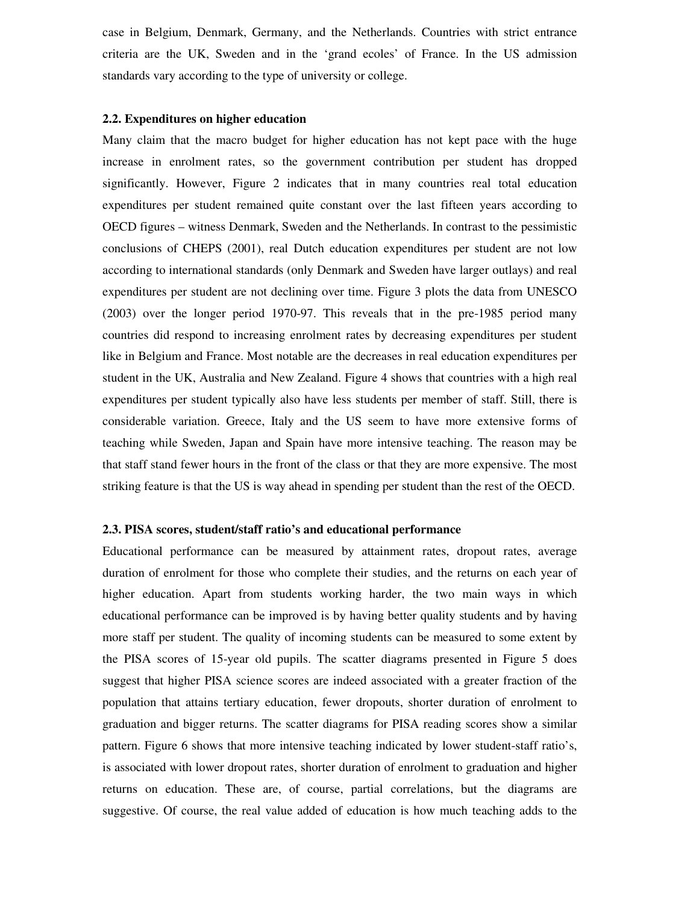case in Belgium, Denmark, Germany, and the Netherlands. Countries with strict entrance criteria are the UK, Sweden and in the 'grand ecoles' of France. In the US admission standards vary according to the type of university or college.

### 2.2. Expenditures on higher education

Many claim that the macro budget for higher education has not kept pace with the huge increase in enrolment rates, so the government contribution per student has dropped significantly. However, Figure 2 indicates that in many countries real total education expenditures per student remained quite constant over the last fifteen years according to OECD figures – witness Denmark, Sweden and the Netherlands. In contrast to the pessimistic conclusions of CHEPS (2001), real Dutch education expenditures per student are not low according to international standards (only Denmark and Sweden have larger outlays) and real expenditures per student are not declining over time. Figure 3 plots the data from UNESCO (2003) over the longer period 1970-97. This reveals that in the pre-1985 period many countries did respond to increasing enrolment rates by decreasing expenditures per student like in Belgium and France. Most notable are the decreases in real education expenditures per student in the UK, Australia and New Zealand. Figure 4 shows that countries with a high real expenditures per student typically also have less students per member of staff. Still, there is considerable variation. Greece, Italy and the US seem to have more extensive forms of teaching while Sweden, Japan and Spain have more intensive teaching. The reason may be that staff stand fewer hours in the front of the class or that they are more expensive. The most striking feature is that the US is way ahead in spending per student than the rest of the OECD.

### 2.3. PISA scores, student/staff ratio's and educational performance

Educational performance can be measured by attainment rates, dropout rates, average duration of enrolment for those who complete their studies, and the returns on each year of higher education. Apart from students working harder, the two main ways in which educational performance can be improved is by having better quality students and by having more staff per student. The quality of incoming students can be measured to some extent by the PISA scores of 15-year old pupils. The scatter diagrams presented in Figure 5 does suggest that higher PISA science scores are indeed associated with a greater fraction of the population that attains tertiary education, fewer dropouts, shorter duration of enrolment to graduation and bigger returns. The scatter diagrams for PISA reading scores show a similar pattern. Figure 6 shows that more intensive teaching indicated by lower student-staff ratio's, is associated with lower dropout rates, shorter duration of enrolment to graduation and higher returns on education. These are, of course, partial correlations, but the diagrams are suggestive. Of course, the real value added of education is how much teaching adds to the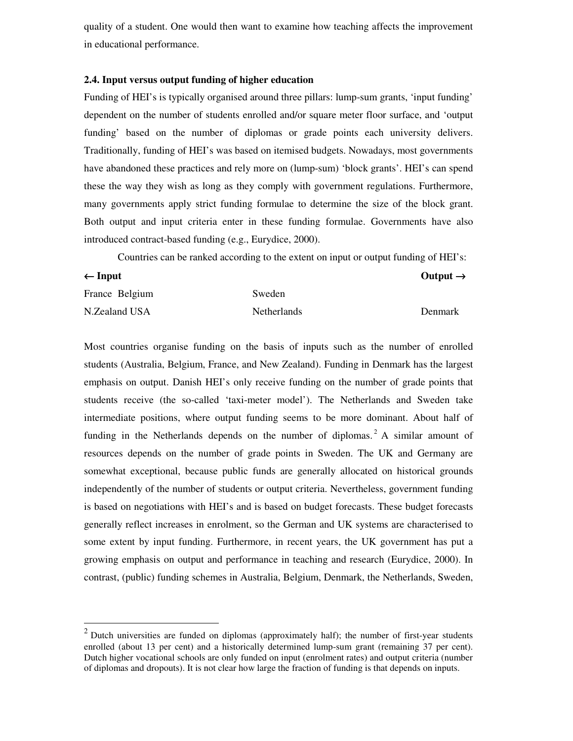quality of a student. One would then want to examine how teaching affects the improvement in educational performance.

### 2.4. Input versus output funding of higher education

Funding of HEI's is typically organised around three pillars: lump-sum grants, 'input funding' dependent on the number of students enrolled and/or square meter floor surface, and 'output funding' based on the number of diplomas or grade points each university delivers. Traditionally, funding of HEI's was based on itemised budgets. Nowadays, most governments have abandoned these practices and rely more on (lump-sum) 'block grants'. HEI's can spend these the way they wish as long as they comply with government regulations. Furthermore, many governments apply strict funding formulae to determine the size of the block grant. Both output and input criteria enter in these funding formulae. Governments have also introduced contract-based funding (e.g., Eurydice, 2000).

Countries can be ranked according to the extent on input or output funding of HEI's:

| **← Input** | | **Output →** |
|---|---|---|
| France Belgium | Sweden | |
| N.Zealand USA | Netherlands | Denmark |

Most countries organise funding on the basis of inputs such as the number of enrolled students (Australia, Belgium, France, and New Zealand). Funding in Denmark has the largest emphasis on output. Danish HEI's only receive funding on the number of grade points that students receive (the so-called 'taxi-meter model'). The Netherlands and Sweden take intermediate positions, where output funding seems to be more dominant. About half of funding in the Netherlands depends on the number of diplomas.[2] A similar amount of resources depends on the number of grade points in Sweden. The UK and Germany are somewhat exceptional, because public funds are generally allocated on historical grounds independently of the number of students or output criteria. Nevertheless, government funding is based on negotiations with HEI's and is based on budget forecasts. These budget forecasts generally reflect increases in enrolment, so the German and UK systems are characterised to some extent by input funding. Furthermore, in recent years, the UK government has put a growing emphasis on output and performance in teaching and research (Eurydice, 2000). In contrast, (public) funding schemes in Australia, Belgium, Denmark, the Netherlands, Sweden,

---

[2] Dutch universities are funded on diplomas (approximately half); the number of first-year students enrolled (about 13 per cent) and a historically determined lump-sum grant (remaining 37 per cent). Dutch higher vocational schools are only funded on input (enrolment rates) and output criteria (number of diplomas and dropouts). It is not clear how large the fraction of funding is that depends on inputs.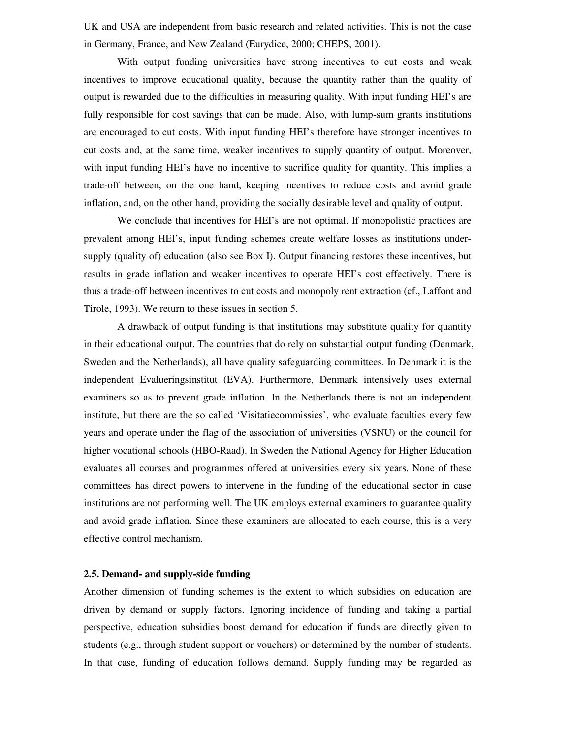UK and USA are independent from basic research and related activities. This is not the case in Germany, France, and New Zealand (Eurydice, 2000; CHEPS, 2001).

With output funding universities have strong incentives to cut costs and weak incentives to improve educational quality, because the quantity rather than the quality of output is rewarded due to the difficulties in measuring quality. With input funding HEI's are fully responsible for cost savings that can be made. Also, with lump-sum grants institutions are encouraged to cut costs. With input funding HEI's therefore have stronger incentives to cut costs and, at the same time, weaker incentives to supply quantity of output. Moreover, with input funding HEI's have no incentive to sacrifice quality for quantity. This implies a trade-off between, on the one hand, keeping incentives to reduce costs and avoid grade inflation, and, on the other hand, providing the socially desirable level and quality of output.

We conclude that incentives for HEI's are not optimal. If monopolistic practices are prevalent among HEI's, input funding schemes create welfare losses as institutions under-supply (quality of) education (also see Box I). Output financing restores these incentives, but results in grade inflation and weaker incentives to operate HEI's cost effectively. There is thus a trade-off between incentives to cut costs and monopoly rent extraction (cf., Laffont and Tirole, 1993). We return to these issues in section 5.

A drawback of output funding is that institutions may substitute quality for quantity in their educational output. The countries that do rely on substantial output funding (Denmark, Sweden and the Netherlands), all have quality safeguarding committees. In Denmark it is the independent Evalueringsinstitut (EVA). Furthermore, Denmark intensively uses external examiners so as to prevent grade inflation. In the Netherlands there is not an independent institute, but there are the so called 'Visitatiecommissies', who evaluate faculties every few years and operate under the flag of the association of universities (VSNU) or the council for higher vocational schools (HBO-Raad). In Sweden the National Agency for Higher Education evaluates all courses and programmes offered at universities every six years. None of these committees has direct powers to intervene in the funding of the educational sector in case institutions are not performing well. The UK employs external examiners to guarantee quality and avoid grade inflation. Since these examiners are allocated to each course, this is a very effective control mechanism.

**2.5. Demand- and supply-side funding**

Another dimension of funding schemes is the extent to which subsidies on education are driven by demand or supply factors. Ignoring incidence of funding and taking a partial perspective, education subsidies boost demand for education if funds are directly given to students (e.g., through student support or vouchers) or determined by the number of students. In that case, funding of education follows demand. Supply funding may be regarded as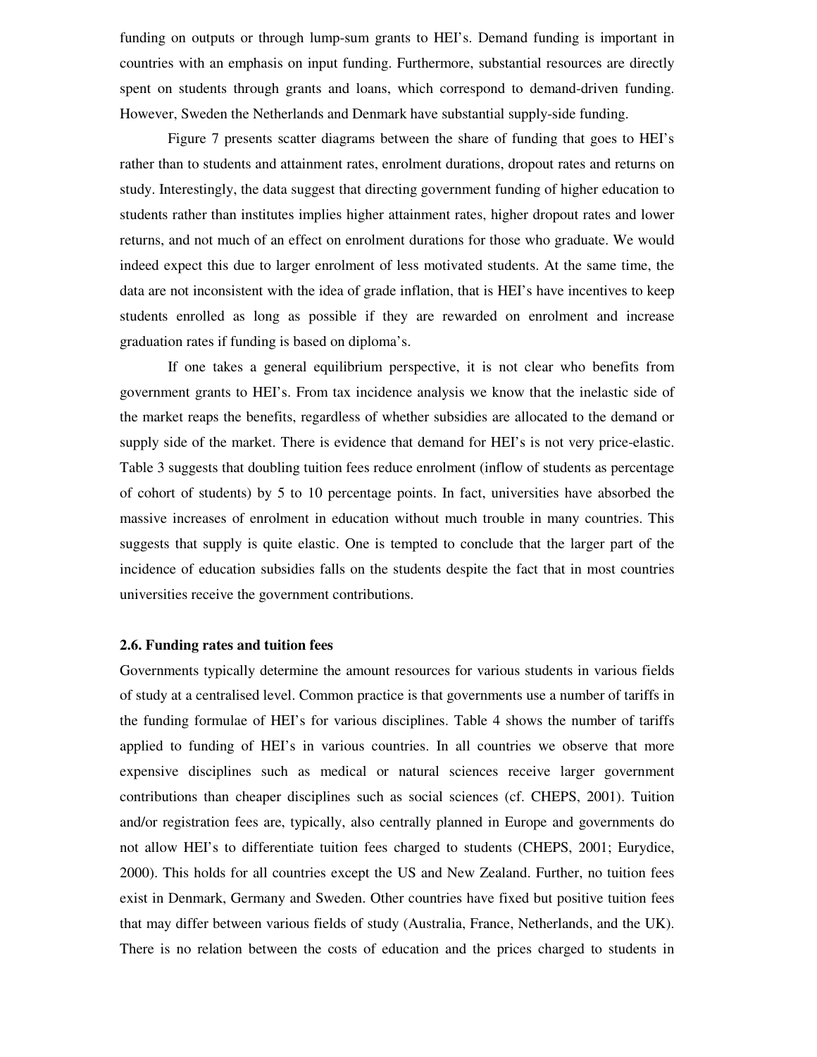funding on outputs or through lump-sum grants to HEI's. Demand funding is important in countries with an emphasis on input funding. Furthermore, substantial resources are directly spent on students through grants and loans, which correspond to demand-driven funding. However, Sweden the Netherlands and Denmark have substantial supply-side funding.

Figure 7 presents scatter diagrams between the share of funding that goes to HEI's rather than to students and attainment rates, enrolment durations, dropout rates and returns on study. Interestingly, the data suggest that directing government funding of higher education to students rather than institutes implies higher attainment rates, higher dropout rates and lower returns, and not much of an effect on enrolment durations for those who graduate. We would indeed expect this due to larger enrolment of less motivated students. At the same time, the data are not inconsistent with the idea of grade inflation, that is HEI's have incentives to keep students enrolled as long as possible if they are rewarded on enrolment and increase graduation rates if funding is based on diploma's.

If one takes a general equilibrium perspective, it is not clear who benefits from government grants to HEI's. From tax incidence analysis we know that the inelastic side of the market reaps the benefits, regardless of whether subsidies are allocated to the demand or supply side of the market. There is evidence that demand for HEI's is not very price-elastic. Table 3 suggests that doubling tuition fees reduce enrolment (inflow of students as percentage of cohort of students) by 5 to 10 percentage points. In fact, universities have absorbed the massive increases of enrolment in education without much trouble in many countries. This suggests that supply is quite elastic. One is tempted to conclude that the larger part of the incidence of education subsidies falls on the students despite the fact that in most countries universities receive the government contributions.

### 2.6. Funding rates and tuition fees

Governments typically determine the amount resources for various students in various fields of study at a centralised level. Common practice is that governments use a number of tariffs in the funding formulae of HEI's for various disciplines. Table 4 shows the number of tariffs applied to funding of HEI's in various countries. In all countries we observe that more expensive disciplines such as medical or natural sciences receive larger government contributions than cheaper disciplines such as social sciences (cf. CHEPS, 2001). Tuition and/or registration fees are, typically, also centrally planned in Europe and governments do not allow HEI's to differentiate tuition fees charged to students (CHEPS, 2001; Eurydice, 2000). This holds for all countries except the US and New Zealand. Further, no tuition fees exist in Denmark, Germany and Sweden. Other countries have fixed but positive tuition fees that may differ between various fields of study (Australia, France, Netherlands, and the UK). There is no relation between the costs of education and the prices charged to students in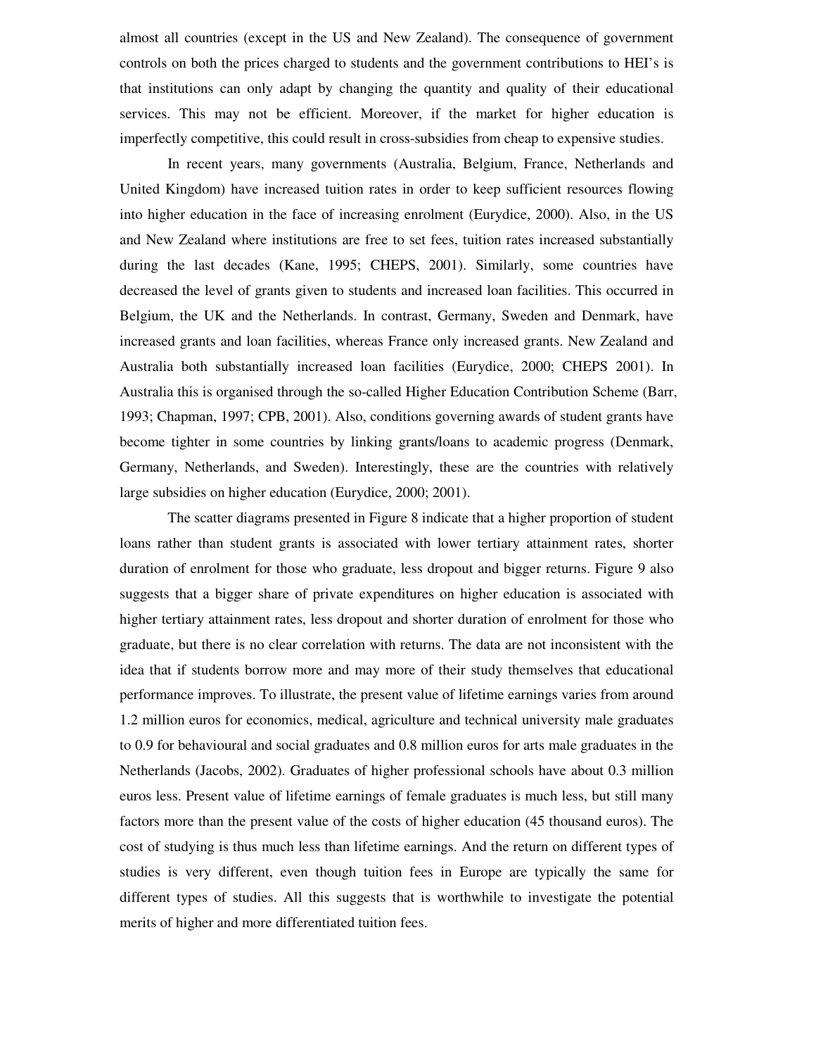almost all countries (except in the US and New Zealand). The consequence of government controls on both the prices charged to students and the government contributions to HEI's is that institutions can only adapt by changing the quantity and quality of their educational services. This may not be efficient. Moreover, if the market for higher education is imperfectly competitive, this could result in cross-subsidies from cheap to expensive studies.

In recent years, many governments (Australia, Belgium, France, Netherlands and United Kingdom) have increased tuition rates in order to keep sufficient resources flowing into higher education in the face of increasing enrolment (Eurydice, 2000). Also, in the US and New Zealand where institutions are free to set fees, tuition rates increased substantially during the last decades (Kane, 1995; CHEPS, 2001). Similarly, some countries have decreased the level of grants given to students and increased loan facilities. This occurred in Belgium, the UK and the Netherlands. In contrast, Germany, Sweden and Denmark, have increased grants and loan facilities, whereas France only increased grants. New Zealand and Australia both substantially increased loan facilities (Eurydice, 2000; CHEPS 2001). In Australia this is organised through the so-called Higher Education Contribution Scheme (Barr, 1993; Chapman, 1997; CPB, 2001). Also, conditions governing awards of student grants have become tighter in some countries by linking grants/loans to academic progress (Denmark, Germany, Netherlands, and Sweden). Interestingly, these are the countries with relatively large subsidies on higher education (Eurydice, 2000; 2001).

The scatter diagrams presented in Figure 8 indicate that a higher proportion of student loans rather than student grants is associated with lower tertiary attainment rates, shorter duration of enrolment for those who graduate, less dropout and bigger returns. Figure 9 also suggests that a bigger share of private expenditures on higher education is associated with higher tertiary attainment rates, less dropout and shorter duration of enrolment for those who graduate, but there is no clear correlation with returns. The data are not inconsistent with the idea that if students borrow more and may more of their study themselves that educational performance improves. To illustrate, the present value of lifetime earnings varies from around 1.2 million euros for economics, medical, agriculture and technical university male graduates to 0.9 for behavioural and social graduates and 0.8 million euros for arts male graduates in the Netherlands (Jacobs, 2002). Graduates of higher professional schools have about 0.3 million euros less. Present value of lifetime earnings of female graduates is much less, but still many factors more than the present value of the costs of higher education (45 thousand euros). The cost of studying is thus much less than lifetime earnings. And the return on different types of studies is very different, even though tuition fees in Europe are typically the same for different types of studies. All this suggests that is worthwhile to investigate the potential merits of higher and more differentiated tuition fees.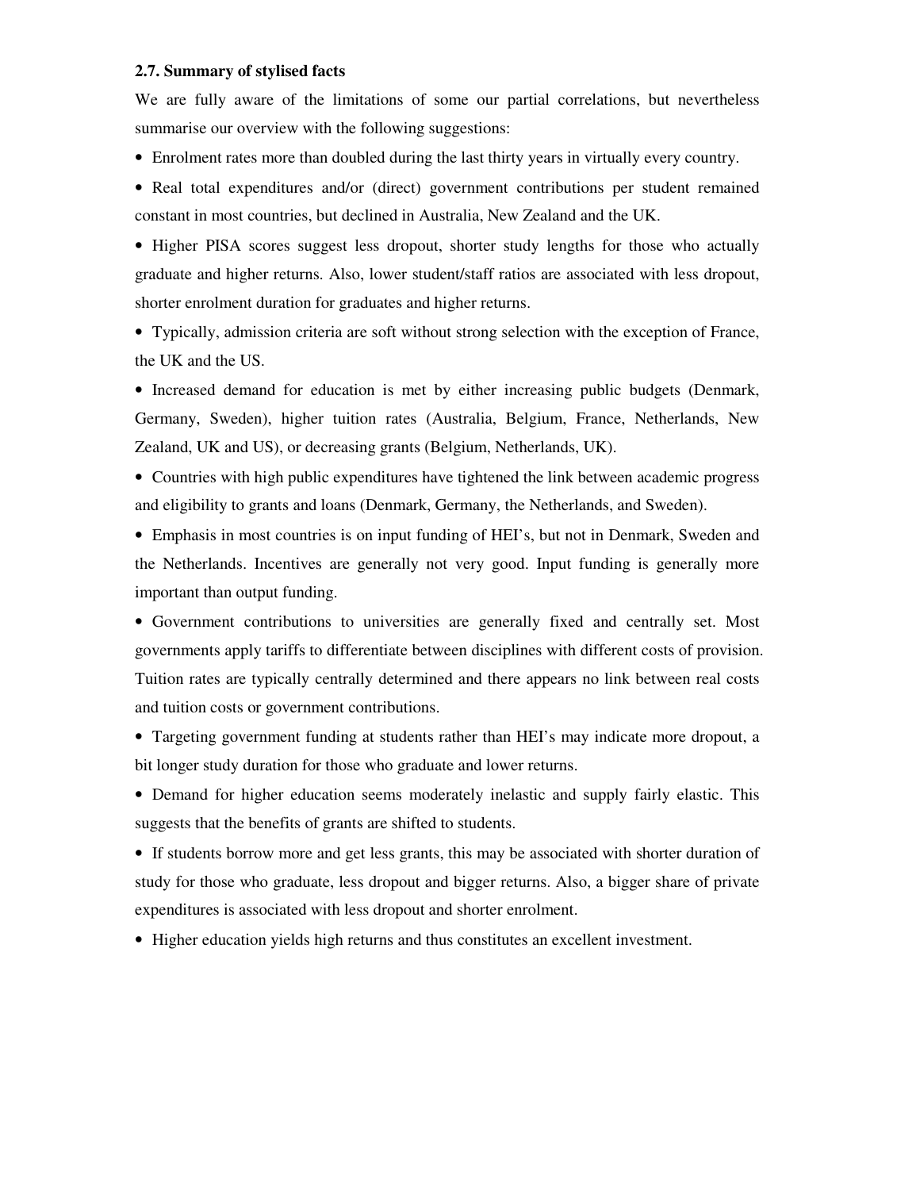### 2.7. Summary of stylised facts

We are fully aware of the limitations of some our partial correlations, but nevertheless summarise our overview with the following suggestions:

- Enrolment rates more than doubled during the last thirty years in virtually every country.
- Real total expenditures and/or (direct) government contributions per student remained constant in most countries, but declined in Australia, New Zealand and the UK.
- Higher PISA scores suggest less dropout, shorter study lengths for those who actually graduate and higher returns. Also, lower student/staff ratios are associated with less dropout, shorter enrolment duration for graduates and higher returns.
- Typically, admission criteria are soft without strong selection with the exception of France, the UK and the US.
- Increased demand for education is met by either increasing public budgets (Denmark, Germany, Sweden), higher tuition rates (Australia, Belgium, France, Netherlands, New Zealand, UK and US), or decreasing grants (Belgium, Netherlands, UK).
- Countries with high public expenditures have tightened the link between academic progress and eligibility to grants and loans (Denmark, Germany, the Netherlands, and Sweden).
- Emphasis in most countries is on input funding of HEI's, but not in Denmark, Sweden and the Netherlands. Incentives are generally not very good. Input funding is generally more important than output funding.
- Government contributions to universities are generally fixed and centrally set. Most governments apply tariffs to differentiate between disciplines with different costs of provision. Tuition rates are typically centrally determined and there appears no link between real costs and tuition costs or government contributions.
- Targeting government funding at students rather than HEI's may indicate more dropout, a bit longer study duration for those who graduate and lower returns.
- Demand for higher education seems moderately inelastic and supply fairly elastic. This suggests that the benefits of grants are shifted to students.
- If students borrow more and get less grants, this may be associated with shorter duration of study for those who graduate, less dropout and bigger returns. Also, a bigger share of private expenditures is associated with less dropout and shorter enrolment.
- Higher education yields high returns and thus constitutes an excellent investment.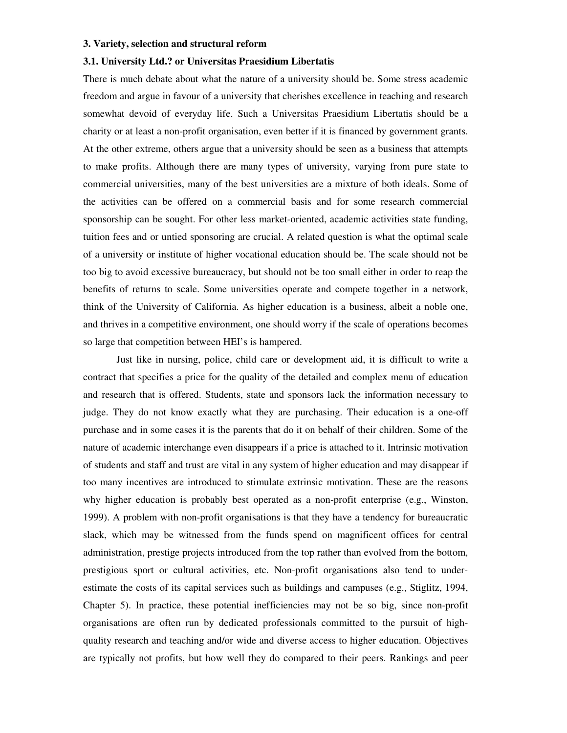### 3. Variety, selection and structural reform

#### 3.1. University Ltd.? or Universitas Praesidium Libertatis

There is much debate about what the nature of a university should be. Some stress academic freedom and argue in favour of a university that cherishes excellence in teaching and research somewhat devoid of everyday life. Such a Universitas Praesidium Libertatis should be a charity or at least a non-profit organisation, even better if it is financed by government grants. At the other extreme, others argue that a university should be seen as a business that attempts to make profits. Although there are many types of university, varying from pure state to commercial universities, many of the best universities are a mixture of both ideals. Some of the activities can be offered on a commercial basis and for some research commercial sponsorship can be sought. For other less market-oriented, academic activities state funding, tuition fees and or untied sponsoring are crucial. A related question is what the optimal scale of a university or institute of higher vocational education should be. The scale should not be too big to avoid excessive bureaucracy, but should not be too small either in order to reap the benefits of returns to scale. Some universities operate and compete together in a network, think of the University of California. As higher education is a business, albeit a noble one, and thrives in a competitive environment, one should worry if the scale of operations becomes so large that competition between HEI's is hampered.

Just like in nursing, police, child care or development aid, it is difficult to write a contract that specifies a price for the quality of the detailed and complex menu of education and research that is offered. Students, state and sponsors lack the information necessary to judge. They do not know exactly what they are purchasing. Their education is a one-off purchase and in some cases it is the parents that do it on behalf of their children. Some of the nature of academic interchange even disappears if a price is attached to it. Intrinsic motivation of students and staff and trust are vital in any system of higher education and may disappear if too many incentives are introduced to stimulate extrinsic motivation. These are the reasons why higher education is probably best operated as a non-profit enterprise (e.g., Winston, 1999). A problem with non-profit organisations is that they have a tendency for bureaucratic slack, which may be witnessed from the funds spend on magnificent offices for central administration, prestige projects introduced from the top rather than evolved from the bottom, prestigious sport or cultural activities, etc. Non-profit organisations also tend to under-estimate the costs of its capital services such as buildings and campuses (e.g., Stiglitz, 1994, Chapter 5). In practice, these potential inefficiencies may not be so big, since non-profit organisations are often run by dedicated professionals committed to the pursuit of high-quality research and teaching and/or wide and diverse access to higher education. Objectives are typically not profits, but how well they do compared to their peers. Rankings and peer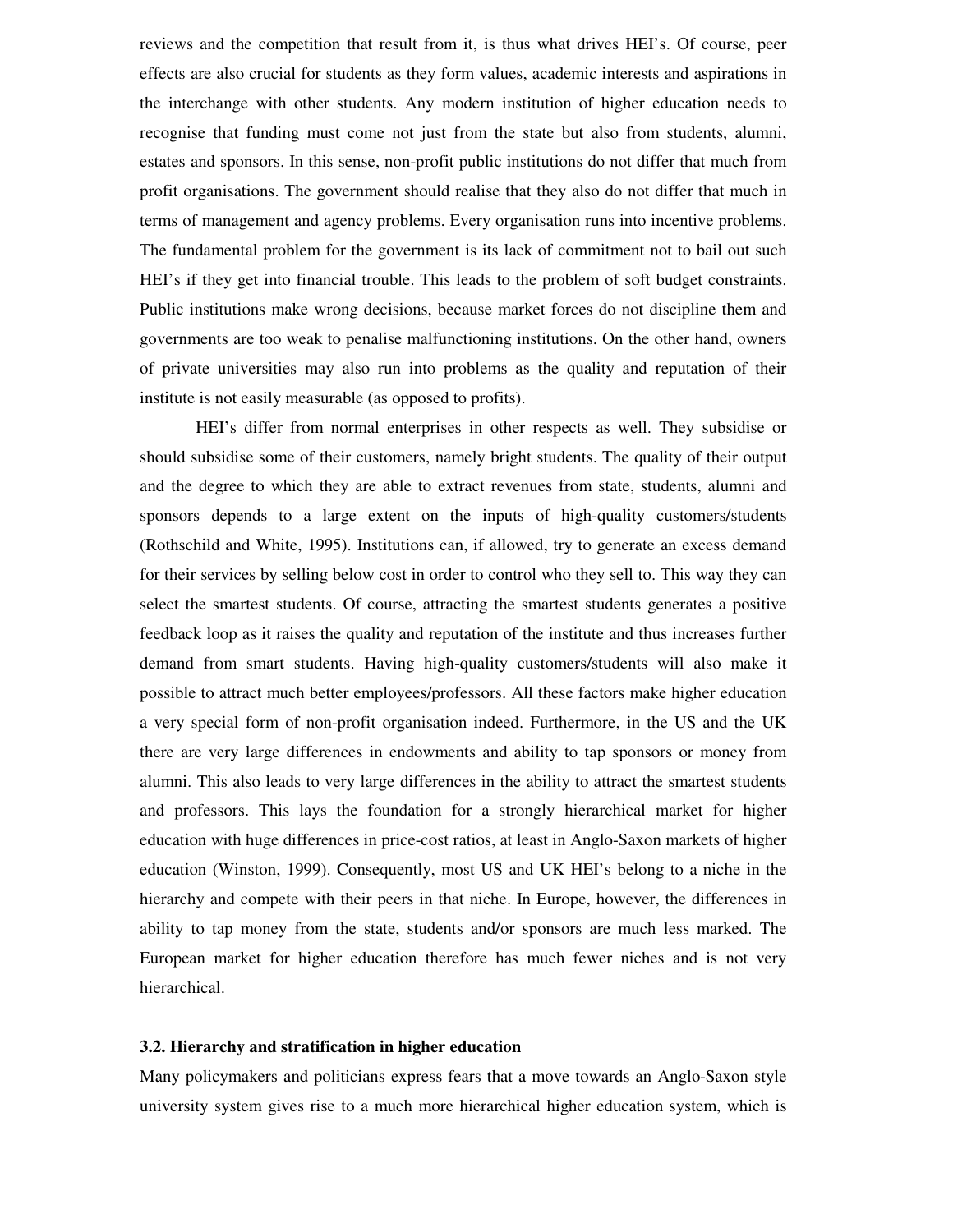reviews and the competition that result from it, is thus what drives HEI's. Of course, peer effects are also crucial for students as they form values, academic interests and aspirations in the interchange with other students. Any modern institution of higher education needs to recognise that funding must come not just from the state but also from students, alumni, estates and sponsors. In this sense, non-profit public institutions do not differ that much from profit organisations. The government should realise that they also do not differ that much in terms of management and agency problems. Every organisation runs into incentive problems. The fundamental problem for the government is its lack of commitment not to bail out such HEI's if they get into financial trouble. This leads to the problem of soft budget constraints. Public institutions make wrong decisions, because market forces do not discipline them and governments are too weak to penalise malfunctioning institutions. On the other hand, owners of private universities may also run into problems as the quality and reputation of their institute is not easily measurable (as opposed to profits).

HEI's differ from normal enterprises in other respects as well. They subsidise or should subsidise some of their customers, namely bright students. The quality of their output and the degree to which they are able to extract revenues from state, students, alumni and sponsors depends to a large extent on the inputs of high-quality customers/students (Rothschild and White, 1995). Institutions can, if allowed, try to generate an excess demand for their services by selling below cost in order to control who they sell to. This way they can select the smartest students. Of course, attracting the smartest students generates a positive feedback loop as it raises the quality and reputation of the institute and thus increases further demand from smart students. Having high-quality customers/students will also make it possible to attract much better employees/professors. All these factors make higher education a very special form of non-profit organisation indeed. Furthermore, in the US and the UK there are very large differences in endowments and ability to tap sponsors or money from alumni. This also leads to very large differences in the ability to attract the smartest students and professors. This lays the foundation for a strongly hierarchical market for higher education with huge differences in price-cost ratios, at least in Anglo-Saxon markets of higher education (Winston, 1999). Consequently, most US and UK HEI's belong to a niche in the hierarchy and compete with their peers in that niche. In Europe, however, the differences in ability to tap money from the state, students and/or sponsors are much less marked. The European market for higher education therefore has much fewer niches and is not very hierarchical.

### 3.2. Hierarchy and stratification in higher education

Many policymakers and politicians express fears that a move towards an Anglo-Saxon style university system gives rise to a much more hierarchical higher education system, which is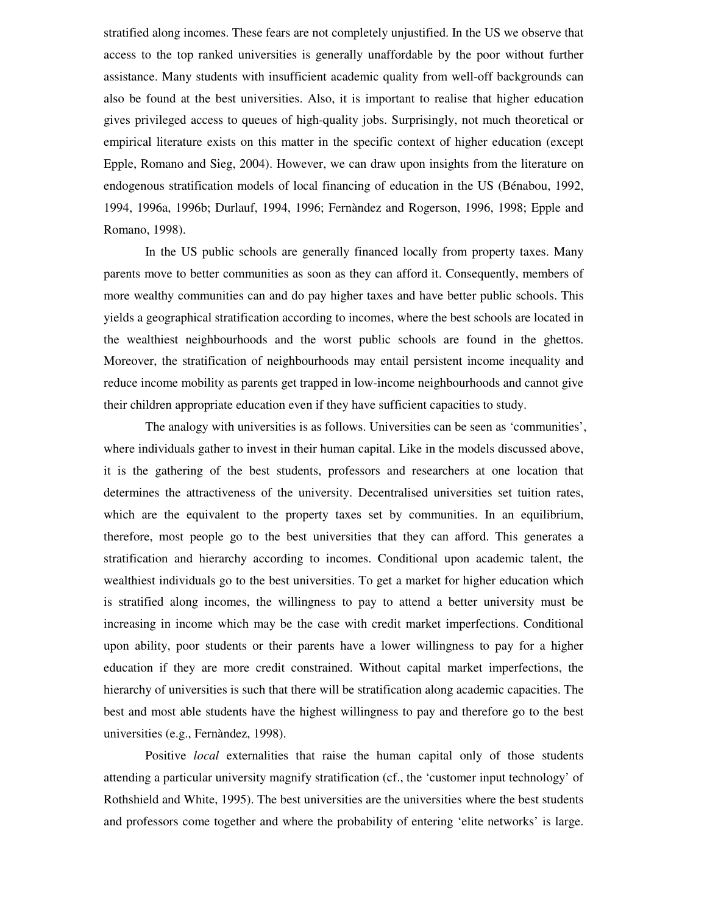stratified along incomes. These fears are not completely unjustified. In the US we observe that access to the top ranked universities is generally unaffordable by the poor without further assistance. Many students with insufficient academic quality from well-off backgrounds can also be found at the best universities. Also, it is important to realise that higher education gives privileged access to queues of high-quality jobs. Surprisingly, not much theoretical or empirical literature exists on this matter in the specific context of higher education (except Epple, Romano and Sieg, 2004). However, we can draw upon insights from the literature on endogenous stratification models of local financing of education in the US (Bénabou, 1992, 1994, 1996a, 1996b; Durlauf, 1994, 1996; Fernàndez and Rogerson, 1996, 1998; Epple and Romano, 1998).

In the US public schools are generally financed locally from property taxes. Many parents move to better communities as soon as they can afford it. Consequently, members of more wealthy communities can and do pay higher taxes and have better public schools. This yields a geographical stratification according to incomes, where the best schools are located in the wealthiest neighbourhoods and the worst public schools are found in the ghettos. Moreover, the stratification of neighbourhoods may entail persistent income inequality and reduce income mobility as parents get trapped in low-income neighbourhoods and cannot give their children appropriate education even if they have sufficient capacities to study.

The analogy with universities is as follows. Universities can be seen as 'communities', where individuals gather to invest in their human capital. Like in the models discussed above, it is the gathering of the best students, professors and researchers at one location that determines the attractiveness of the university. Decentralised universities set tuition rates, which are the equivalent to the property taxes set by communities. In an equilibrium, therefore, most people go to the best universities that they can afford. This generates a stratification and hierarchy according to incomes. Conditional upon academic talent, the wealthiest individuals go to the best universities. To get a market for higher education which is stratified along incomes, the willingness to pay to attend a better university must be increasing in income which may be the case with credit market imperfections. Conditional upon ability, poor students or their parents have a lower willingness to pay for a higher education if they are more credit constrained. Without capital market imperfections, the hierarchy of universities is such that there will be stratification along academic capacities. The best and most able students have the highest willingness to pay and therefore go to the best universities (e.g., Fernàndez, 1998).

Positive *local* externalities that raise the human capital only of those students attending a particular university magnify stratification (cf., the 'customer input technology' of Rothshield and White, 1995). The best universities are the universities where the best students and professors come together and where the probability of entering 'elite networks' is large.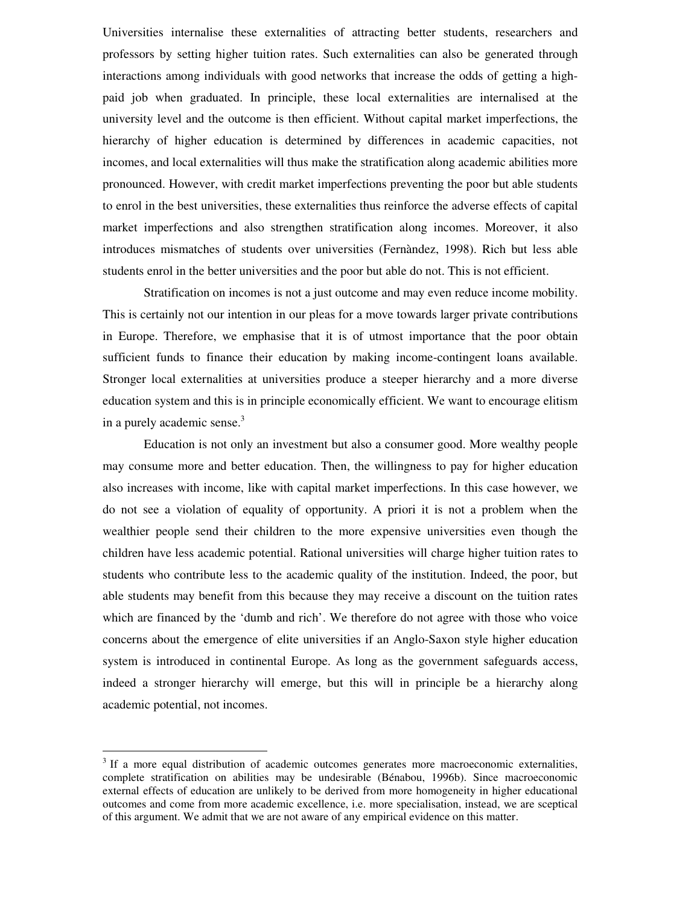Universities internalise these externalities of attracting better students, researchers and professors by setting higher tuition rates. Such externalities can also be generated through interactions among individuals with good networks that increase the odds of getting a high-paid job when graduated. In principle, these local externalities are internalised at the university level and the outcome is then efficient. Without capital market imperfections, the hierarchy of higher education is determined by differences in academic capacities, not incomes, and local externalities will thus make the stratification along academic abilities more pronounced. However, with credit market imperfections preventing the poor but able students to enrol in the best universities, these externalities thus reinforce the adverse effects of capital market imperfections and also strengthen stratification along incomes. Moreover, it also introduces mismatches of students over universities (Fernàndez, 1998). Rich but less able students enrol in the better universities and the poor but able do not. This is not efficient.

Stratification on incomes is not a just outcome and may even reduce income mobility. This is certainly not our intention in our pleas for a move towards larger private contributions in Europe. Therefore, we emphasise that it is of utmost importance that the poor obtain sufficient funds to finance their education by making income-contingent loans available. Stronger local externalities at universities produce a steeper hierarchy and a more diverse education system and this is in principle economically efficient. We want to encourage elitism in a purely academic sense.[3]

Education is not only an investment but also a consumer good. More wealthy people may consume more and better education. Then, the willingness to pay for higher education also increases with income, like with capital market imperfections. In this case however, we do not see a violation of equality of opportunity. A priori it is not a problem when the wealthier people send their children to the more expensive universities even though the children have less academic potential. Rational universities will charge higher tuition rates to students who contribute less to the academic quality of the institution. Indeed, the poor, but able students may benefit from this because they may receive a discount on the tuition rates which are financed by the 'dumb and rich'. We therefore do not agree with those who voice concerns about the emergence of elite universities if an Anglo-Saxon style higher education system is introduced in continental Europe. As long as the government safeguards access, indeed a stronger hierarchy will emerge, but this will in principle be a hierarchy along academic potential, not incomes.

[3] If a more equal distribution of academic outcomes generates more macroeconomic externalities, complete stratification on abilities may be undesirable (Bénabou, 1996b). Since macroeconomic external effects of education are unlikely to be derived from more homogeneity in higher educational outcomes and come from more academic excellence, i.e. more specialisation, instead, we are sceptical of this argument. We admit that we are not aware of any empirical evidence on this matter.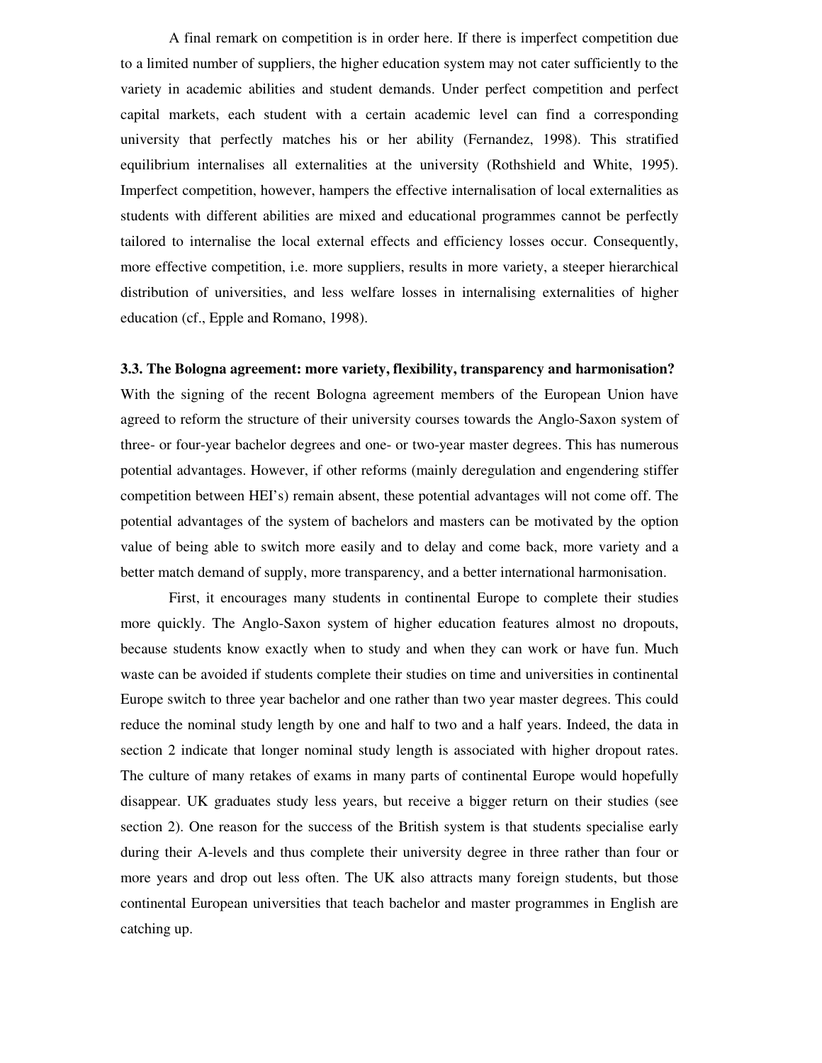A final remark on competition is in order here. If there is imperfect competition due to a limited number of suppliers, the higher education system may not cater sufficiently to the variety in academic abilities and student demands. Under perfect competition and perfect capital markets, each student with a certain academic level can find a corresponding university that perfectly matches his or her ability (Fernandez, 1998). This stratified equilibrium internalises all externalities at the university (Rothshield and White, 1995). Imperfect competition, however, hampers the effective internalisation of local externalities as students with different abilities are mixed and educational programmes cannot be perfectly tailored to internalise the local external effects and efficiency losses occur. Consequently, more effective competition, i.e. more suppliers, results in more variety, a steeper hierarchical distribution of universities, and less welfare losses in internalising externalities of higher education (cf., Epple and Romano, 1998).

### 3.3. The Bologna agreement: more variety, flexibility, transparency and harmonisation?

With the signing of the recent Bologna agreement members of the European Union have agreed to reform the structure of their university courses towards the Anglo-Saxon system of three- or four-year bachelor degrees and one- or two-year master degrees. This has numerous potential advantages. However, if other reforms (mainly deregulation and engendering stiffer competition between HEI's) remain absent, these potential advantages will not come off. The potential advantages of the system of bachelors and masters can be motivated by the option value of being able to switch more easily and to delay and come back, more variety and a better match demand of supply, more transparency, and a better international harmonisation.

First, it encourages many students in continental Europe to complete their studies more quickly. The Anglo-Saxon system of higher education features almost no dropouts, because students know exactly when to study and when they can work or have fun. Much waste can be avoided if students complete their studies on time and universities in continental Europe switch to three year bachelor and one rather than two year master degrees. This could reduce the nominal study length by one and half to two and a half years. Indeed, the data in section 2 indicate that longer nominal study length is associated with higher dropout rates. The culture of many retakes of exams in many parts of continental Europe would hopefully disappear. UK graduates study less years, but receive a bigger return on their studies (see section 2). One reason for the success of the British system is that students specialise early during their A-levels and thus complete their university degree in three rather than four or more years and drop out less often. The UK also attracts many foreign students, but those continental European universities that teach bachelor and master programmes in English are catching up.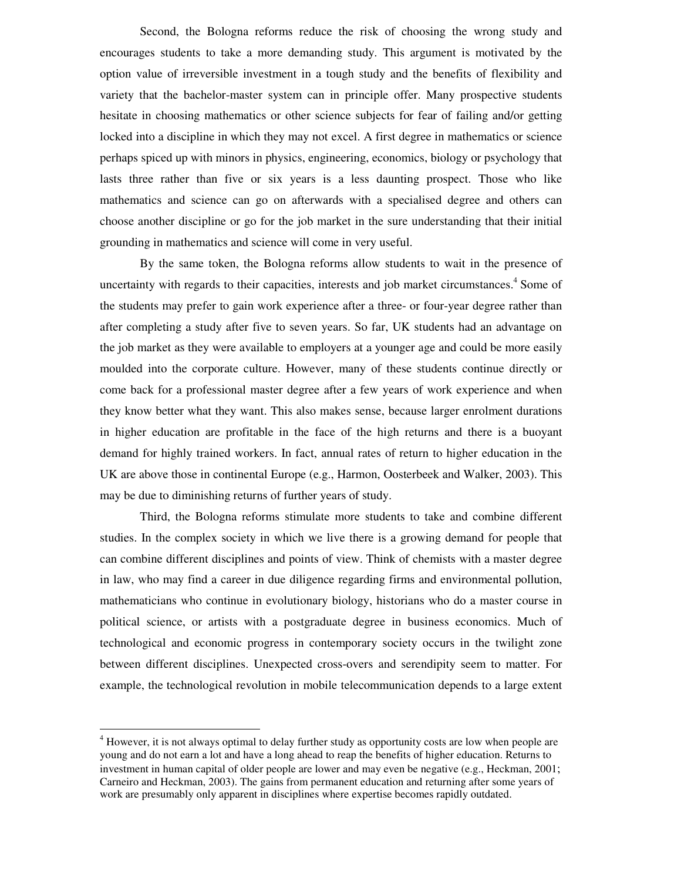Second, the Bologna reforms reduce the risk of choosing the wrong study and encourages students to take a more demanding study. This argument is motivated by the option value of irreversible investment in a tough study and the benefits of flexibility and variety that the bachelor-master system can in principle offer. Many prospective students hesitate in choosing mathematics or other science subjects for fear of failing and/or getting locked into a discipline in which they may not excel. A first degree in mathematics or science perhaps spiced up with minors in physics, engineering, economics, biology or psychology that lasts three rather than five or six years is a less daunting prospect. Those who like mathematics and science can go on afterwards with a specialised degree and others can choose another discipline or go for the job market in the sure understanding that their initial grounding in mathematics and science will come in very useful.

By the same token, the Bologna reforms allow students to wait in the presence of uncertainty with regards to their capacities, interests and job market circumstances.[4] Some of the students may prefer to gain work experience after a three- or four-year degree rather than after completing a study after five to seven years. So far, UK students had an advantage on the job market as they were available to employers at a younger age and could be more easily moulded into the corporate culture. However, many of these students continue directly or come back for a professional master degree after a few years of work experience and when they know better what they want. This also makes sense, because larger enrolment durations in higher education are profitable in the face of the high returns and there is a buoyant demand for highly trained workers. In fact, annual rates of return to higher education in the UK are above those in continental Europe (e.g., Harmon, Oosterbeek and Walker, 2003). This may be due to diminishing returns of further years of study.

Third, the Bologna reforms stimulate more students to take and combine different studies. In the complex society in which we live there is a growing demand for people that can combine different disciplines and points of view. Think of chemists with a master degree in law, who may find a career in due diligence regarding firms and environmental pollution, mathematicians who continue in evolutionary biology, historians who do a master course in political science, or artists with a postgraduate degree in business economics. Much of technological and economic progress in contemporary society occurs in the twilight zone between different disciplines. Unexpected cross-overs and serendipity seem to matter. For example, the technological revolution in mobile telecommunication depends to a large extent

---

[4] However, it is not always optimal to delay further study as opportunity costs are low when people are young and do not earn a lot and have a long ahead to reap the benefits of higher education. Returns to investment in human capital of older people are lower and may even be negative (e.g., Heckman, 2001; Carneiro and Heckman, 2003). The gains from permanent education and returning after some years of work are presumably only apparent in disciplines where expertise becomes rapidly outdated.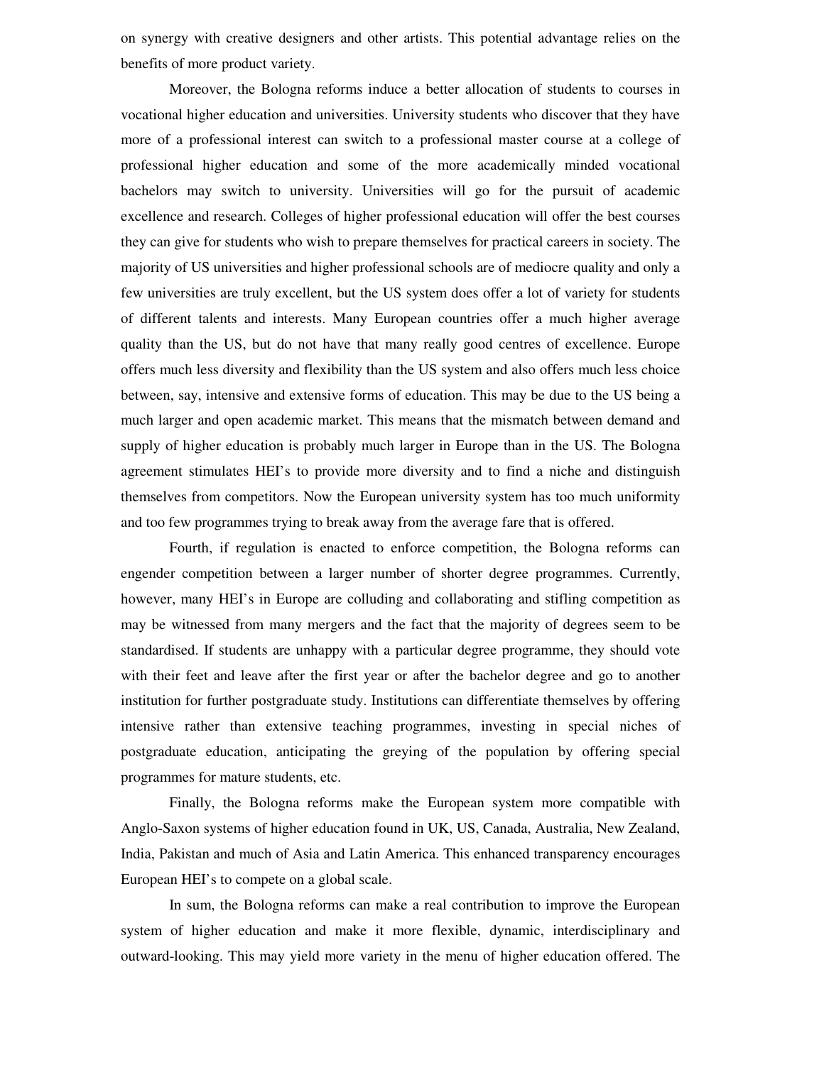on synergy with creative designers and other artists. This potential advantage relies on the benefits of more product variety.

Moreover, the Bologna reforms induce a better allocation of students to courses in vocational higher education and universities. University students who discover that they have more of a professional interest can switch to a professional master course at a college of professional higher education and some of the more academically minded vocational bachelors may switch to university. Universities will go for the pursuit of academic excellence and research. Colleges of higher professional education will offer the best courses they can give for students who wish to prepare themselves for practical careers in society. The majority of US universities and higher professional schools are of mediocre quality and only a few universities are truly excellent, but the US system does offer a lot of variety for students of different talents and interests. Many European countries offer a much higher average quality than the US, but do not have that many really good centres of excellence. Europe offers much less diversity and flexibility than the US system and also offers much less choice between, say, intensive and extensive forms of education. This may be due to the US being a much larger and open academic market. This means that the mismatch between demand and supply of higher education is probably much larger in Europe than in the US. The Bologna agreement stimulates HEI's to provide more diversity and to find a niche and distinguish themselves from competitors. Now the European university system has too much uniformity and too few programmes trying to break away from the average fare that is offered.

Fourth, if regulation is enacted to enforce competition, the Bologna reforms can engender competition between a larger number of shorter degree programmes. Currently, however, many HEI's in Europe are colluding and collaborating and stifling competition as may be witnessed from many mergers and the fact that the majority of degrees seem to be standardised. If students are unhappy with a particular degree programme, they should vote with their feet and leave after the first year or after the bachelor degree and go to another institution for further postgraduate study. Institutions can differentiate themselves by offering intensive rather than extensive teaching programmes, investing in special niches of postgraduate education, anticipating the greying of the population by offering special programmes for mature students, etc.

Finally, the Bologna reforms make the European system more compatible with Anglo-Saxon systems of higher education found in UK, US, Canada, Australia, New Zealand, India, Pakistan and much of Asia and Latin America. This enhanced transparency encourages European HEI's to compete on a global scale.

In sum, the Bologna reforms can make a real contribution to improve the European system of higher education and make it more flexible, dynamic, interdisciplinary and outward-looking. This may yield more variety in the menu of higher education offered. The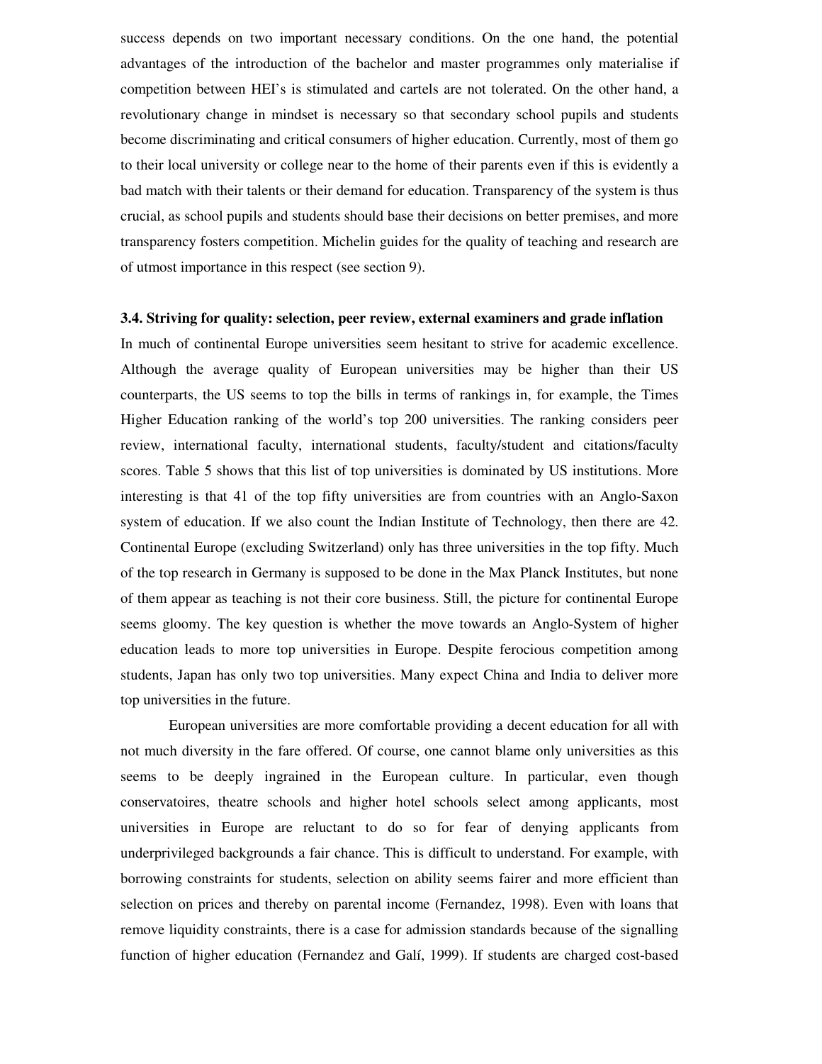success depends on two important necessary conditions. On the one hand, the potential advantages of the introduction of the bachelor and master programmes only materialise if competition between HEI's is stimulated and cartels are not tolerated. On the other hand, a revolutionary change in mindset is necessary so that secondary school pupils and students become discriminating and critical consumers of higher education. Currently, most of them go to their local university or college near to the home of their parents even if this is evidently a bad match with their talents or their demand for education. Transparency of the system is thus crucial, as school pupils and students should base their decisions on better premises, and more transparency fosters competition. Michelin guides for the quality of teaching and research are of utmost importance in this respect (see section 9).

### 3.4. Striving for quality: selection, peer review, external examiners and grade inflation

In much of continental Europe universities seem hesitant to strive for academic excellence. Although the average quality of European universities may be higher than their US counterparts, the US seems to top the bills in terms of rankings in, for example, the Times Higher Education ranking of the world's top 200 universities. The ranking considers peer review, international faculty, international students, faculty/student and citations/faculty scores. Table 5 shows that this list of top universities is dominated by US institutions. More interesting is that 41 of the top fifty universities are from countries with an Anglo-Saxon system of education. If we also count the Indian Institute of Technology, then there are 42. Continental Europe (excluding Switzerland) only has three universities in the top fifty. Much of the top research in Germany is supposed to be done in the Max Planck Institutes, but none of them appear as teaching is not their core business. Still, the picture for continental Europe seems gloomy. The key question is whether the move towards an Anglo-System of higher education leads to more top universities in Europe. Despite ferocious competition among students, Japan has only two top universities. Many expect China and India to deliver more top universities in the future.

European universities are more comfortable providing a decent education for all with not much diversity in the fare offered. Of course, one cannot blame only universities as this seems to be deeply ingrained in the European culture. In particular, even though conservatoires, theatre schools and higher hotel schools select among applicants, most universities in Europe are reluctant to do so for fear of denying applicants from underprivileged backgrounds a fair chance. This is difficult to understand. For example, with borrowing constraints for students, selection on ability seems fairer and more efficient than selection on prices and thereby on parental income (Fernandez, 1998). Even with loans that remove liquidity constraints, there is a case for admission standards because of the signalling function of higher education (Fernandez and Galí, 1999). If students are charged cost-based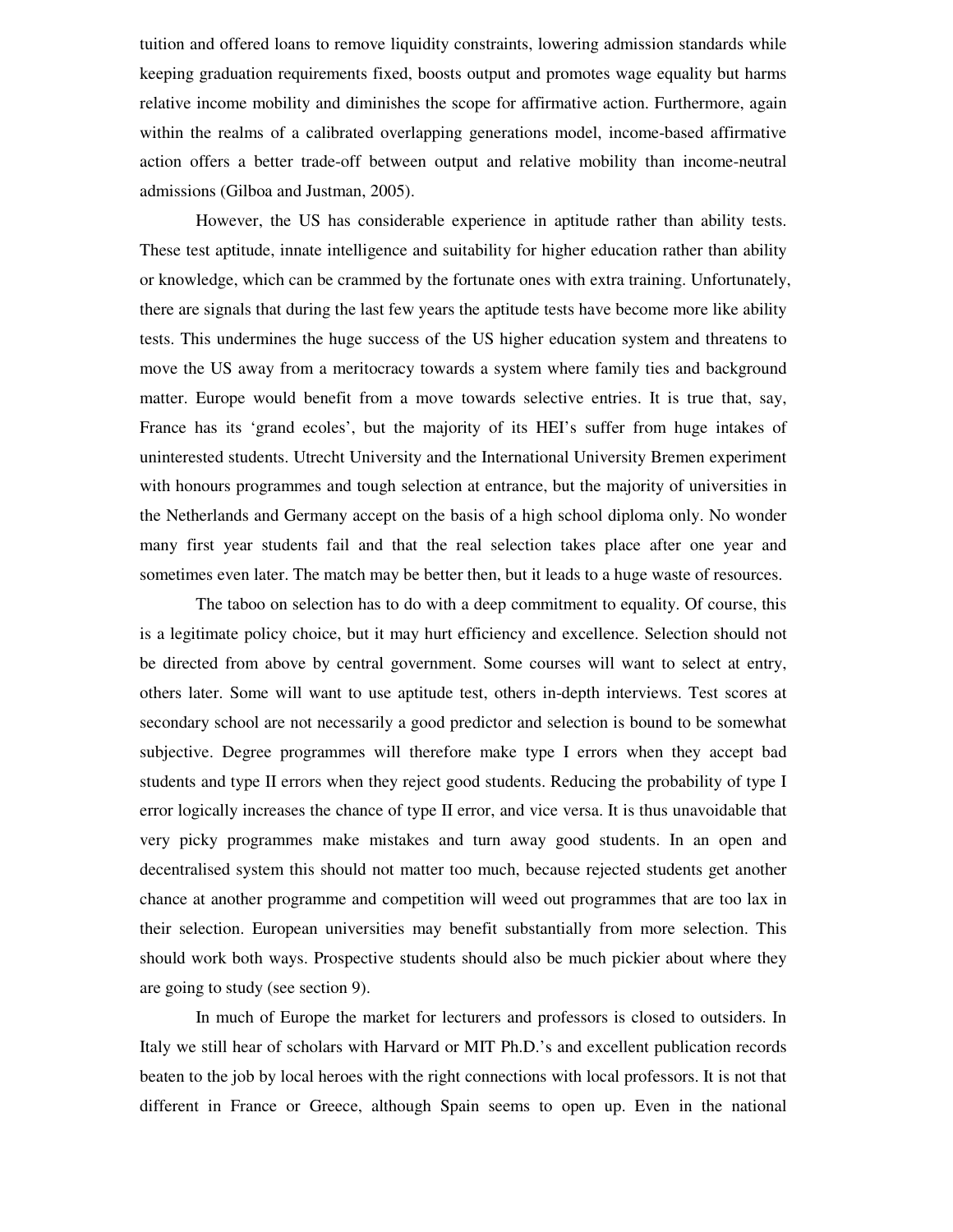tuition and offered loans to remove liquidity constraints, lowering admission standards while keeping graduation requirements fixed, boosts output and promotes wage equality but harms relative income mobility and diminishes the scope for affirmative action. Furthermore, again within the realms of a calibrated overlapping generations model, income-based affirmative action offers a better trade-off between output and relative mobility than income-neutral admissions (Gilboa and Justman, 2005).

However, the US has considerable experience in aptitude rather than ability tests. These test aptitude, innate intelligence and suitability for higher education rather than ability or knowledge, which can be crammed by the fortunate ones with extra training. Unfortunately, there are signals that during the last few years the aptitude tests have become more like ability tests. This undermines the huge success of the US higher education system and threatens to move the US away from a meritocracy towards a system where family ties and background matter. Europe would benefit from a move towards selective entries. It is true that, say, France has its 'grand ecoles', but the majority of its HEI's suffer from huge intakes of uninterested students. Utrecht University and the International University Bremen experiment with honours programmes and tough selection at entrance, but the majority of universities in the Netherlands and Germany accept on the basis of a high school diploma only. No wonder many first year students fail and that the real selection takes place after one year and sometimes even later. The match may be better then, but it leads to a huge waste of resources.

The taboo on selection has to do with a deep commitment to equality. Of course, this is a legitimate policy choice, but it may hurt efficiency and excellence. Selection should not be directed from above by central government. Some courses will want to select at entry, others later. Some will want to use aptitude test, others in-depth interviews. Test scores at secondary school are not necessarily a good predictor and selection is bound to be somewhat subjective. Degree programmes will therefore make type I errors when they accept bad students and type II errors when they reject good students. Reducing the probability of type I error logically increases the chance of type II error, and vice versa. It is thus unavoidable that very picky programmes make mistakes and turn away good students. In an open and decentralised system this should not matter too much, because rejected students get another chance at another programme and competition will weed out programmes that are too lax in their selection. European universities may benefit substantially from more selection. This should work both ways. Prospective students should also be much pickier about where they are going to study (see section 9).

In much of Europe the market for lecturers and professors is closed to outsiders. In Italy we still hear of scholars with Harvard or MIT Ph.D.'s and excellent publication records beaten to the job by local heroes with the right connections with local professors. It is not that different in France or Greece, although Spain seems to open up. Even in the national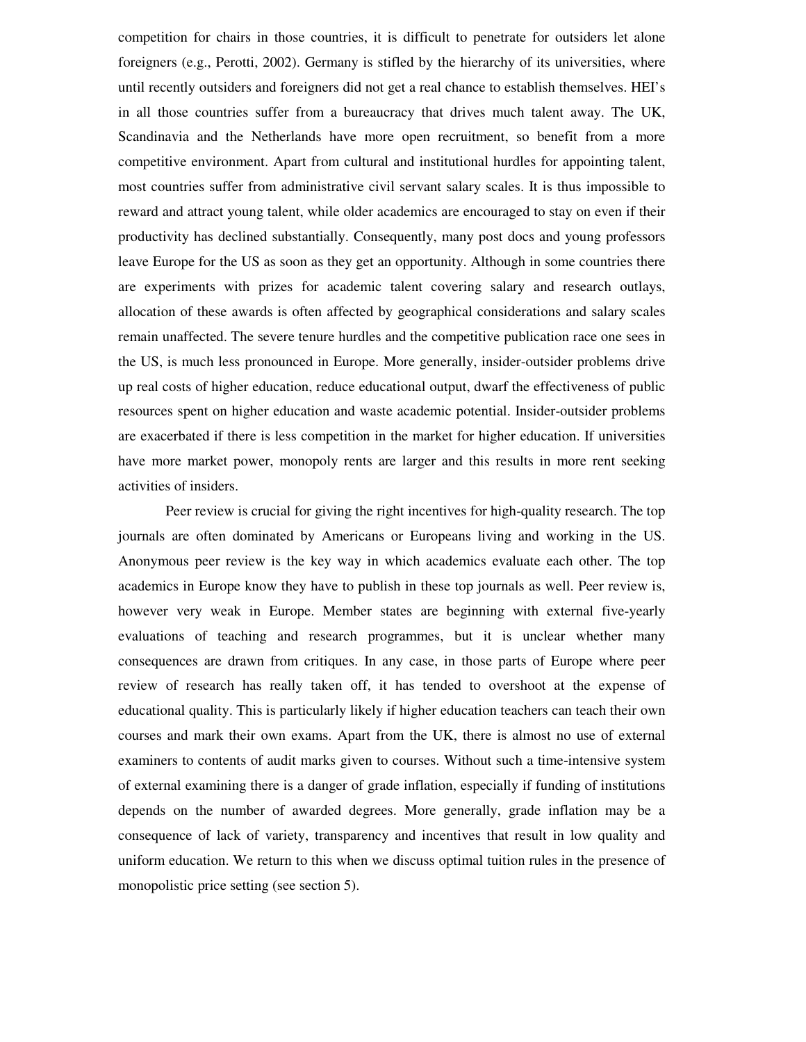competition for chairs in those countries, it is difficult to penetrate for outsiders let alone foreigners (e.g., Perotti, 2002). Germany is stifled by the hierarchy of its universities, where until recently outsiders and foreigners did not get a real chance to establish themselves. HEI's in all those countries suffer from a bureaucracy that drives much talent away. The UK, Scandinavia and the Netherlands have more open recruitment, so benefit from a more competitive environment. Apart from cultural and institutional hurdles for appointing talent, most countries suffer from administrative civil servant salary scales. It is thus impossible to reward and attract young talent, while older academics are encouraged to stay on even if their productivity has declined substantially. Consequently, many post docs and young professors leave Europe for the US as soon as they get an opportunity. Although in some countries there are experiments with prizes for academic talent covering salary and research outlays, allocation of these awards is often affected by geographical considerations and salary scales remain unaffected. The severe tenure hurdles and the competitive publication race one sees in the US, is much less pronounced in Europe. More generally, insider-outsider problems drive up real costs of higher education, reduce educational output, dwarf the effectiveness of public resources spent on higher education and waste academic potential. Insider-outsider problems are exacerbated if there is less competition in the market for higher education. If universities have more market power, monopoly rents are larger and this results in more rent seeking activities of insiders.

Peer review is crucial for giving the right incentives for high-quality research. The top journals are often dominated by Americans or Europeans living and working in the US. Anonymous peer review is the key way in which academics evaluate each other. The top academics in Europe know they have to publish in these top journals as well. Peer review is, however very weak in Europe. Member states are beginning with external five-yearly evaluations of teaching and research programmes, but it is unclear whether many consequences are drawn from critiques. In any case, in those parts of Europe where peer review of research has really taken off, it has tended to overshoot at the expense of educational quality. This is particularly likely if higher education teachers can teach their own courses and mark their own exams. Apart from the UK, there is almost no use of external examiners to contents of audit marks given to courses. Without such a time-intensive system of external examining there is a danger of grade inflation, especially if funding of institutions depends on the number of awarded degrees. More generally, grade inflation may be a consequence of lack of variety, transparency and incentives that result in low quality and uniform education. We return to this when we discuss optimal tuition rules in the presence of monopolistic price setting (see section 5).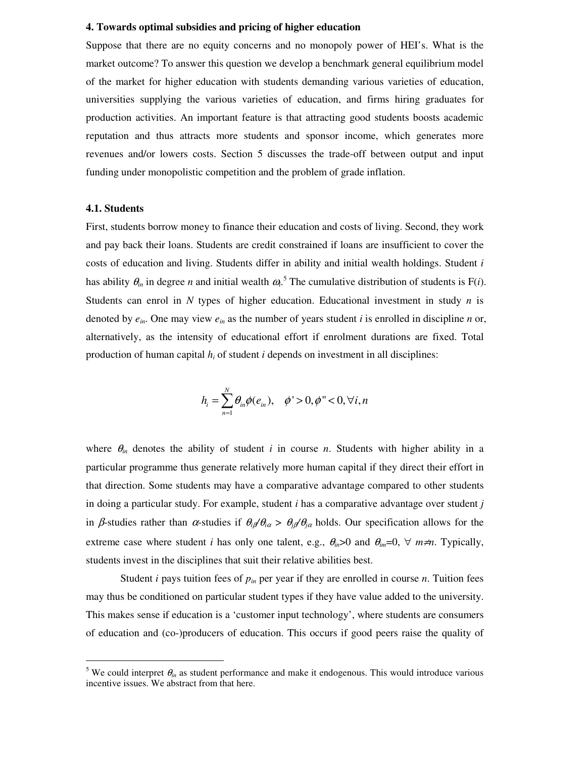### 4. Towards optimal subsidies and pricing of higher education

Suppose that there are no equity concerns and no monopoly power of HEI's. What is the market outcome? To answer this question we develop a benchmark general equilibrium model of the market for higher education with students demanding various varieties of education, universities supplying the various varieties of education, and firms hiring graduates for production activities. An important feature is that attracting good students boosts academic reputation and thus attracts more students and sponsor income, which generates more revenues and/or lowers costs. Section 5 discusses the trade-off between output and input funding under monopolistic competition and the problem of grade inflation.

#### 4.1. Students

First, students borrow money to finance their education and costs of living. Second, they work and pay back their loans. Students are credit constrained if loans are insufficient to cover the costs of education and living. Students differ in ability and initial wealth holdings. Student $i$ has ability $\theta_{in}$ in degree $n$ and initial wealth $\omega_i$.[5] The cumulative distribution of students is F($i$). Students can enrol in $N$ types of higher education. Educational investment in study $n$ is denoted by $e_{in}$. One may view $e_{in}$ as the number of years student $i$ is enrolled in discipline $n$ or, alternatively, as the intensity of educational effort if enrolment durations are fixed. Total production of human capital $h_i$ of student $i$ depends on investment in all disciplines:

$$h_i = \sum_{n=1}^{N} \theta_{in}\phi(e_{in}), \quad \phi' > 0, \phi'' < 0, \forall i, n$$

where $\theta_{in}$ denotes the ability of student $i$ in course $n$. Students with higher ability in a particular programme thus generate relatively more human capital if they direct their effort in that direction. Some students may have a comparative advantage compared to other students in doing a particular study. For example, student $i$ has a comparative advantage over student $j$ in $\beta$-studies rather than $\alpha$-studies if $\theta_{i\beta}/\theta_{i\alpha} > \theta_{j\beta}/\theta_{j\alpha}$ holds. Our specification allows for the extreme case where student $i$ has only one talent, e.g., $\theta_{in}>0$ and $\theta_{im}=0$, $\forall\ m\neq n$. Typically, students invest in the disciplines that suit their relative abilities best.

Student $i$ pays tuition fees of $p_{in}$ per year if they are enrolled in course $n$. Tuition fees may thus be conditioned on particular student types if they have value added to the university. This makes sense if education is a 'customer input technology', where students are consumers of education and (co-)producers of education. This occurs if good peers raise the quality of

[5] We could interpret $\theta_{in}$ as student performance and make it endogenous. This would introduce various incentive issues. We abstract from that here.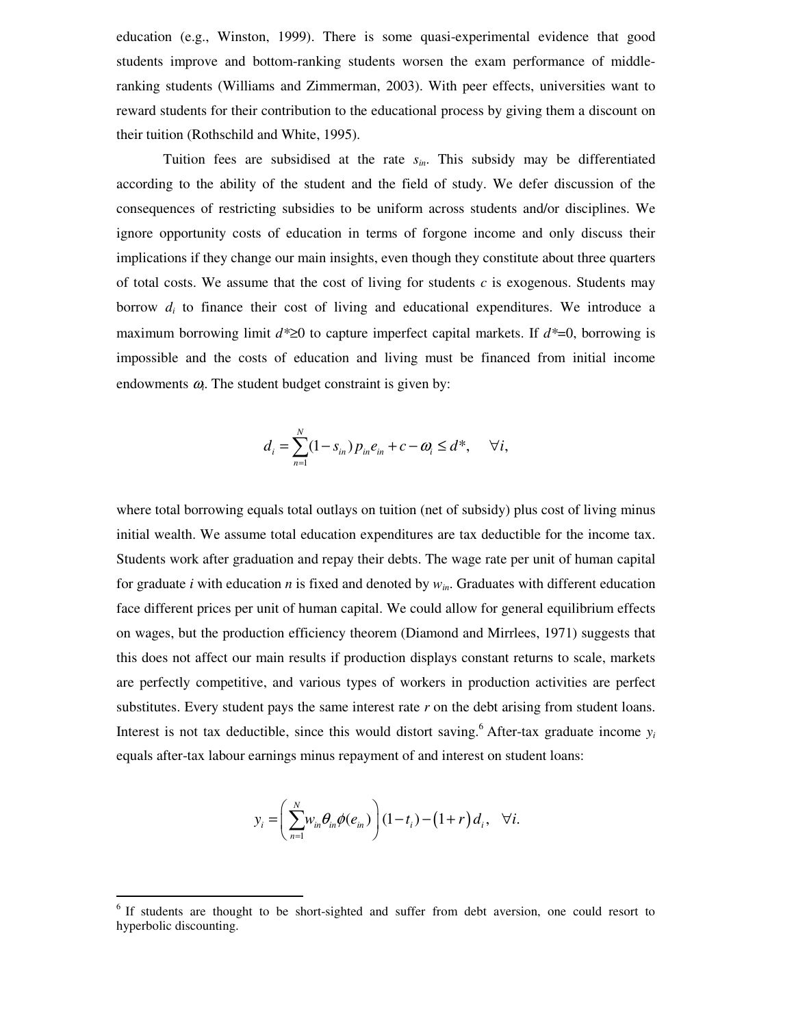education (e.g., Winston, 1999). There is some quasi-experimental evidence that good students improve and bottom-ranking students worsen the exam performance of middle-ranking students (Williams and Zimmerman, 2003). With peer effects, universities want to reward students for their contribution to the educational process by giving them a discount on their tuition (Rothschild and White, 1995).

Tuition fees are subsidised at the rate $s_{in}$. This subsidy may be differentiated according to the ability of the student and the field of study. We defer discussion of the consequences of restricting subsidies to be uniform across students and/or disciplines. We ignore opportunity costs of education in terms of forgone income and only discuss their implications if they change our main insights, even though they constitute about three quarters of total costs. We assume that the cost of living for students $c$ is exogenous. Students may borrow $d_i$ to finance their cost of living and educational expenditures. We introduce a maximum borrowing limit $d^* \geq 0$ to capture imperfect capital markets. If $d^*=0$, borrowing is impossible and the costs of education and living must be financed from initial income endowments $\omega_i$. The student budget constraint is given by:

$$d_i = \sum_{n=1}^{N} (1 - s_{in}) p_{in} e_{in} + c - \omega_i \leq d^*, \quad \forall i,$$

where total borrowing equals total outlays on tuition (net of subsidy) plus cost of living minus initial wealth. We assume total education expenditures are tax deductible for the income tax. Students work after graduation and repay their debts. The wage rate per unit of human capital for graduate $i$ with education $n$ is fixed and denoted by $w_{in}$. Graduates with different education face different prices per unit of human capital. We could allow for general equilibrium effects on wages, but the production efficiency theorem (Diamond and Mirrlees, 1971) suggests that this does not affect our main results if production displays constant returns to scale, markets are perfectly competitive, and various types of workers in production activities are perfect substitutes. Every student pays the same interest rate $r$ on the debt arising from student loans. Interest is not tax deductible, since this would distort saving.[6] After-tax graduate income $y_i$ equals after-tax labour earnings minus repayment of and interest on student loans:

$$y_i = \left( \sum_{n=1}^{N} w_{in} \theta_{in} \phi(e_{in}) \right) (1 - t_i) - (1 + r) d_i, \quad \forall i.$$

[6] If students are thought to be short-sighted and suffer from debt aversion, one could resort to hyperbolic discounting.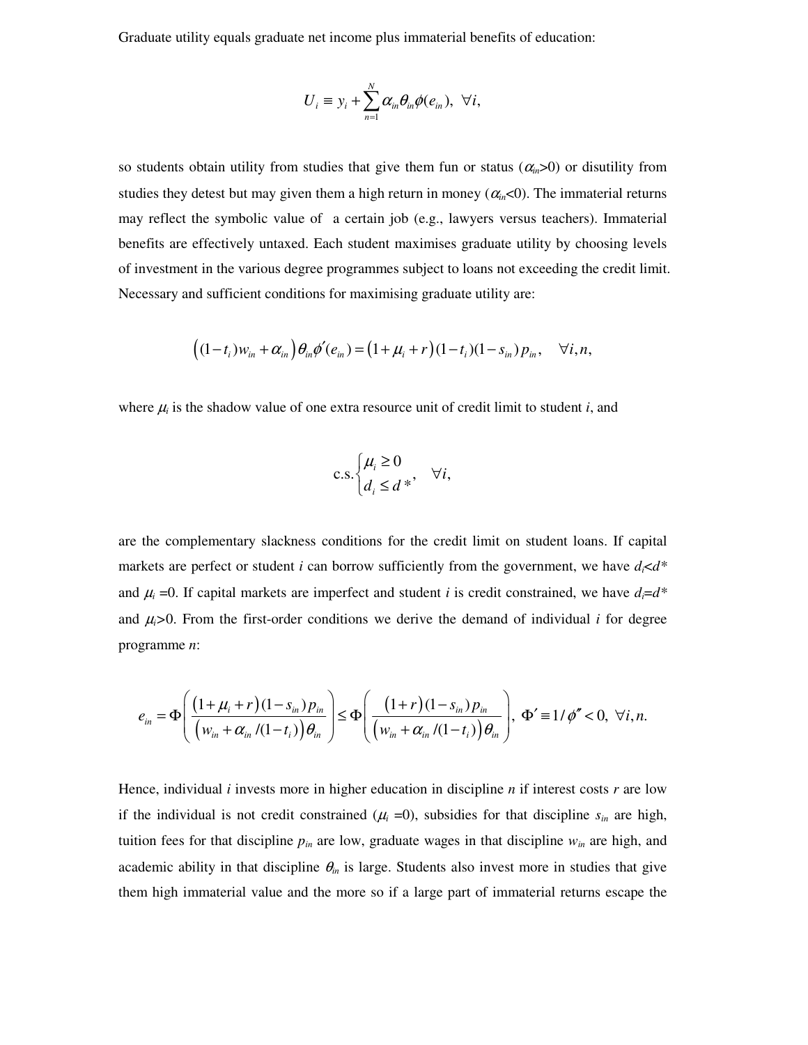Graduate utility equals graduate net income plus immaterial benefits of education:

$$U_i \equiv y_i + \sum_{n=1}^{N} \alpha_{in}\theta_{in}\phi(e_{in}), \ \forall i,$$

so students obtain utility from studies that give them fun or status ($\alpha_{in}$>0) or disutility from studies they detest but may given them a high return in money ($\alpha_{in}$<0). The immaterial returns may reflect the symbolic value of a certain job (e.g., lawyers versus teachers). Immaterial benefits are effectively untaxed. Each student maximises graduate utility by choosing levels of investment in the various degree programmes subject to loans not exceeding the credit limit. Necessary and sufficient conditions for maximising graduate utility are:

$$\left((1-t_i)w_{in} + \alpha_{in}\right)\theta_{in}\phi'(e_{in}) = \left(1+\mu_i + r\right)(1-t_i)(1-s_{in})p_{in}, \quad \forall i,n,$$

where $\mu_i$ is the shadow value of one extra resource unit of credit limit to student $i$, and

$$\text{c.s.}\begin{cases}\mu_i \geq 0 \\ d_i \leq d^*\end{cases}, \quad \forall i,$$

are the complementary slackness conditions for the credit limit on student loans. If capital markets are perfect or student $i$ can borrow sufficiently from the government, we have $d_i<d^*$ and $\mu_i=0$. If capital markets are imperfect and student $i$ is credit constrained, we have $d_i=d^*$ and $\mu_i>0$. From the first-order conditions we derive the demand of individual $i$ for degree programme $n$:

$$e_{in} = \Phi\left(\frac{\left(1+\mu_i+r\right)(1-s_{in})p_{in}}{\left(w_{in}+\alpha_{in}/(1-t_i)\right)\theta_{in}}\right) \leq \Phi\left(\frac{\left(1+r\right)(1-s_{in})p_{in}}{\left(w_{in}+\alpha_{in}/(1-t_i)\right)\theta_{in}}\right), \ \Phi' \equiv 1/\phi'' < 0, \ \forall i,n.$$

Hence, individual $i$ invests more in higher education in discipline $n$ if interest costs $r$ are low if the individual is not credit constrained ($\mu_i=0$), subsidies for that discipline $s_{in}$ are high, tuition fees for that discipline $p_{in}$ are low, graduate wages in that discipline $w_{in}$ are high, and academic ability in that discipline $\theta_{in}$ is large. Students also invest more in studies that give them high immaterial value and the more so if a large part of immaterial returns escape the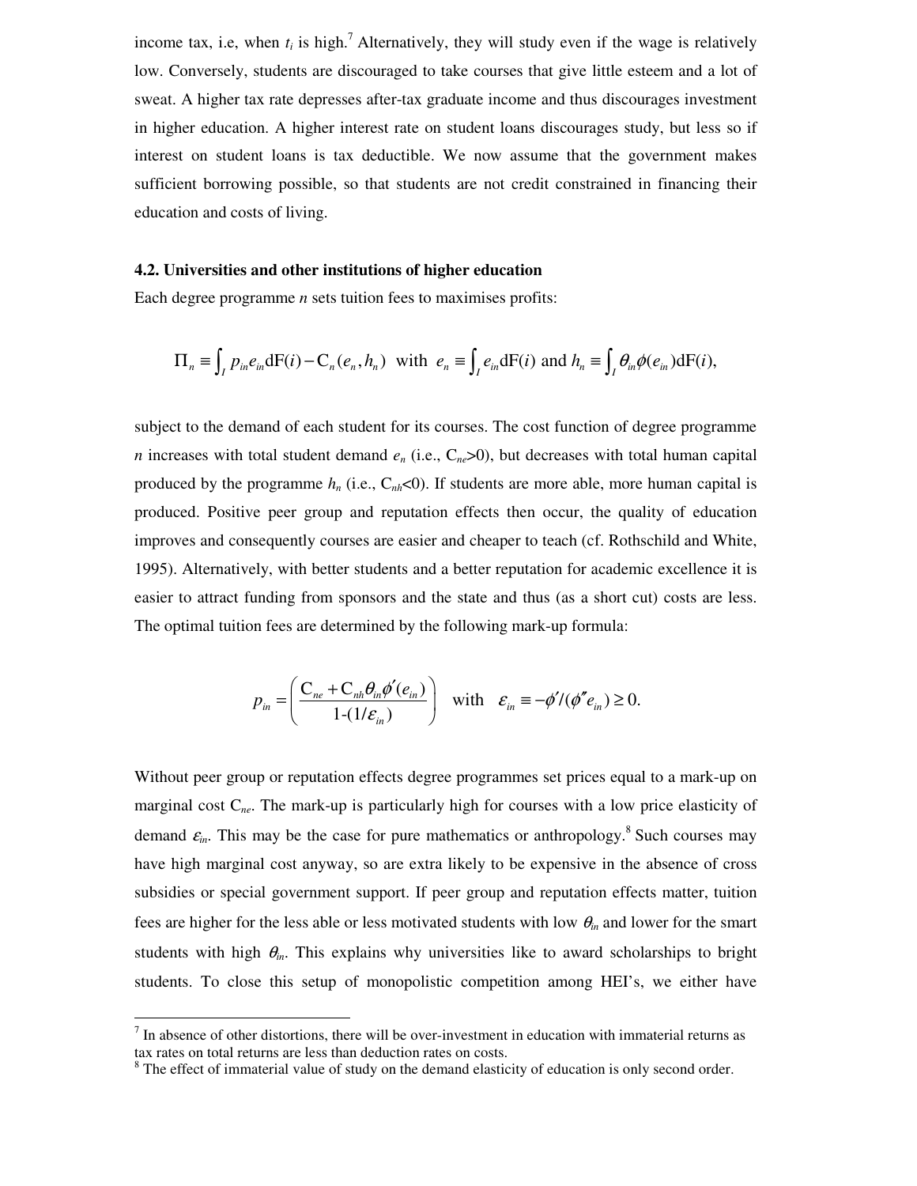income tax, i.e, when $t_i$ is high.[7] Alternatively, they will study even if the wage is relatively low. Conversely, students are discouraged to take courses that give little esteem and a lot of sweat. A higher tax rate depresses after-tax graduate income and thus discourages investment in higher education. A higher interest rate on student loans discourages study, but less so if interest on student loans is tax deductible. We now assume that the government makes sufficient borrowing possible, so that students are not credit constrained in financing their education and costs of living.

**4.2. Universities and other institutions of higher education**

Each degree programme $n$ sets tuition fees to maximises profits:

$$\Pi_n \equiv \int_I p_{in} e_{in} \mathrm{dF}(i) - \mathrm{C}_n(e_n, h_n) \;\text{ with }\; e_n \equiv \int_I e_{in} \mathrm{dF}(i) \text{ and } h_n \equiv \int_I \theta_{in} \phi(e_{in}) \mathrm{dF}(i),$$

subject to the demand of each student for its courses. The cost function of degree programme $n$ increases with total student demand $e_n$ (i.e., $\mathrm{C}_{ne}>0$), but decreases with total human capital produced by the programme $h_n$ (i.e., $\mathrm{C}_{nh}<0$). If students are more able, more human capital is produced. Positive peer group and reputation effects then occur, the quality of education improves and consequently courses are easier and cheaper to teach (cf. Rothschild and White, 1995). Alternatively, with better students and a better reputation for academic excellence it is easier to attract funding from sponsors and the state and thus (as a short cut) costs are less. The optimal tuition fees are determined by the following mark-up formula:

$$p_{in} = \left( \frac{\mathrm{C}_{ne} + \mathrm{C}_{nh} \theta_{in} \phi'(e_{in})}{1\text{-}(1/\varepsilon_{in})} \right) \quad \text{with} \quad \varepsilon_{in} \equiv -\phi'/(\phi'' e_{in}) \geq 0.$$

Without peer group or reputation effects degree programmes set prices equal to a mark-up on marginal cost $\mathrm{C}_{ne}$. The mark-up is particularly high for courses with a low price elasticity of demand $\varepsilon_{in}$. This may be the case for pure mathematics or anthropology.[8] Such courses may have high marginal cost anyway, so are extra likely to be expensive in the absence of cross subsidies or special government support. If peer group and reputation effects matter, tuition fees are higher for the less able or less motivated students with low $\theta_{in}$ and lower for the smart students with high $\theta_{in}$. This explains why universities like to award scholarships to bright students. To close this setup of monopolistic competition among HEI's, we either have

[7] In absence of other distortions, there will be over-investment in education with immaterial returns as tax rates on total returns are less than deduction rates on costs.

[8] The effect of immaterial value of study on the demand elasticity of education is only second order.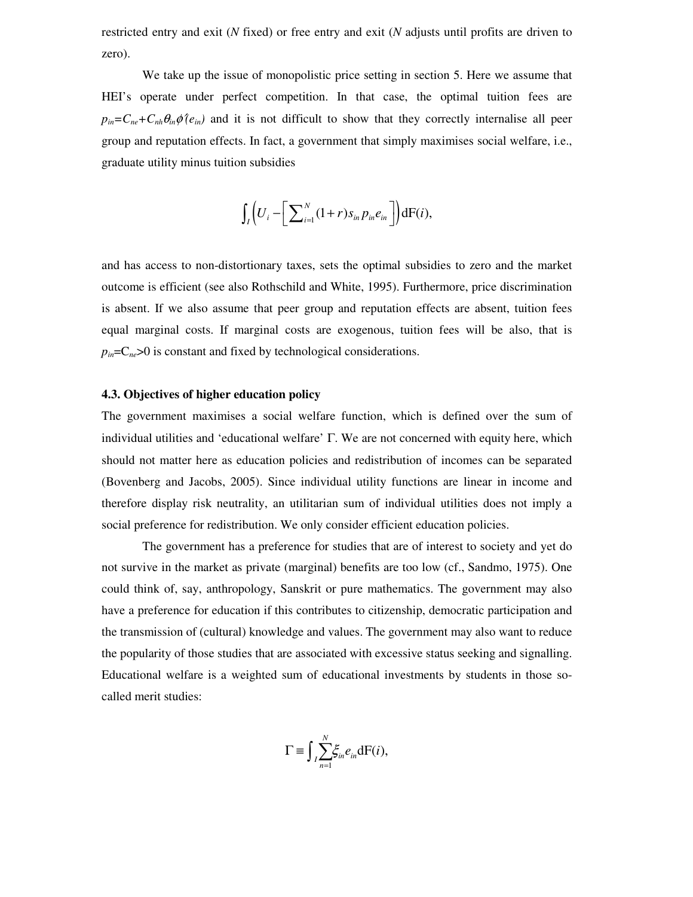restricted entry and exit ($N$ fixed) or free entry and exit ($N$ adjusts until profits are driven to zero).

We take up the issue of monopolistic price setting in section 5. Here we assume that HEI's operate under perfect competition. In that case, the optimal tuition fees are $p_{in}=C_{ne}+C_{nh}\theta_{in}\phi'(e_{in})$ and it is not difficult to show that they correctly internalise all peer group and reputation effects. In fact, a government that simply maximises social welfare, i.e., graduate utility minus tuition subsidies

$$\int_I \left( U_i - \left[ \sum_{i=1}^{N} (1+r) s_{in} p_{in} e_{in} \right] \right) \mathrm{dF}(i),$$

and has access to non-distortionary taxes, sets the optimal subsidies to zero and the market outcome is efficient (see also Rothschild and White, 1995). Furthermore, price discrimination is absent. If we also assume that peer group and reputation effects are absent, tuition fees equal marginal costs. If marginal costs are exogenous, tuition fees will be also, that is $p_{in}=C_{ne}>0$ is constant and fixed by technological considerations.

### 4.3. Objectives of higher education policy

The government maximises a social welfare function, which is defined over the sum of individual utilities and 'educational welfare' $\Gamma$. We are not concerned with equity here, which should not matter here as education policies and redistribution of incomes can be separated (Bovenberg and Jacobs, 2005). Since individual utility functions are linear in income and therefore display risk neutrality, an utilitarian sum of individual utilities does not imply a social preference for redistribution. We only consider efficient education policies.

The government has a preference for studies that are of interest to society and yet do not survive in the market as private (marginal) benefits are too low (cf., Sandmo, 1975). One could think of, say, anthropology, Sanskrit or pure mathematics. The government may also have a preference for education if this contributes to citizenship, democratic participation and the transmission of (cultural) knowledge and values. The government may also want to reduce the popularity of those studies that are associated with excessive status seeking and signalling. Educational welfare is a weighted sum of educational investments by students in those so-called merit studies:

$$\Gamma \equiv \int_I \sum_{n=1}^{N} \xi_{in} e_{in} \mathrm{dF}(i),$$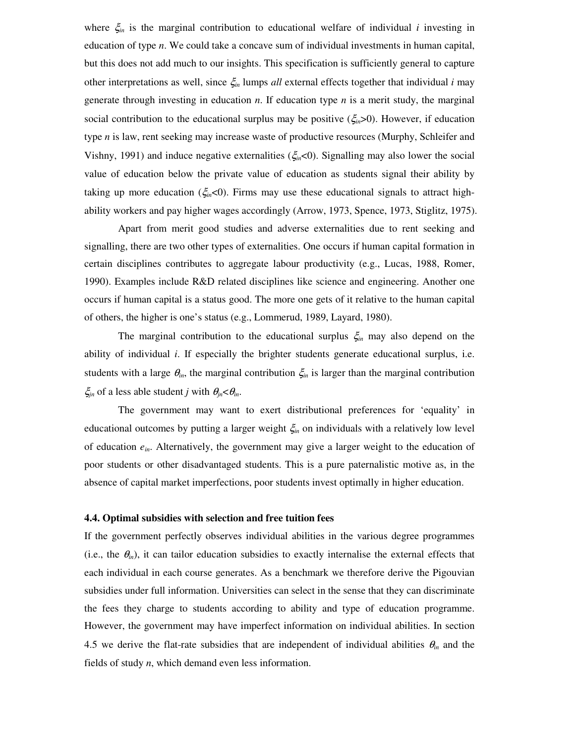where $\xi_{in}$ is the marginal contribution to educational welfare of individual *i* investing in education of type *n*. We could take a concave sum of individual investments in human capital, but this does not add much to our insights. This specification is sufficiently general to capture other interpretations as well, since $\xi_{in}$ lumps *all* external effects together that individual *i* may generate through investing in education *n*. If education type *n* is a merit study, the marginal social contribution to the educational surplus may be positive ($\xi_{in}>0$). However, if education type *n* is law, rent seeking may increase waste of productive resources (Murphy, Schleifer and Vishny, 1991) and induce negative externalities ($\xi_{in}<0$). Signalling may also lower the social value of education below the private value of education as students signal their ability by taking up more education ($\xi_{in}<0$). Firms may use these educational signals to attract high-ability workers and pay higher wages accordingly (Arrow, 1973, Spence, 1973, Stiglitz, 1975).

Apart from merit good studies and adverse externalities due to rent seeking and signalling, there are two other types of externalities. One occurs if human capital formation in certain disciplines contributes to aggregate labour productivity (e.g., Lucas, 1988, Romer, 1990). Examples include R&D related disciplines like science and engineering. Another one occurs if human capital is a status good. The more one gets of it relative to the human capital of others, the higher is one's status (e.g., Lommerud, 1989, Layard, 1980).

The marginal contribution to the educational surplus $\xi_{in}$ may also depend on the ability of individual *i*. If especially the brighter students generate educational surplus, i.e. students with a large $\theta_{in}$, the marginal contribution $\xi_{in}$ is larger than the marginal contribution $\xi_{jn}$ of a less able student *j* with $\theta_{jn}<\theta_{in}$.

The government may want to exert distributional preferences for 'equality' in educational outcomes by putting a larger weight $\xi_{in}$ on individuals with a relatively low level of education $e_{in}$. Alternatively, the government may give a larger weight to the education of poor students or other disadvantaged students. This is a pure paternalistic motive as, in the absence of capital market imperfections, poor students invest optimally in higher education.

### 4.4. Optimal subsidies with selection and free tuition fees

If the government perfectly observes individual abilities in the various degree programmes (i.e., the $\theta_{in}$), it can tailor education subsidies to exactly internalise the external effects that each individual in each course generates. As a benchmark we therefore derive the Pigouvian subsidies under full information. Universities can select in the sense that they can discriminate the fees they charge to students according to ability and type of education programme. However, the government may have imperfect information on individual abilities. In section 4.5 we derive the flat-rate subsidies that are independent of individual abilities $\theta_{in}$ and the fields of study *n*, which demand even less information.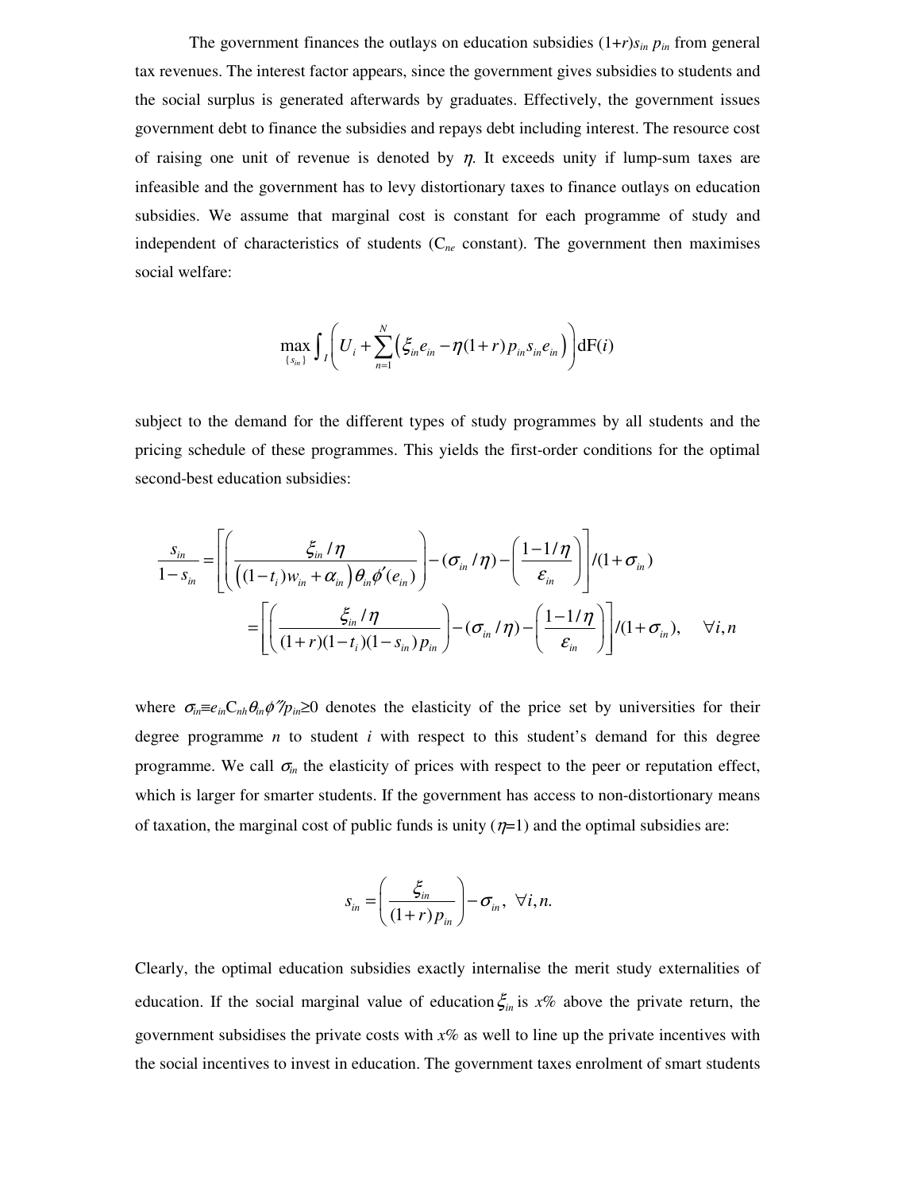The government finances the outlays on education subsidies $(1+r)s_{in}\, p_{in}$ from general tax revenues. The interest factor appears, since the government gives subsidies to students and the social surplus is generated afterwards by graduates. Effectively, the government issues government debt to finance the subsidies and repays debt including interest. The resource cost of raising one unit of revenue is denoted by $\eta$. It exceeds unity if lump-sum taxes are infeasible and the government has to levy distortionary taxes to finance outlays on education subsidies. We assume that marginal cost is constant for each programme of study and independent of characteristics of students ($C_{ne}$ constant). The government then maximises social welfare:

$$\max_{\{s_{in}\}} \int_I \left( U_i + \sum_{n=1}^{N} \left( \xi_{in} e_{in} - \eta(1+r) p_{in} s_{in} e_{in} \right) \right) \mathrm{dF}(i)$$

subject to the demand for the different types of study programmes by all students and the pricing schedule of these programmes. This yields the first-order conditions for the optimal second-best education subsidies:

$$\frac{s_{in}}{1-s_{in}} = \left[ \left( \frac{\xi_{in}/\eta}{\left((1-t_i)w_{in} + \alpha_{in}\right)\theta_{in}\phi'(e_{in})} \right) - (\sigma_{in}/\eta) - \left( \frac{1-1/\eta}{\varepsilon_{in}} \right) \right] / (1+\sigma_{in})$$

$$= \left[ \left( \frac{\xi_{in}/\eta}{(1+r)(1-t_i)(1-s_{in})p_{in}} \right) - (\sigma_{in}/\eta) - \left( \frac{1-1/\eta}{\varepsilon_{in}} \right) \right] / (1+\sigma_{in}), \quad \forall i,n$$

where $\sigma_{in} \equiv e_{in} C_{nh} \theta_{in} \phi'' / p_{in} \geq 0$ denotes the elasticity of the price set by universities for their degree programme $n$ to student $i$ with respect to this student's demand for this degree programme. We call $\sigma_{in}$ the elasticity of prices with respect to the peer or reputation effect, which is larger for smarter students. If the government has access to non-distortionary means of taxation, the marginal cost of public funds is unity ($\eta$=1) and the optimal subsidies are:

$$s_{in} = \left( \frac{\xi_{in}}{(1+r)p_{in}} \right) - \sigma_{in}, \;\; \forall i,n.$$

Clearly, the optimal education subsidies exactly internalise the merit study externalities of education. If the social marginal value of education $\xi_{in}$ is $x\%$ above the private return, the government subsidises the private costs with $x\%$ as well to line up the private incentives with the social incentives to invest in education. The government taxes enrolment of smart students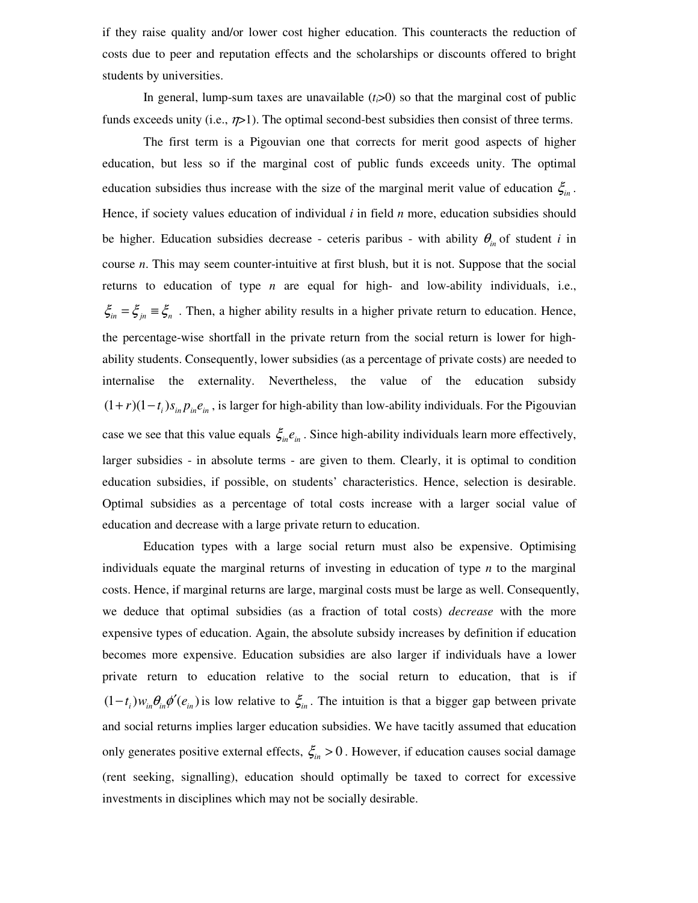if they raise quality and/or lower cost higher education. This counteracts the reduction of costs due to peer and reputation effects and the scholarships or discounts offered to bright students by universities.

In general, lump-sum taxes are unavailable ($t_i$>0) so that the marginal cost of public funds exceeds unity (i.e., $\eta$>1). The optimal second-best subsidies then consist of three terms.

The first term is a Pigouvian one that corrects for merit good aspects of higher education, but less so if the marginal cost of public funds exceeds unity. The optimal education subsidies thus increase with the size of the marginal merit value of education $\xi_{in}$. Hence, if society values education of individual *i* in field *n* more, education subsidies should be higher. Education subsidies decrease - ceteris paribus - with ability $\theta_{in}$ of student *i* in course *n*. This may seem counter-intuitive at first blush, but it is not. Suppose that the social returns to education of type *n* are equal for high- and low-ability individuals, i.e., $\xi_{in} = \xi_{jn} \equiv \xi_n$ . Then, a higher ability results in a higher private return to education. Hence, the percentage-wise shortfall in the private return from the social return is lower for high-ability students. Consequently, lower subsidies (as a percentage of private costs) are needed to internalise the externality. Nevertheless, the value of the education subsidy $(1+r)(1-t_i)s_{in}p_{in}e_{in}$, is larger for high-ability than low-ability individuals. For the Pigouvian case we see that this value equals $\xi_{in}e_{in}$. Since high-ability individuals learn more effectively, larger subsidies - in absolute terms - are given to them. Clearly, it is optimal to condition education subsidies, if possible, on students' characteristics. Hence, selection is desirable. Optimal subsidies as a percentage of total costs increase with a larger social value of education and decrease with a large private return to education.

Education types with a large social return must also be expensive. Optimising individuals equate the marginal returns of investing in education of type *n* to the marginal costs. Hence, if marginal returns are large, marginal costs must be large as well. Consequently, we deduce that optimal subsidies (as a fraction of total costs) *decrease* with the more expensive types of education. Again, the absolute subsidy increases by definition if education becomes more expensive. Education subsidies are also larger if individuals have a lower private return to education relative to the social return to education, that is if $(1-t_i)w_{in}\theta_{in}\phi'(e_{in})$ is low relative to $\xi_{in}$. The intuition is that a bigger gap between private and social returns implies larger education subsidies. We have tacitly assumed that education only generates positive external effects, $\xi_{in} > 0$. However, if education causes social damage (rent seeking, signalling), education should optimally be taxed to correct for excessive investments in disciplines which may not be socially desirable.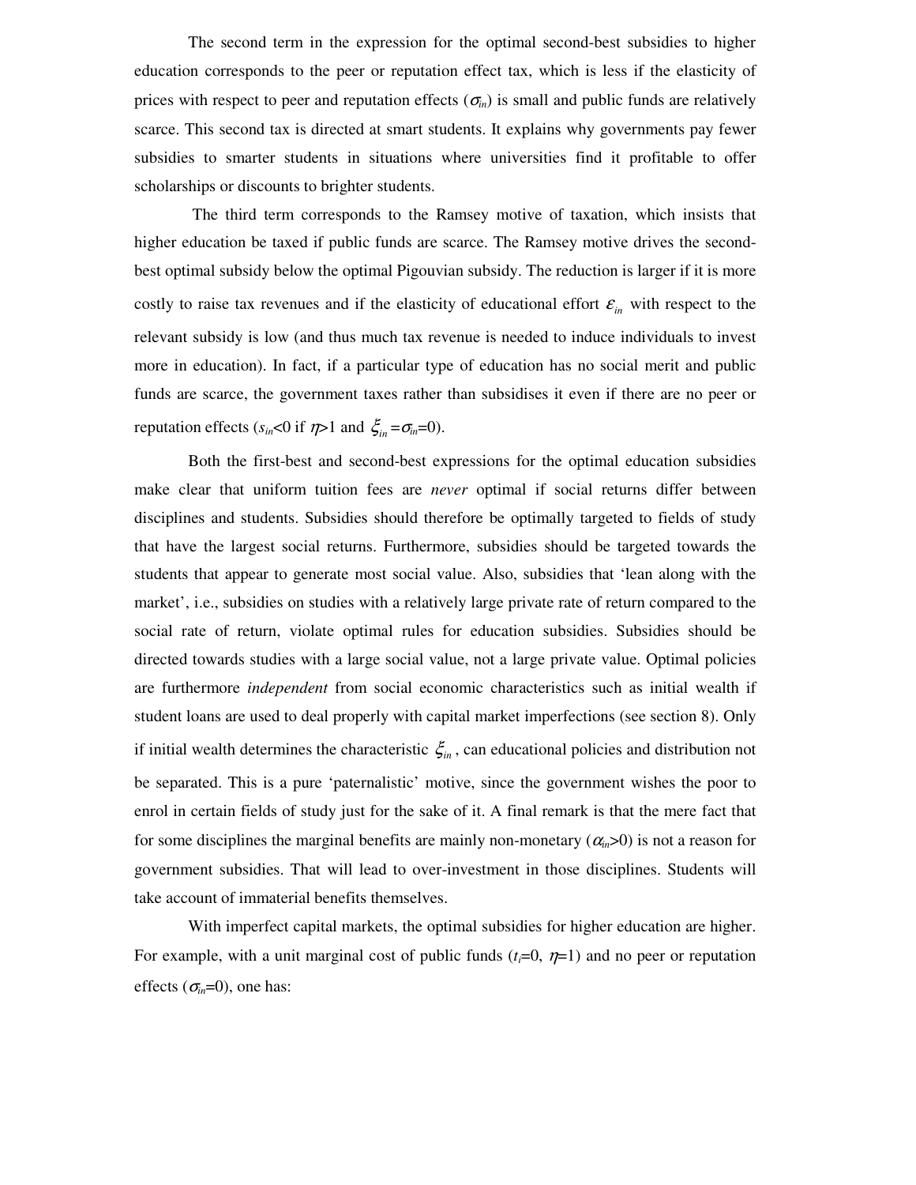The second term in the expression for the optimal second-best subsidies to higher education corresponds to the peer or reputation effect tax, which is less if the elasticity of prices with respect to peer and reputation effects ($\sigma_{in}$) is small and public funds are relatively scarce. This second tax is directed at smart students. It explains why governments pay fewer subsidies to smarter students in situations where universities find it profitable to offer scholarships or discounts to brighter students.

The third term corresponds to the Ramsey motive of taxation, which insists that higher education be taxed if public funds are scarce. The Ramsey motive drives the second-best optimal subsidy below the optimal Pigouvian subsidy. The reduction is larger if it is more costly to raise tax revenues and if the elasticity of educational effort $\varepsilon_{in}$ with respect to the relevant subsidy is low (and thus much tax revenue is needed to induce individuals to invest more in education). In fact, if a particular type of education has no social merit and public funds are scarce, the government taxes rather than subsidises it even if there are no peer or reputation effects ($s_{in}<0$ if $\eta>1$ and $\xi_{in}=\sigma_{in}=0$).

Both the first-best and second-best expressions for the optimal education subsidies make clear that uniform tuition fees are *never* optimal if social returns differ between disciplines and students. Subsidies should therefore be optimally targeted to fields of study that have the largest social returns. Furthermore, subsidies should be targeted towards the students that appear to generate most social value. Also, subsidies that 'lean along with the market', i.e., subsidies on studies with a relatively large private rate of return compared to the social rate of return, violate optimal rules for education subsidies. Subsidies should be directed towards studies with a large social value, not a large private value. Optimal policies are furthermore *independent* from social economic characteristics such as initial wealth if student loans are used to deal properly with capital market imperfections (see section 8). Only if initial wealth determines the characteristic $\xi_{in}$, can educational policies and distribution not be separated. This is a pure 'paternalistic' motive, since the government wishes the poor to enrol in certain fields of study just for the sake of it. A final remark is that the mere fact that for some disciplines the marginal benefits are mainly non-monetary ($\alpha_{in}>0$) is not a reason for government subsidies. That will lead to over-investment in those disciplines. Students will take account of immaterial benefits themselves.

With imperfect capital markets, the optimal subsidies for higher education are higher. For example, with a unit marginal cost of public funds ($t_i=0$, $\eta=1$) and no peer or reputation effects ($\sigma_{in}=0$), one has: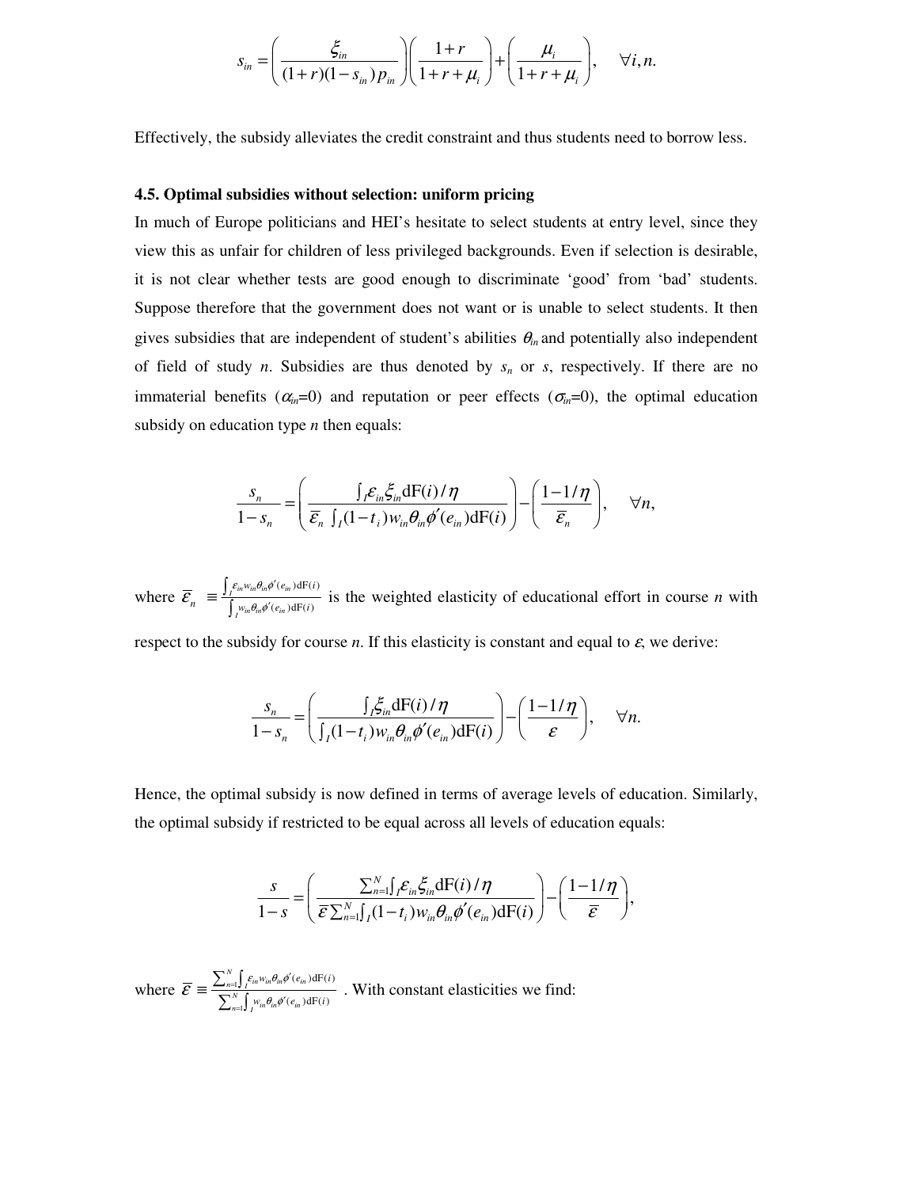$$s_{in} = \left( \frac{\xi_{in}}{(1+r)(1-s_{in})p_{in}} \right) \left( \frac{1+r}{1+r+\mu_i} \right) + \left( \frac{\mu_i}{1+r+\mu_i} \right), \quad \forall i, n.$$

Effectively, the subsidy alleviates the credit constraint and thus students need to borrow less.

### 4.5. Optimal subsidies without selection: uniform pricing

In much of Europe politicians and HEI's hesitate to select students at entry level, since they view this as unfair for children of less privileged backgrounds. Even if selection is desirable, it is not clear whether tests are good enough to discriminate 'good' from 'bad' students. Suppose therefore that the government does not want or is unable to select students. It then gives subsidies that are independent of student's abilities $\theta_{in}$ and potentially also independent of field of study $n$. Subsidies are thus denoted by $s_n$ or $s$, respectively. If there are no immaterial benefits ($\alpha_{in}$=0) and reputation or peer effects ($\sigma_{in}$=0), the optimal education subsidy on education type $n$ then equals:

$$\frac{s_n}{1-s_n} = \left( \frac{\int_I \varepsilon_{in} \xi_{in} \mathrm{dF}(i)/\eta}{\overline{\varepsilon}_n \int_I (1-t_i) w_{in} \theta_{in} \phi'(e_{in}) \mathrm{dF}(i)} \right) - \left( \frac{1-1/\eta}{\overline{\varepsilon}_n} \right), \quad \forall n,$$

where $\overline{\varepsilon}_n \equiv \frac{\int_I \varepsilon_{in} w_{in} \theta_{in} \phi'(e_{in}) \mathrm{dF}(i)}{\int_I w_{in} \theta_{in} \phi'(e_{in}) \mathrm{dF}(i)}$ is the weighted elasticity of educational effort in course $n$ with respect to the subsidy for course $n$. If this elasticity is constant and equal to $\varepsilon$, we derive:

$$\frac{s_n}{1-s_n} = \left( \frac{\int_I \xi_{in} \mathrm{dF}(i)/\eta}{\int_I (1-t_i) w_{in} \theta_{in} \phi'(e_{in}) \mathrm{dF}(i)} \right) - \left( \frac{1-1/\eta}{\varepsilon} \right), \quad \forall n.$$

Hence, the optimal subsidy is now defined in terms of average levels of education. Similarly, the optimal subsidy if restricted to be equal across all levels of education equals:

$$\frac{s}{1-s} = \left( \frac{\sum_{n=1}^{N} \int_I \varepsilon_{in} \xi_{in} \mathrm{dF}(i)/\eta}{\overline{\varepsilon} \sum_{n=1}^{N} \int_I (1-t_i) w_{in} \theta_{in} \phi'(e_{in}) \mathrm{dF}(i)} \right) - \left( \frac{1-1/\eta}{\overline{\varepsilon}} \right),$$

where $\overline{\varepsilon} \equiv \frac{\sum_{n=1}^{N} \int_I \varepsilon_{in} w_{in} \theta_{in} \phi'(e_{in}) \mathrm{dF}(i)}{\sum_{n=1}^{N} \int_I w_{in} \theta_{in} \phi'(e_{in}) \mathrm{dF}(i)}$. With constant elasticities we find: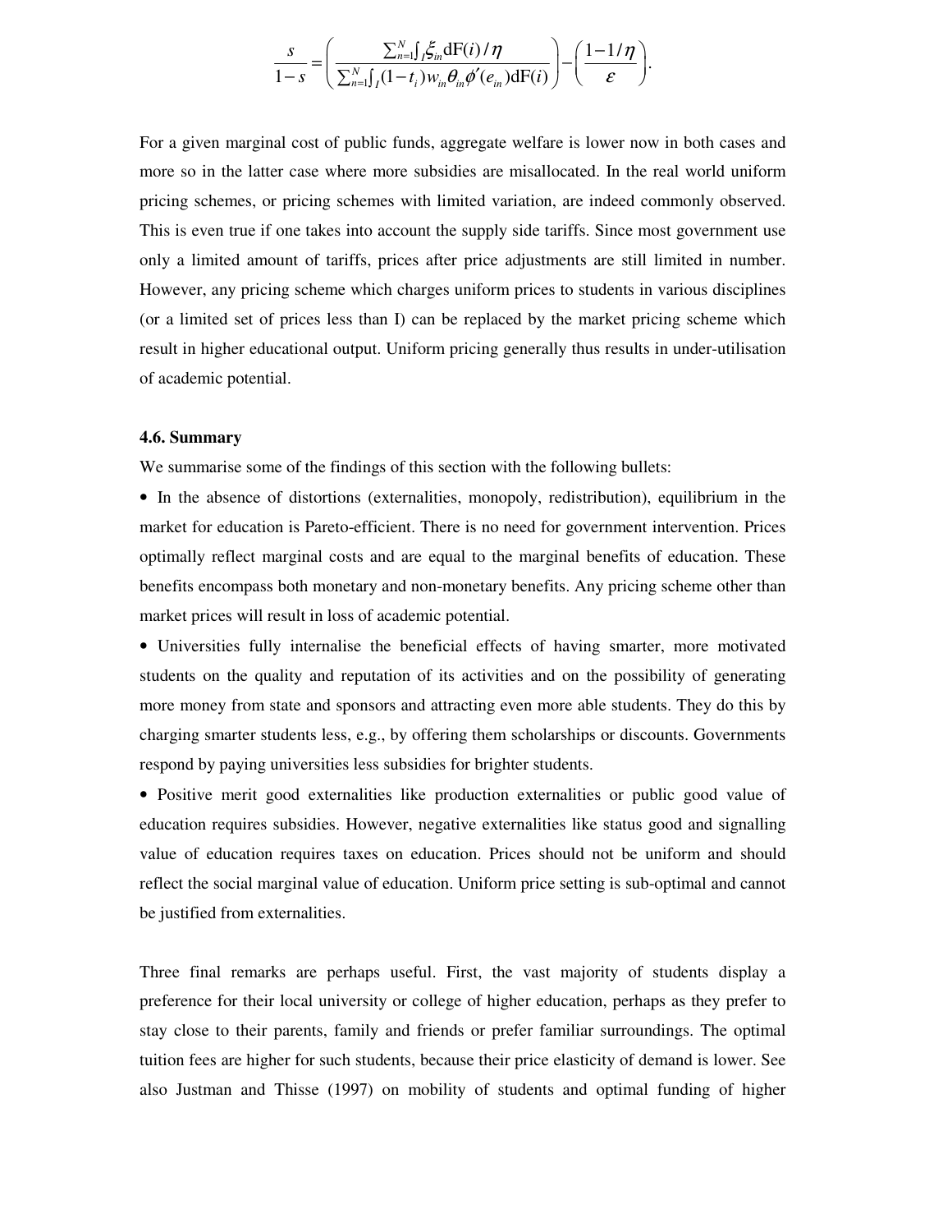$$\frac{s}{1-s}=\left(\frac{\sum_{n=1}^{N}\int_{I}\xi_{in}\mathrm{dF}(i)/\eta}{\sum_{n=1}^{N}\int_{I}(1-t_{i})w_{in}\theta_{in}\phi'(e_{in})\mathrm{dF}(i)}\right)-\left(\frac{1-1/\eta}{\varepsilon}\right).$$

For a given marginal cost of public funds, aggregate welfare is lower now in both cases and more so in the latter case where more subsidies are misallocated. In the real world uniform pricing schemes, or pricing schemes with limited variation, are indeed commonly observed. This is even true if one takes into account the supply side tariffs. Since most government use only a limited amount of tariffs, prices after price adjustments are still limited in number. However, any pricing scheme which charges uniform prices to students in various disciplines (or a limited set of prices less than I) can be replaced by the market pricing scheme which result in higher educational output. Uniform pricing generally thus results in under-utilisation of academic potential.

**4.6. Summary**

We summarise some of the findings of this section with the following bullets:

- In the absence of distortions (externalities, monopoly, redistribution), equilibrium in the market for education is Pareto-efficient. There is no need for government intervention. Prices optimally reflect marginal costs and are equal to the marginal benefits of education. These benefits encompass both monetary and non-monetary benefits. Any pricing scheme other than market prices will result in loss of academic potential.
- Universities fully internalise the beneficial effects of having smarter, more motivated students on the quality and reputation of its activities and on the possibility of generating more money from state and sponsors and attracting even more able students. They do this by charging smarter students less, e.g., by offering them scholarships or discounts. Governments respond by paying universities less subsidies for brighter students.
- Positive merit good externalities like production externalities or public good value of education requires subsidies. However, negative externalities like status good and signalling value of education requires taxes on education. Prices should not be uniform and should reflect the social marginal value of education. Uniform price setting is sub-optimal and cannot be justified from externalities.

Three final remarks are perhaps useful. First, the vast majority of students display a preference for their local university or college of higher education, perhaps as they prefer to stay close to their parents, family and friends or prefer familiar surroundings. The optimal tuition fees are higher for such students, because their price elasticity of demand is lower. See also Justman and Thisse (1997) on mobility of students and optimal funding of higher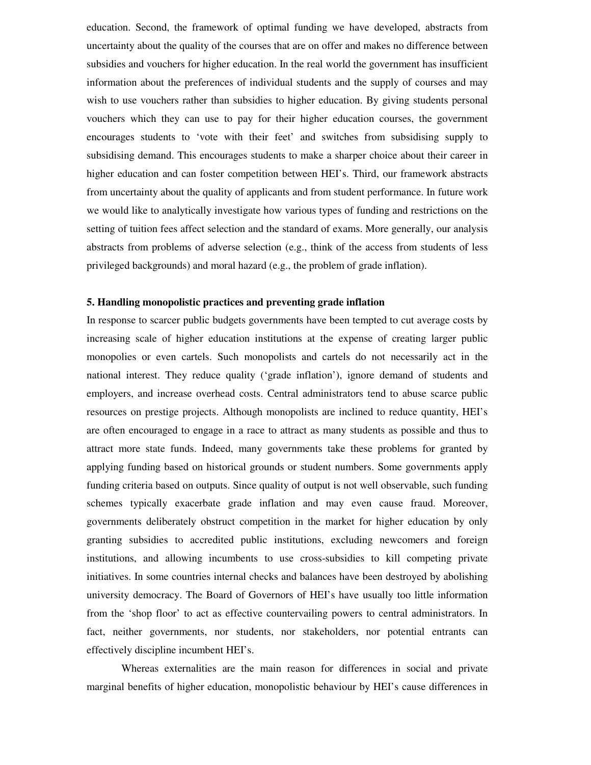education. Second, the framework of optimal funding we have developed, abstracts from uncertainty about the quality of the courses that are on offer and makes no difference between subsidies and vouchers for higher education. In the real world the government has insufficient information about the preferences of individual students and the supply of courses and may wish to use vouchers rather than subsidies to higher education. By giving students personal vouchers which they can use to pay for their higher education courses, the government encourages students to 'vote with their feet' and switches from subsidising supply to subsidising demand. This encourages students to make a sharper choice about their career in higher education and can foster competition between HEI's. Third, our framework abstracts from uncertainty about the quality of applicants and from student performance. In future work we would like to analytically investigate how various types of funding and restrictions on the setting of tuition fees affect selection and the standard of exams. More generally, our analysis abstracts from problems of adverse selection (e.g., think of the access from students of less privileged backgrounds) and moral hazard (e.g., the problem of grade inflation).

## 5. Handling monopolistic practices and preventing grade inflation

In response to scarcer public budgets governments have been tempted to cut average costs by increasing scale of higher education institutions at the expense of creating larger public monopolies or even cartels. Such monopolists and cartels do not necessarily act in the national interest. They reduce quality ('grade inflation'), ignore demand of students and employers, and increase overhead costs. Central administrators tend to abuse scarce public resources on prestige projects. Although monopolists are inclined to reduce quantity, HEI's are often encouraged to engage in a race to attract as many students as possible and thus to attract more state funds. Indeed, many governments take these problems for granted by applying funding based on historical grounds or student numbers. Some governments apply funding criteria based on outputs. Since quality of output is not well observable, such funding schemes typically exacerbate grade inflation and may even cause fraud. Moreover, governments deliberately obstruct competition in the market for higher education by only granting subsidies to accredited public institutions, excluding newcomers and foreign institutions, and allowing incumbents to use cross-subsidies to kill competing private initiatives. In some countries internal checks and balances have been destroyed by abolishing university democracy. The Board of Governors of HEI's have usually too little information from the 'shop floor' to act as effective countervailing powers to central administrators. In fact, neither governments, nor students, nor stakeholders, nor potential entrants can effectively discipline incumbent HEI's.

Whereas externalities are the main reason for differences in social and private marginal benefits of higher education, monopolistic behaviour by HEI's cause differences in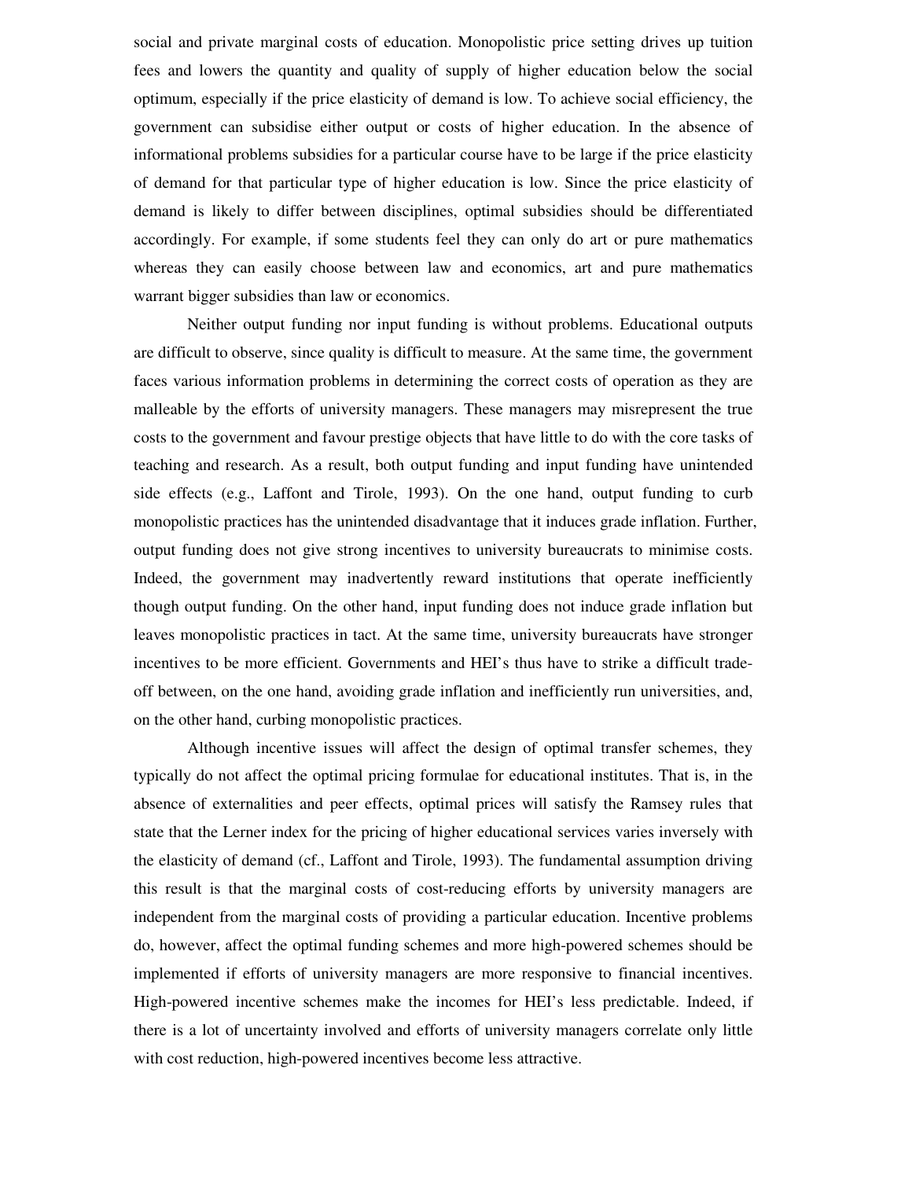social and private marginal costs of education. Monopolistic price setting drives up tuition fees and lowers the quantity and quality of supply of higher education below the social optimum, especially if the price elasticity of demand is low. To achieve social efficiency, the government can subsidise either output or costs of higher education. In the absence of informational problems subsidies for a particular course have to be large if the price elasticity of demand for that particular type of higher education is low. Since the price elasticity of demand is likely to differ between disciplines, optimal subsidies should be differentiated accordingly. For example, if some students feel they can only do art or pure mathematics whereas they can easily choose between law and economics, art and pure mathematics warrant bigger subsidies than law or economics.

Neither output funding nor input funding is without problems. Educational outputs are difficult to observe, since quality is difficult to measure. At the same time, the government faces various information problems in determining the correct costs of operation as they are malleable by the efforts of university managers. These managers may misrepresent the true costs to the government and favour prestige objects that have little to do with the core tasks of teaching and research. As a result, both output funding and input funding have unintended side effects (e.g., Laffont and Tirole, 1993). On the one hand, output funding to curb monopolistic practices has the unintended disadvantage that it induces grade inflation. Further, output funding does not give strong incentives to university bureaucrats to minimise costs. Indeed, the government may inadvertently reward institutions that operate inefficiently though output funding. On the other hand, input funding does not induce grade inflation but leaves monopolistic practices in tact. At the same time, university bureaucrats have stronger incentives to be more efficient. Governments and HEI's thus have to strike a difficult trade-off between, on the one hand, avoiding grade inflation and inefficiently run universities, and, on the other hand, curbing monopolistic practices.

Although incentive issues will affect the design of optimal transfer schemes, they typically do not affect the optimal pricing formulae for educational institutes. That is, in the absence of externalities and peer effects, optimal prices will satisfy the Ramsey rules that state that the Lerner index for the pricing of higher educational services varies inversely with the elasticity of demand (cf., Laffont and Tirole, 1993). The fundamental assumption driving this result is that the marginal costs of cost-reducing efforts by university managers are independent from the marginal costs of providing a particular education. Incentive problems do, however, affect the optimal funding schemes and more high-powered schemes should be implemented if efforts of university managers are more responsive to financial incentives. High-powered incentive schemes make the incomes for HEI's less predictable. Indeed, if there is a lot of uncertainty involved and efforts of university managers correlate only little with cost reduction, high-powered incentives become less attractive.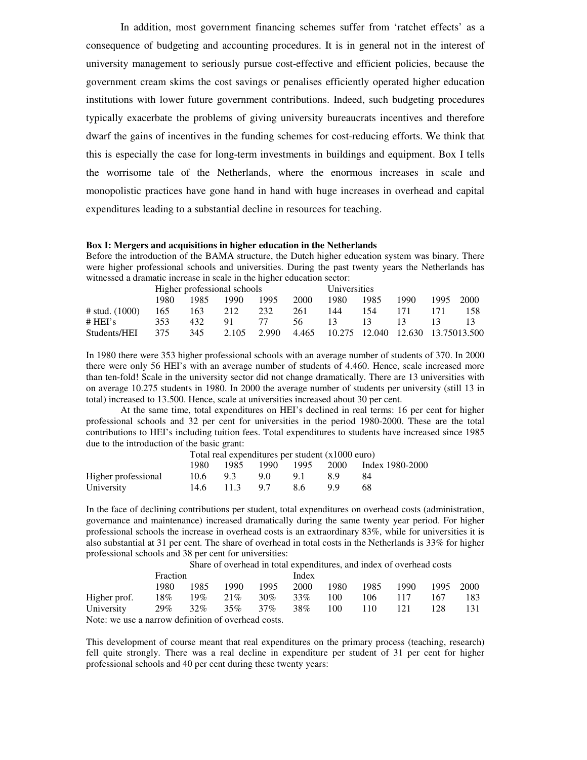In addition, most government financing schemes suffer from 'ratchet effects' as a consequence of budgeting and accounting procedures. It is in general not in the interest of university management to seriously pursue cost-effective and efficient policies, because the government cream skims the cost savings or penalises efficiently operated higher education institutions with lower future government contributions. Indeed, such budgeting procedures typically exacerbate the problems of giving university bureaucrats incentives and therefore dwarf the gains of incentives in the funding schemes for cost-reducing efforts. We think that this is especially the case for long-term investments in buildings and equipment. Box I tells the worrisome tale of the Netherlands, where the enormous increases in scale and monopolistic practices have gone hand in hand with huge increases in overhead and capital expenditures leading to a substantial decline in resources for teaching.

**Box I: Mergers and acquisitions in higher education in the Netherlands**

Before the introduction of the BAMA structure, the Dutch higher education system was binary. There were higher professional schools and universities. During the past twenty years the Netherlands has witnessed a dramatic increase in scale in the higher education sector:

| | Higher professional schools | | | | | Universities | | | | |
|---|---|---|---|---|---|---|---|---|---|---|
| | 1980 | 1985 | 1990 | 1995 | 2000 | 1980 | 1985 | 1990 | 1995 | 2000 |
| # stud. (1000) | 165 | 163 | 212 | 232 | 261 | 144 | 154 | 171 | 171 | 158 |
| # HEI's | 353 | 432 | 91 | 77 | 56 | 13 | 13 | 13 | 13 | 13 |
| Students/HEI | 375 | 345 | 2.105 | 2.990 | 4.465 | 10.275 | 12.040 | 12.630 | 13.750 | 13.500 |

In 1980 there were 353 higher professional schools with an average number of students of 370. In 2000 there were only 56 HEI's with an average number of students of 4.460. Hence, scale increased more than ten-fold! Scale in the university sector did not change dramatically. There are 13 universities with on average 10.275 students in 1980. In 2000 the average number of students per university (still 13 in total) increased to 13.500. Hence, scale at universities increased about 30 per cent.

At the same time, total expenditures on HEI's declined in real terms: 16 per cent for higher professional schools and 32 per cent for universities in the period 1980-2000. These are the total contributions to HEI's including tuition fees. Total expenditures to students have increased since 1985 due to the introduction of the basic grant:

| | Total real expenditures per student (x1000 euro) | | | | | |
|---|---|---|---|---|---|---|
| | 1980 | 1985 | 1990 | 1995 | 2000 | Index 1980-2000 |
| Higher professional | 10.6 | 9.3 | 9.0 | 9.1 | 8.9 | 84 |
| University | 14.6 | 11.3 | 9.7 | 8.6 | 9.9 | 68 |

In the face of declining contributions per student, total expenditures on overhead costs (administration, governance and maintenance) increased dramatically during the same twenty year period. For higher professional schools the increase in overhead costs is an extraordinary 83%, while for universities it is also substantial at 31 per cent. The share of overhead in total costs in the Netherlands is 33% for higher professional schools and 38 per cent for universities:

| | Share of overhead in total expenditures, and index of overhead costs | | | | | | | | | |
|---|---|---|---|---|---|---|---|---|---|---|
| | Fraction | | | | | Index | | | | |
| | 1980 | 1985 | 1990 | 1995 | 2000 | 1980 | 1985 | 1990 | 1995 | 2000 |
| Higher prof. | 18% | 19% | 21% | 30% | 33% | 100 | 106 | 117 | 167 | 183 |
| University | 29% | 32% | 35% | 37% | 38% | 100 | 110 | 121 | 128 | 131 |

Note: we use a narrow definition of overhead costs.

This development of course meant that real expenditures on the primary process (teaching, research) fell quite strongly. There was a real decline in expenditure per student of 31 per cent for higher professional schools and 40 per cent during these twenty years: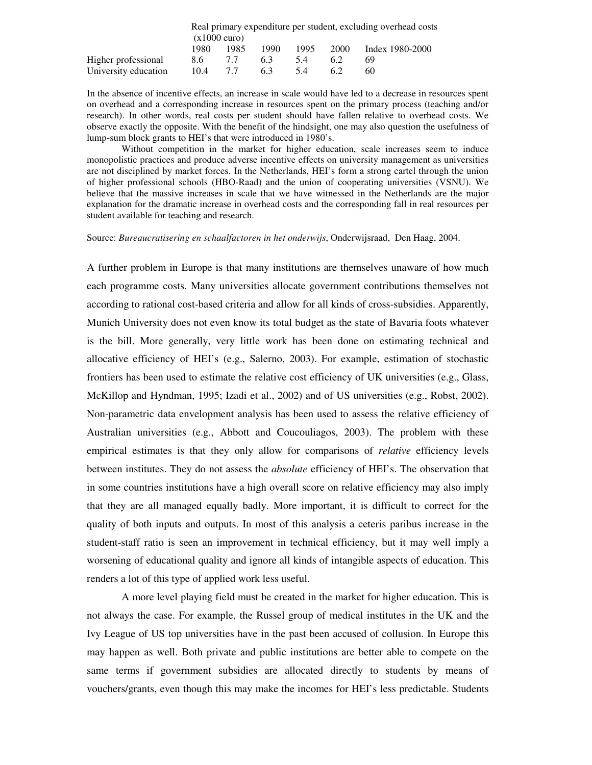| | Real primary expenditure per student, excluding overhead costs (x1000 euro) | | | | | |
|---|---|---|---|---|---|---|
| | 1980 | 1985 | 1990 | 1995 | 2000 | Index 1980-2000 |
| Higher professional | 8.6 | 7.7 | 6.3 | 5.4 | 6.2 | 69 |
| University education | 10.4 | 7.7 | 6.3 | 5.4 | 6.2 | 60 |

In the absence of incentive effects, an increase in scale would have led to a decrease in resources spent on overhead and a corresponding increase in resources spent on the primary process (teaching and/or research). In other words, real costs per student should have fallen relative to overhead costs. We observe exactly the opposite. With the benefit of the hindsight, one may also question the usefulness of lump-sum block grants to HEI's that were introduced in 1980's.

Without competition in the market for higher education, scale increases seem to induce monopolistic practices and produce adverse incentive effects on university management as universities are not disciplined by market forces. In the Netherlands, HEI's form a strong cartel through the union of higher professional schools (HBO-Raad) and the union of cooperating universities (VSNU). We believe that the massive increases in scale that we have witnessed in the Netherlands are the major explanation for the dramatic increase in overhead costs and the corresponding fall in real resources per student available for teaching and research.

Source: *Bureaucratisering en schaalfactoren in het onderwijs*, Onderwijsraad, Den Haag, 2004.

A further problem in Europe is that many institutions are themselves unaware of how much each programme costs. Many universities allocate government contributions themselves not according to rational cost-based criteria and allow for all kinds of cross-subsidies. Apparently, Munich University does not even know its total budget as the state of Bavaria foots whatever is the bill. More generally, very little work has been done on estimating technical and allocative efficiency of HEI's (e.g., Salerno, 2003). For example, estimation of stochastic frontiers has been used to estimate the relative cost efficiency of UK universities (e.g., Glass, McKillop and Hyndman, 1995; Izadi et al., 2002) and of US universities (e.g., Robst, 2002). Non-parametric data envelopment analysis has been used to assess the relative efficiency of Australian universities (e.g., Abbott and Coucouliagos, 2003). The problem with these empirical estimates is that they only allow for comparisons of *relative* efficiency levels between institutes. They do not assess the *absolute* efficiency of HEI's. The observation that in some countries institutions have a high overall score on relative efficiency may also imply that they are all managed equally badly. More important, it is difficult to correct for the quality of both inputs and outputs. In most of this analysis a ceteris paribus increase in the student-staff ratio is seen an improvement in technical efficiency, but it may well imply a worsening of educational quality and ignore all kinds of intangible aspects of education. This renders a lot of this type of applied work less useful.

A more level playing field must be created in the market for higher education. This is not always the case. For example, the Russel group of medical institutes in the UK and the Ivy League of US top universities have in the past been accused of collusion. In Europe this may happen as well. Both private and public institutions are better able to compete on the same terms if government subsidies are allocated directly to students by means of vouchers/grants, even though this may make the incomes for HEI's less predictable. Students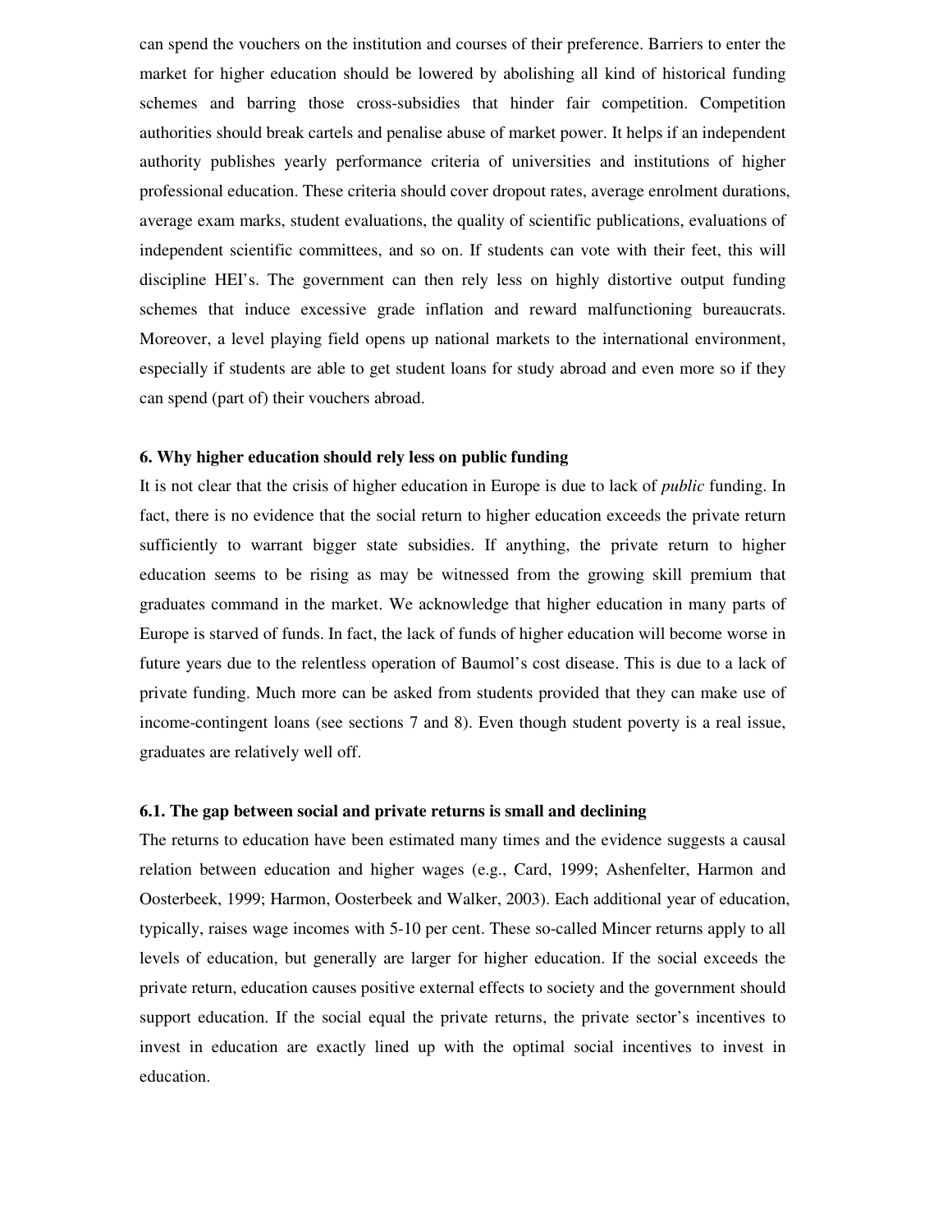can spend the vouchers on the institution and courses of their preference. Barriers to enter the market for higher education should be lowered by abolishing all kind of historical funding schemes and barring those cross-subsidies that hinder fair competition. Competition authorities should break cartels and penalise abuse of market power. It helps if an independent authority publishes yearly performance criteria of universities and institutions of higher professional education. These criteria should cover dropout rates, average enrolment durations, average exam marks, student evaluations, the quality of scientific publications, evaluations of independent scientific committees, and so on. If students can vote with their feet, this will discipline HEI's. The government can then rely less on highly distortive output funding schemes that induce excessive grade inflation and reward malfunctioning bureaucrats. Moreover, a level playing field opens up national markets to the international environment, especially if students are able to get student loans for study abroad and even more so if they can spend (part of) their vouchers abroad.

## 6. Why higher education should rely less on public funding

It is not clear that the crisis of higher education in Europe is due to lack of *public* funding. In fact, there is no evidence that the social return to higher education exceeds the private return sufficiently to warrant bigger state subsidies. If anything, the private return to higher education seems to be rising as may be witnessed from the growing skill premium that graduates command in the market. We acknowledge that higher education in many parts of Europe is starved of funds. In fact, the lack of funds of higher education will become worse in future years due to the relentless operation of Baumol's cost disease. This is due to a lack of private funding. Much more can be asked from students provided that they can make use of income-contingent loans (see sections 7 and 8). Even though student poverty is a real issue, graduates are relatively well off.

### 6.1. The gap between social and private returns is small and declining

The returns to education have been estimated many times and the evidence suggests a causal relation between education and higher wages (e.g., Card, 1999; Ashenfelter, Harmon and Oosterbeek, 1999; Harmon, Oosterbeek and Walker, 2003). Each additional year of education, typically, raises wage incomes with 5-10 per cent. These so-called Mincer returns apply to all levels of education, but generally are larger for higher education. If the social exceeds the private return, education causes positive external effects to society and the government should support education. If the social equal the private returns, the private sector's incentives to invest in education are exactly lined up with the optimal social incentives to invest in education.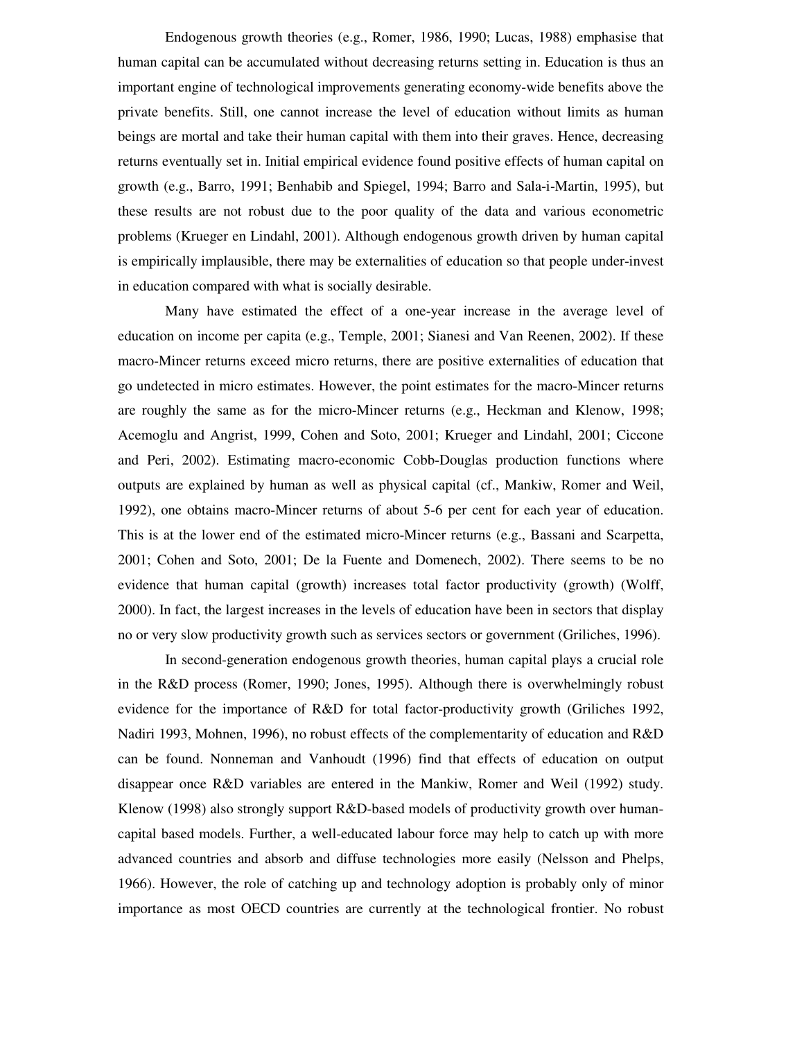Endogenous growth theories (e.g., Romer, 1986, 1990; Lucas, 1988) emphasise that human capital can be accumulated without decreasing returns setting in. Education is thus an important engine of technological improvements generating economy-wide benefits above the private benefits. Still, one cannot increase the level of education without limits as human beings are mortal and take their human capital with them into their graves. Hence, decreasing returns eventually set in. Initial empirical evidence found positive effects of human capital on growth (e.g., Barro, 1991; Benhabib and Spiegel, 1994; Barro and Sala-i-Martin, 1995), but these results are not robust due to the poor quality of the data and various econometric problems (Krueger en Lindahl, 2001). Although endogenous growth driven by human capital is empirically implausible, there may be externalities of education so that people under-invest in education compared with what is socially desirable.

Many have estimated the effect of a one-year increase in the average level of education on income per capita (e.g., Temple, 2001; Sianesi and Van Reenen, 2002). If these macro-Mincer returns exceed micro returns, there are positive externalities of education that go undetected in micro estimates. However, the point estimates for the macro-Mincer returns are roughly the same as for the micro-Mincer returns (e.g., Heckman and Klenow, 1998; Acemoglu and Angrist, 1999, Cohen and Soto, 2001; Krueger and Lindahl, 2001; Ciccone and Peri, 2002). Estimating macro-economic Cobb-Douglas production functions where outputs are explained by human as well as physical capital (cf., Mankiw, Romer and Weil, 1992), one obtains macro-Mincer returns of about 5-6 per cent for each year of education. This is at the lower end of the estimated micro-Mincer returns (e.g., Bassani and Scarpetta, 2001; Cohen and Soto, 2001; De la Fuente and Domenech, 2002). There seems to be no evidence that human capital (growth) increases total factor productivity (growth) (Wolff, 2000). In fact, the largest increases in the levels of education have been in sectors that display no or very slow productivity growth such as services sectors or government (Griliches, 1996).

In second-generation endogenous growth theories, human capital plays a crucial role in the R&D process (Romer, 1990; Jones, 1995). Although there is overwhelmingly robust evidence for the importance of R&D for total factor-productivity growth (Griliches 1992, Nadiri 1993, Mohnen, 1996), no robust effects of the complementarity of education and R&D can be found. Nonneman and Vanhoudt (1996) find that effects of education on output disappear once R&D variables are entered in the Mankiw, Romer and Weil (1992) study. Klenow (1998) also strongly support R&D-based models of productivity growth over human-capital based models. Further, a well-educated labour force may help to catch up with more advanced countries and absorb and diffuse technologies more easily (Nelsson and Phelps, 1966). However, the role of catching up and technology adoption is probably only of minor importance as most OECD countries are currently at the technological frontier. No robust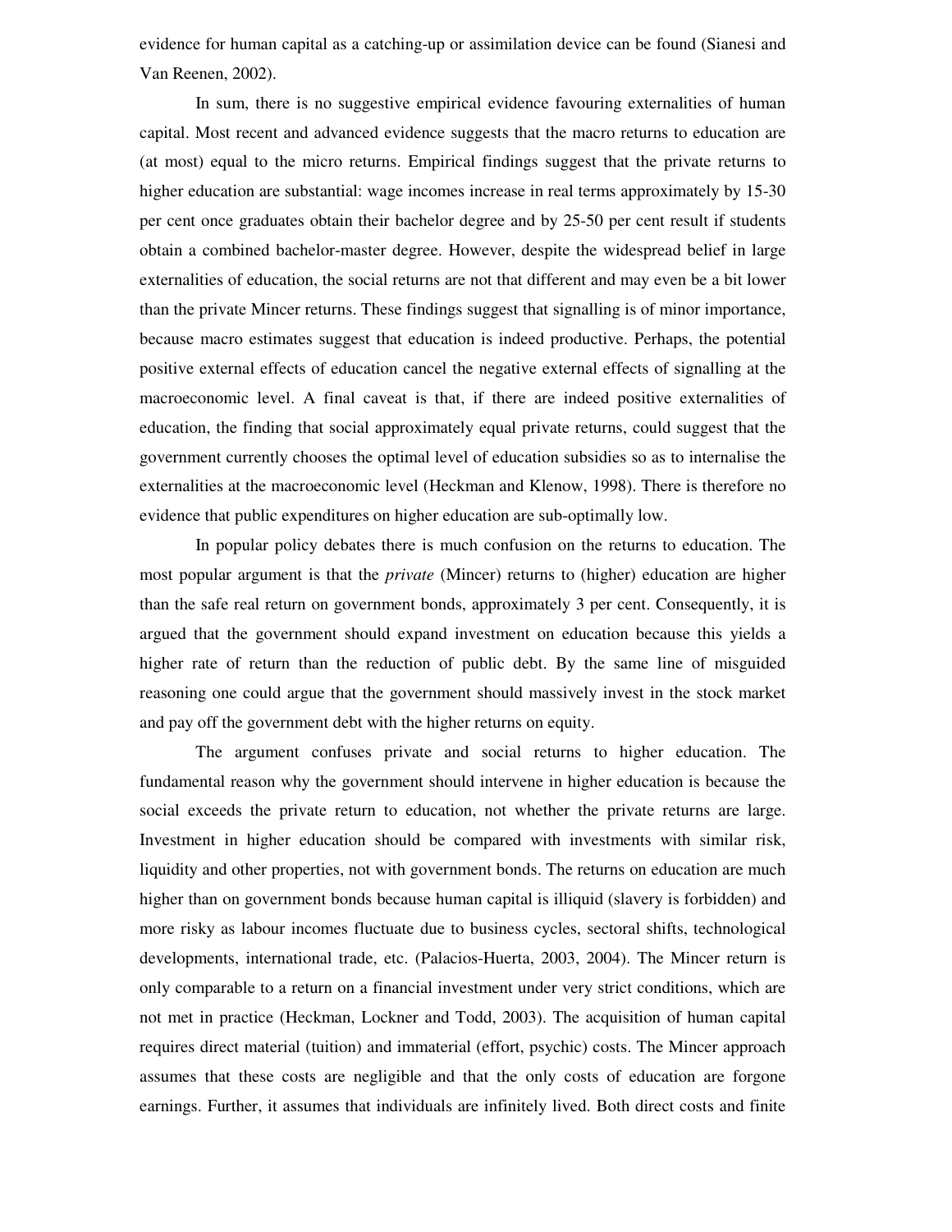evidence for human capital as a catching-up or assimilation device can be found (Sianesi and Van Reenen, 2002).

In sum, there is no suggestive empirical evidence favouring externalities of human capital. Most recent and advanced evidence suggests that the macro returns to education are (at most) equal to the micro returns. Empirical findings suggest that the private returns to higher education are substantial: wage incomes increase in real terms approximately by 15-30 per cent once graduates obtain their bachelor degree and by 25-50 per cent result if students obtain a combined bachelor-master degree. However, despite the widespread belief in large externalities of education, the social returns are not that different and may even be a bit lower than the private Mincer returns. These findings suggest that signalling is of minor importance, because macro estimates suggest that education is indeed productive. Perhaps, the potential positive external effects of education cancel the negative external effects of signalling at the macroeconomic level. A final caveat is that, if there are indeed positive externalities of education, the finding that social approximately equal private returns, could suggest that the government currently chooses the optimal level of education subsidies so as to internalise the externalities at the macroeconomic level (Heckman and Klenow, 1998). There is therefore no evidence that public expenditures on higher education are sub-optimally low.

In popular policy debates there is much confusion on the returns to education. The most popular argument is that the *private* (Mincer) returns to (higher) education are higher than the safe real return on government bonds, approximately 3 per cent. Consequently, it is argued that the government should expand investment on education because this yields a higher rate of return than the reduction of public debt. By the same line of misguided reasoning one could argue that the government should massively invest in the stock market and pay off the government debt with the higher returns on equity.

The argument confuses private and social returns to higher education. The fundamental reason why the government should intervene in higher education is because the social exceeds the private return to education, not whether the private returns are large. Investment in higher education should be compared with investments with similar risk, liquidity and other properties, not with government bonds. The returns on education are much higher than on government bonds because human capital is illiquid (slavery is forbidden) and more risky as labour incomes fluctuate due to business cycles, sectoral shifts, technological developments, international trade, etc. (Palacios-Huerta, 2003, 2004). The Mincer return is only comparable to a return on a financial investment under very strict conditions, which are not met in practice (Heckman, Lockner and Todd, 2003). The acquisition of human capital requires direct material (tuition) and immaterial (effort, psychic) costs. The Mincer approach assumes that these costs are negligible and that the only costs of education are forgone earnings. Further, it assumes that individuals are infinitely lived. Both direct costs and finite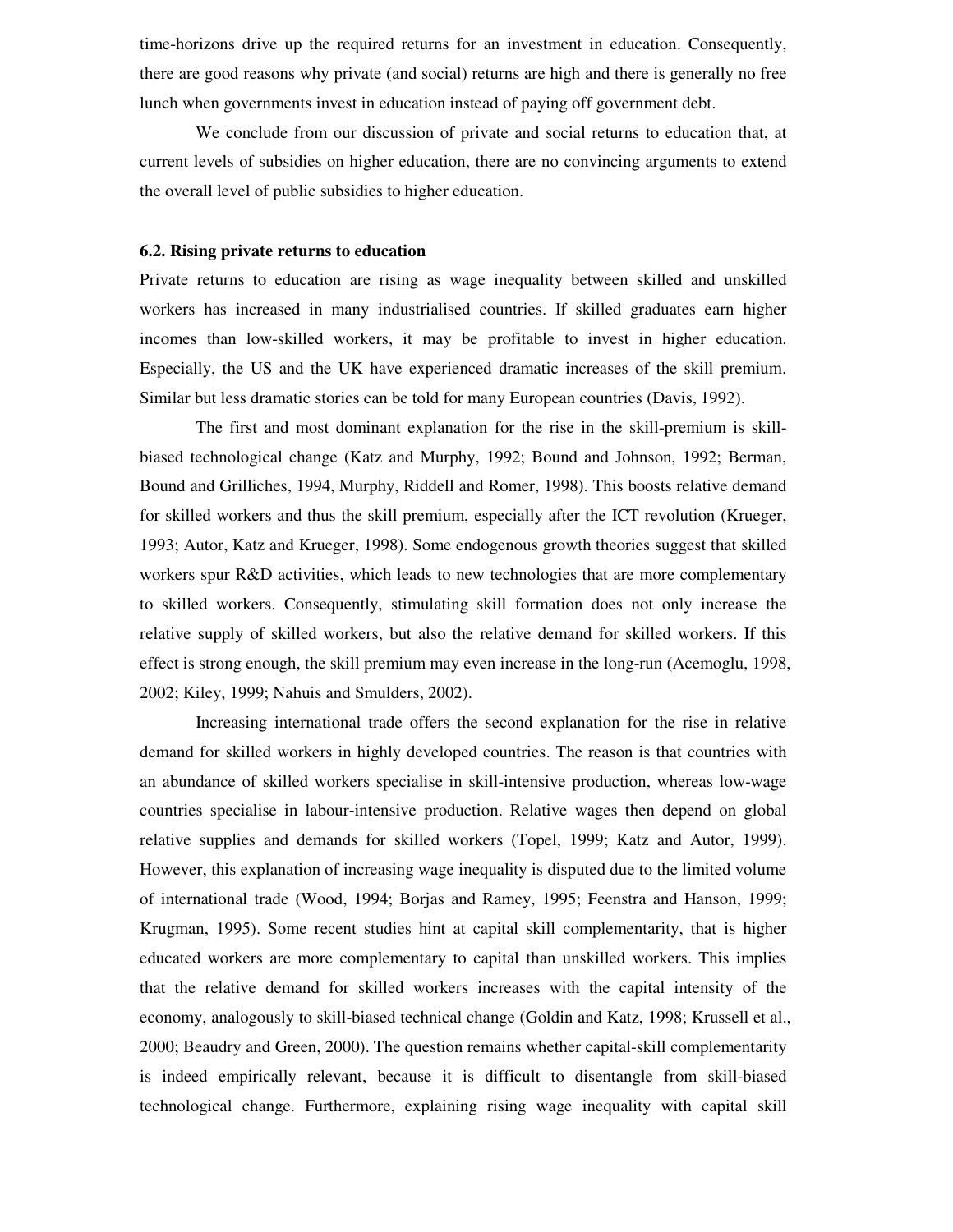time-horizons drive up the required returns for an investment in education. Consequently, there are good reasons why private (and social) returns are high and there is generally no free lunch when governments invest in education instead of paying off government debt.

We conclude from our discussion of private and social returns to education that, at current levels of subsidies on higher education, there are no convincing arguments to extend the overall level of public subsidies to higher education.

**6.2. Rising private returns to education**

Private returns to education are rising as wage inequality between skilled and unskilled workers has increased in many industrialised countries. If skilled graduates earn higher incomes than low-skilled workers, it may be profitable to invest in higher education. Especially, the US and the UK have experienced dramatic increases of the skill premium. Similar but less dramatic stories can be told for many European countries (Davis, 1992).

The first and most dominant explanation for the rise in the skill-premium is skill-biased technological change (Katz and Murphy, 1992; Bound and Johnson, 1992; Berman, Bound and Grilliches, 1994, Murphy, Riddell and Romer, 1998). This boosts relative demand for skilled workers and thus the skill premium, especially after the ICT revolution (Krueger, 1993; Autor, Katz and Krueger, 1998). Some endogenous growth theories suggest that skilled workers spur R&D activities, which leads to new technologies that are more complementary to skilled workers. Consequently, stimulating skill formation does not only increase the relative supply of skilled workers, but also the relative demand for skilled workers. If this effect is strong enough, the skill premium may even increase in the long-run (Acemoglu, 1998, 2002; Kiley, 1999; Nahuis and Smulders, 2002).

Increasing international trade offers the second explanation for the rise in relative demand for skilled workers in highly developed countries. The reason is that countries with an abundance of skilled workers specialise in skill-intensive production, whereas low-wage countries specialise in labour-intensive production. Relative wages then depend on global relative supplies and demands for skilled workers (Topel, 1999; Katz and Autor, 1999). However, this explanation of increasing wage inequality is disputed due to the limited volume of international trade (Wood, 1994; Borjas and Ramey, 1995; Feenstra and Hanson, 1999; Krugman, 1995). Some recent studies hint at capital skill complementarity, that is higher educated workers are more complementary to capital than unskilled workers. This implies that the relative demand for skilled workers increases with the capital intensity of the economy, analogously to skill-biased technical change (Goldin and Katz, 1998; Krussell et al., 2000; Beaudry and Green, 2000). The question remains whether capital-skill complementarity is indeed empirically relevant, because it is difficult to disentangle from skill-biased technological change. Furthermore, explaining rising wage inequality with capital skill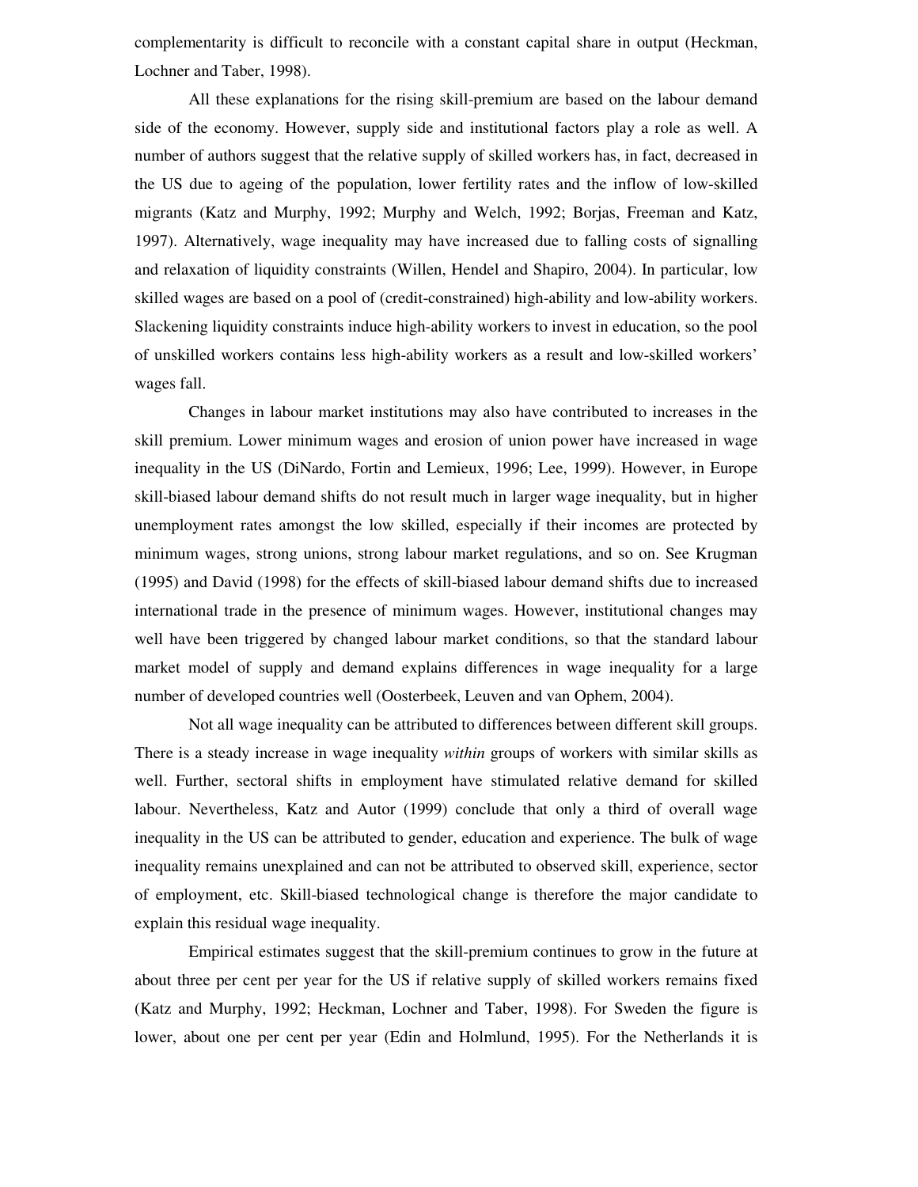complementarity is difficult to reconcile with a constant capital share in output (Heckman, Lochner and Taber, 1998).

All these explanations for the rising skill-premium are based on the labour demand side of the economy. However, supply side and institutional factors play a role as well. A number of authors suggest that the relative supply of skilled workers has, in fact, decreased in the US due to ageing of the population, lower fertility rates and the inflow of low-skilled migrants (Katz and Murphy, 1992; Murphy and Welch, 1992; Borjas, Freeman and Katz, 1997). Alternatively, wage inequality may have increased due to falling costs of signalling and relaxation of liquidity constraints (Willen, Hendel and Shapiro, 2004). In particular, low skilled wages are based on a pool of (credit-constrained) high-ability and low-ability workers. Slackening liquidity constraints induce high-ability workers to invest in education, so the pool of unskilled workers contains less high-ability workers as a result and low-skilled workers' wages fall.

Changes in labour market institutions may also have contributed to increases in the skill premium. Lower minimum wages and erosion of union power have increased in wage inequality in the US (DiNardo, Fortin and Lemieux, 1996; Lee, 1999). However, in Europe skill-biased labour demand shifts do not result much in larger wage inequality, but in higher unemployment rates amongst the low skilled, especially if their incomes are protected by minimum wages, strong unions, strong labour market regulations, and so on. See Krugman (1995) and David (1998) for the effects of skill-biased labour demand shifts due to increased international trade in the presence of minimum wages. However, institutional changes may well have been triggered by changed labour market conditions, so that the standard labour market model of supply and demand explains differences in wage inequality for a large number of developed countries well (Oosterbeek, Leuven and van Ophem, 2004).

Not all wage inequality can be attributed to differences between different skill groups. There is a steady increase in wage inequality *within* groups of workers with similar skills as well. Further, sectoral shifts in employment have stimulated relative demand for skilled labour. Nevertheless, Katz and Autor (1999) conclude that only a third of overall wage inequality in the US can be attributed to gender, education and experience. The bulk of wage inequality remains unexplained and can not be attributed to observed skill, experience, sector of employment, etc. Skill-biased technological change is therefore the major candidate to explain this residual wage inequality.

Empirical estimates suggest that the skill-premium continues to grow in the future at about three per cent per year for the US if relative supply of skilled workers remains fixed (Katz and Murphy, 1992; Heckman, Lochner and Taber, 1998). For Sweden the figure is lower, about one per cent per year (Edin and Holmlund, 1995). For the Netherlands it is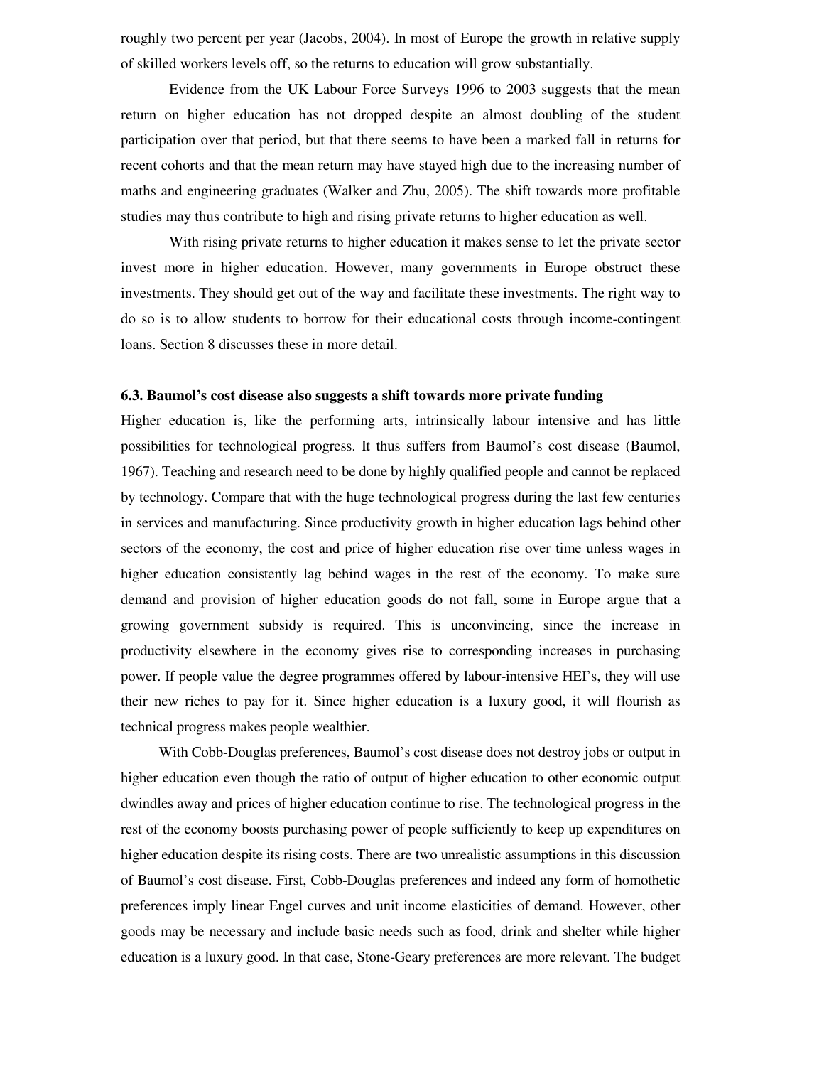roughly two percent per year (Jacobs, 2004). In most of Europe the growth in relative supply of skilled workers levels off, so the returns to education will grow substantially.

Evidence from the UK Labour Force Surveys 1996 to 2003 suggests that the mean return on higher education has not dropped despite an almost doubling of the student participation over that period, but that there seems to have been a marked fall in returns for recent cohorts and that the mean return may have stayed high due to the increasing number of maths and engineering graduates (Walker and Zhu, 2005). The shift towards more profitable studies may thus contribute to high and rising private returns to higher education as well.

With rising private returns to higher education it makes sense to let the private sector invest more in higher education. However, many governments in Europe obstruct these investments. They should get out of the way and facilitate these investments. The right way to do so is to allow students to borrow for their educational costs through income-contingent loans. Section 8 discusses these in more detail.

### 6.3. Baumol's cost disease also suggests a shift towards more private funding

Higher education is, like the performing arts, intrinsically labour intensive and has little possibilities for technological progress. It thus suffers from Baumol's cost disease (Baumol, 1967). Teaching and research need to be done by highly qualified people and cannot be replaced by technology. Compare that with the huge technological progress during the last few centuries in services and manufacturing. Since productivity growth in higher education lags behind other sectors of the economy, the cost and price of higher education rise over time unless wages in higher education consistently lag behind wages in the rest of the economy. To make sure demand and provision of higher education goods do not fall, some in Europe argue that a growing government subsidy is required. This is unconvincing, since the increase in productivity elsewhere in the economy gives rise to corresponding increases in purchasing power. If people value the degree programmes offered by labour-intensive HEI's, they will use their new riches to pay for it. Since higher education is a luxury good, it will flourish as technical progress makes people wealthier.

With Cobb-Douglas preferences, Baumol's cost disease does not destroy jobs or output in higher education even though the ratio of output of higher education to other economic output dwindles away and prices of higher education continue to rise. The technological progress in the rest of the economy boosts purchasing power of people sufficiently to keep up expenditures on higher education despite its rising costs. There are two unrealistic assumptions in this discussion of Baumol's cost disease. First, Cobb-Douglas preferences and indeed any form of homothetic preferences imply linear Engel curves and unit income elasticities of demand. However, other goods may be necessary and include basic needs such as food, drink and shelter while higher education is a luxury good. In that case, Stone-Geary preferences are more relevant. The budget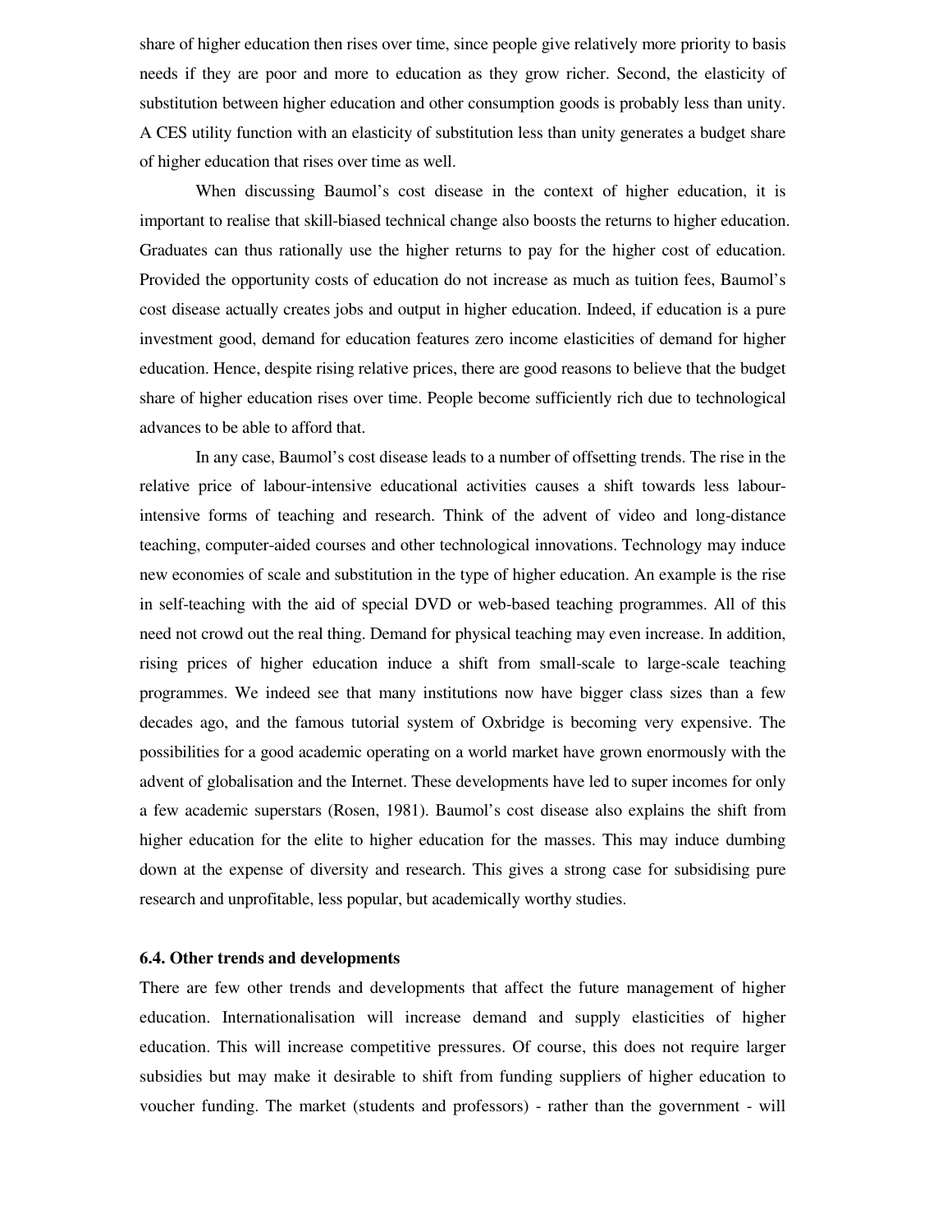share of higher education then rises over time, since people give relatively more priority to basis needs if they are poor and more to education as they grow richer. Second, the elasticity of substitution between higher education and other consumption goods is probably less than unity. A CES utility function with an elasticity of substitution less than unity generates a budget share of higher education that rises over time as well.

When discussing Baumol's cost disease in the context of higher education, it is important to realise that skill-biased technical change also boosts the returns to higher education. Graduates can thus rationally use the higher returns to pay for the higher cost of education. Provided the opportunity costs of education do not increase as much as tuition fees, Baumol's cost disease actually creates jobs and output in higher education. Indeed, if education is a pure investment good, demand for education features zero income elasticities of demand for higher education. Hence, despite rising relative prices, there are good reasons to believe that the budget share of higher education rises over time. People become sufficiently rich due to technological advances to be able to afford that.

In any case, Baumol's cost disease leads to a number of offsetting trends. The rise in the relative price of labour-intensive educational activities causes a shift towards less labour-intensive forms of teaching and research. Think of the advent of video and long-distance teaching, computer-aided courses and other technological innovations. Technology may induce new economies of scale and substitution in the type of higher education. An example is the rise in self-teaching with the aid of special DVD or web-based teaching programmes. All of this need not crowd out the real thing. Demand for physical teaching may even increase. In addition, rising prices of higher education induce a shift from small-scale to large-scale teaching programmes. We indeed see that many institutions now have bigger class sizes than a few decades ago, and the famous tutorial system of Oxbridge is becoming very expensive. The possibilities for a good academic operating on a world market have grown enormously with the advent of globalisation and the Internet. These developments have led to super incomes for only a few academic superstars (Rosen, 1981). Baumol's cost disease also explains the shift from higher education for the elite to higher education for the masses. This may induce dumbing down at the expense of diversity and research. This gives a strong case for subsidising pure research and unprofitable, less popular, but academically worthy studies.

### 6.4. Other trends and developments

There are few other trends and developments that affect the future management of higher education. Internationalisation will increase demand and supply elasticities of higher education. This will increase competitive pressures. Of course, this does not require larger subsidies but may make it desirable to shift from funding suppliers of higher education to voucher funding. The market (students and professors) - rather than the government - will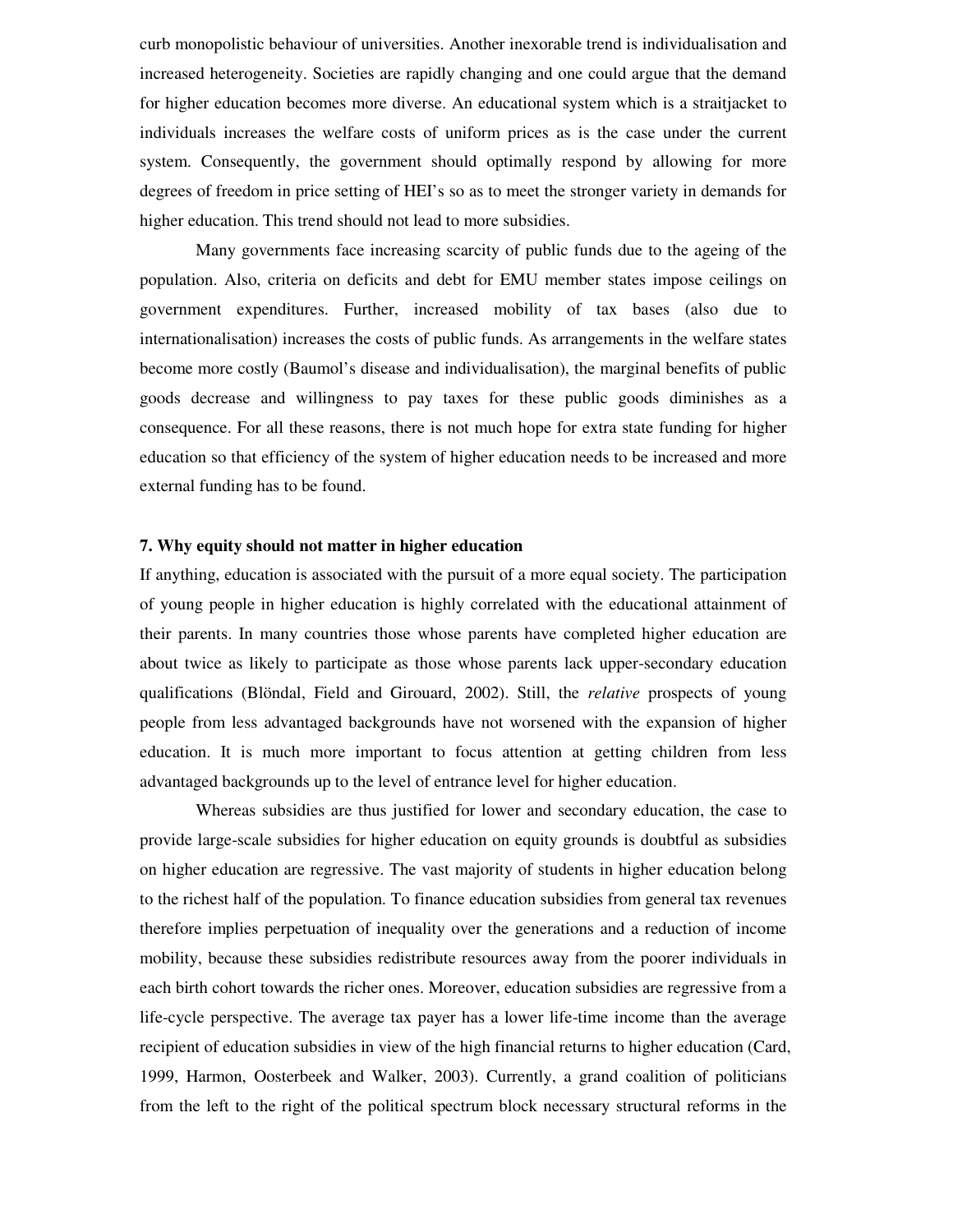curb monopolistic behaviour of universities. Another inexorable trend is individualisation and increased heterogeneity. Societies are rapidly changing and one could argue that the demand for higher education becomes more diverse. An educational system which is a straitjacket to individuals increases the welfare costs of uniform prices as is the case under the current system. Consequently, the government should optimally respond by allowing for more degrees of freedom in price setting of HEI's so as to meet the stronger variety in demands for higher education. This trend should not lead to more subsidies.

Many governments face increasing scarcity of public funds due to the ageing of the population. Also, criteria on deficits and debt for EMU member states impose ceilings on government expenditures. Further, increased mobility of tax bases (also due to internationalisation) increases the costs of public funds. As arrangements in the welfare states become more costly (Baumol's disease and individualisation), the marginal benefits of public goods decrease and willingness to pay taxes for these public goods diminishes as a consequence. For all these reasons, there is not much hope for extra state funding for higher education so that efficiency of the system of higher education needs to be increased and more external funding has to be found.

**7. Why equity should not matter in higher education**

If anything, education is associated with the pursuit of a more equal society. The participation of young people in higher education is highly correlated with the educational attainment of their parents. In many countries those whose parents have completed higher education are about twice as likely to participate as those whose parents lack upper-secondary education qualifications (Blöndal, Field and Girouard, 2002). Still, the *relative* prospects of young people from less advantaged backgrounds have not worsened with the expansion of higher education. It is much more important to focus attention at getting children from less advantaged backgrounds up to the level of entrance level for higher education.

Whereas subsidies are thus justified for lower and secondary education, the case to provide large-scale subsidies for higher education on equity grounds is doubtful as subsidies on higher education are regressive. The vast majority of students in higher education belong to the richest half of the population. To finance education subsidies from general tax revenues therefore implies perpetuation of inequality over the generations and a reduction of income mobility, because these subsidies redistribute resources away from the poorer individuals in each birth cohort towards the richer ones. Moreover, education subsidies are regressive from a life-cycle perspective. The average tax payer has a lower life-time income than the average recipient of education subsidies in view of the high financial returns to higher education (Card, 1999, Harmon, Oosterbeek and Walker, 2003). Currently, a grand coalition of politicians from the left to the right of the political spectrum block necessary structural reforms in the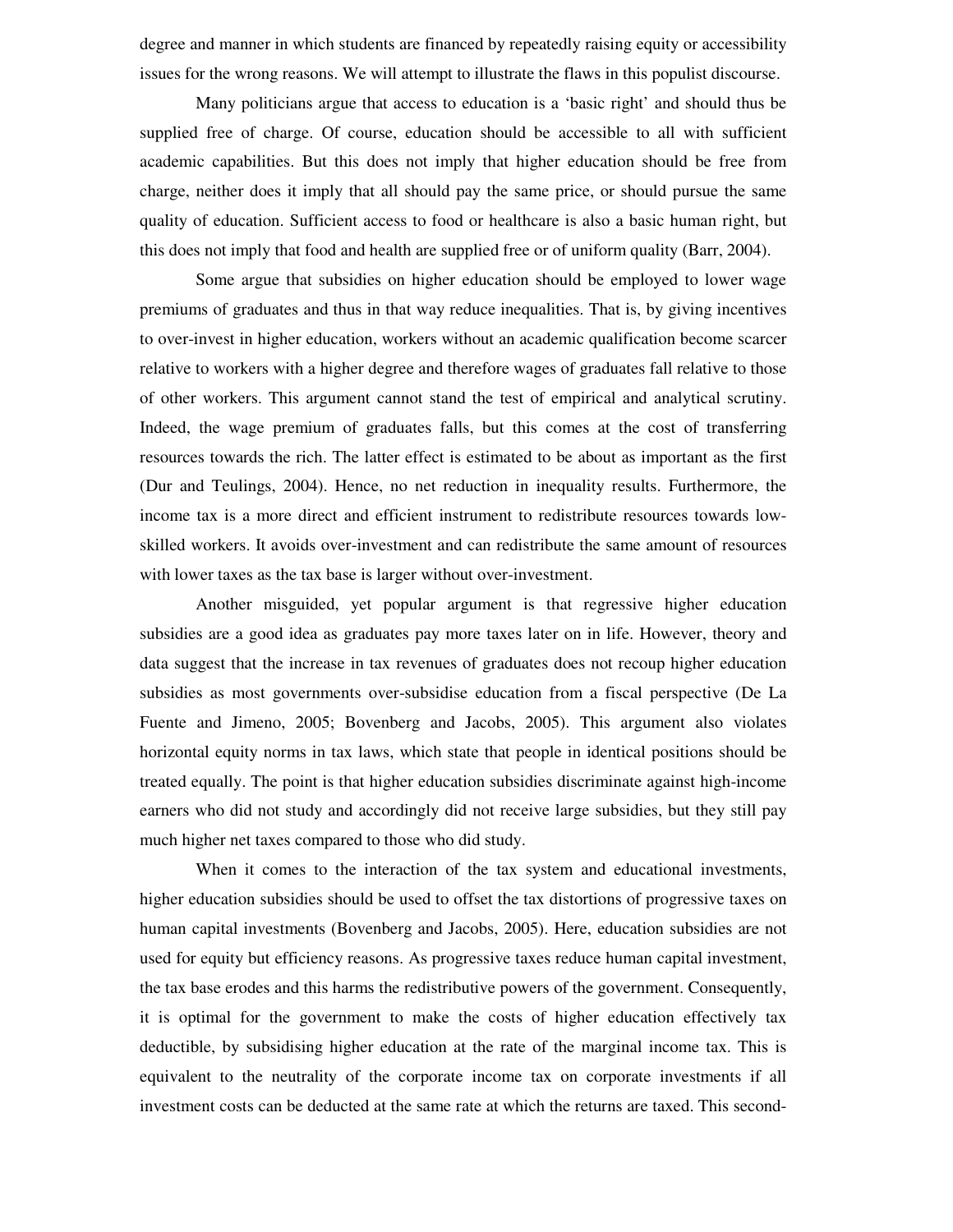degree and manner in which students are financed by repeatedly raising equity or accessibility issues for the wrong reasons. We will attempt to illustrate the flaws in this populist discourse.

Many politicians argue that access to education is a 'basic right' and should thus be supplied free of charge. Of course, education should be accessible to all with sufficient academic capabilities. But this does not imply that higher education should be free from charge, neither does it imply that all should pay the same price, or should pursue the same quality of education. Sufficient access to food or healthcare is also a basic human right, but this does not imply that food and health are supplied free or of uniform quality (Barr, 2004).

Some argue that subsidies on higher education should be employed to lower wage premiums of graduates and thus in that way reduce inequalities. That is, by giving incentives to over-invest in higher education, workers without an academic qualification become scarcer relative to workers with a higher degree and therefore wages of graduates fall relative to those of other workers. This argument cannot stand the test of empirical and analytical scrutiny. Indeed, the wage premium of graduates falls, but this comes at the cost of transferring resources towards the rich. The latter effect is estimated to be about as important as the first (Dur and Teulings, 2004). Hence, no net reduction in inequality results. Furthermore, the income tax is a more direct and efficient instrument to redistribute resources towards low-skilled workers. It avoids over-investment and can redistribute the same amount of resources with lower taxes as the tax base is larger without over-investment.

Another misguided, yet popular argument is that regressive higher education subsidies are a good idea as graduates pay more taxes later on in life. However, theory and data suggest that the increase in tax revenues of graduates does not recoup higher education subsidies as most governments over-subsidise education from a fiscal perspective (De La Fuente and Jimeno, 2005; Bovenberg and Jacobs, 2005). This argument also violates horizontal equity norms in tax laws, which state that people in identical positions should be treated equally. The point is that higher education subsidies discriminate against high-income earners who did not study and accordingly did not receive large subsidies, but they still pay much higher net taxes compared to those who did study.

When it comes to the interaction of the tax system and educational investments, higher education subsidies should be used to offset the tax distortions of progressive taxes on human capital investments (Bovenberg and Jacobs, 2005). Here, education subsidies are not used for equity but efficiency reasons. As progressive taxes reduce human capital investment, the tax base erodes and this harms the redistributive powers of the government. Consequently, it is optimal for the government to make the costs of higher education effectively tax deductible, by subsidising higher education at the rate of the marginal income tax. This is equivalent to the neutrality of the corporate income tax on corporate investments if all investment costs can be deducted at the same rate at which the returns are taxed. This second-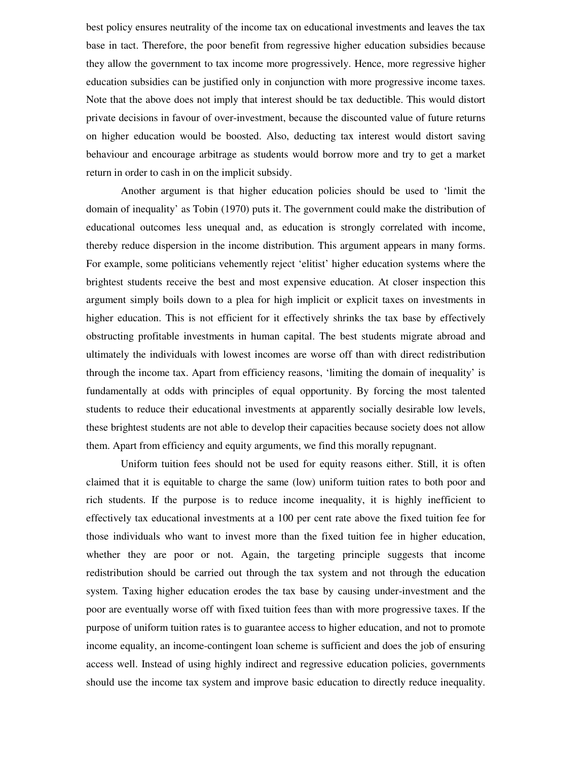best policy ensures neutrality of the income tax on educational investments and leaves the tax base in tact. Therefore, the poor benefit from regressive higher education subsidies because they allow the government to tax income more progressively. Hence, more regressive higher education subsidies can be justified only in conjunction with more progressive income taxes. Note that the above does not imply that interest should be tax deductible. This would distort private decisions in favour of over-investment, because the discounted value of future returns on higher education would be boosted. Also, deducting tax interest would distort saving behaviour and encourage arbitrage as students would borrow more and try to get a market return in order to cash in on the implicit subsidy.

Another argument is that higher education policies should be used to 'limit the domain of inequality' as Tobin (1970) puts it. The government could make the distribution of educational outcomes less unequal and, as education is strongly correlated with income, thereby reduce dispersion in the income distribution. This argument appears in many forms. For example, some politicians vehemently reject 'elitist' higher education systems where the brightest students receive the best and most expensive education. At closer inspection this argument simply boils down to a plea for high implicit or explicit taxes on investments in higher education. This is not efficient for it effectively shrinks the tax base by effectively obstructing profitable investments in human capital. The best students migrate abroad and ultimately the individuals with lowest incomes are worse off than with direct redistribution through the income tax. Apart from efficiency reasons, 'limiting the domain of inequality' is fundamentally at odds with principles of equal opportunity. By forcing the most talented students to reduce their educational investments at apparently socially desirable low levels, these brightest students are not able to develop their capacities because society does not allow them. Apart from efficiency and equity arguments, we find this morally repugnant.

Uniform tuition fees should not be used for equity reasons either. Still, it is often claimed that it is equitable to charge the same (low) uniform tuition rates to both poor and rich students. If the purpose is to reduce income inequality, it is highly inefficient to effectively tax educational investments at a 100 per cent rate above the fixed tuition fee for those individuals who want to invest more than the fixed tuition fee in higher education, whether they are poor or not. Again, the targeting principle suggests that income redistribution should be carried out through the tax system and not through the education system. Taxing higher education erodes the tax base by causing under-investment and the poor are eventually worse off with fixed tuition fees than with more progressive taxes. If the purpose of uniform tuition rates is to guarantee access to higher education, and not to promote income equality, an income-contingent loan scheme is sufficient and does the job of ensuring access well. Instead of using highly indirect and regressive education policies, governments should use the income tax system and improve basic education to directly reduce inequality.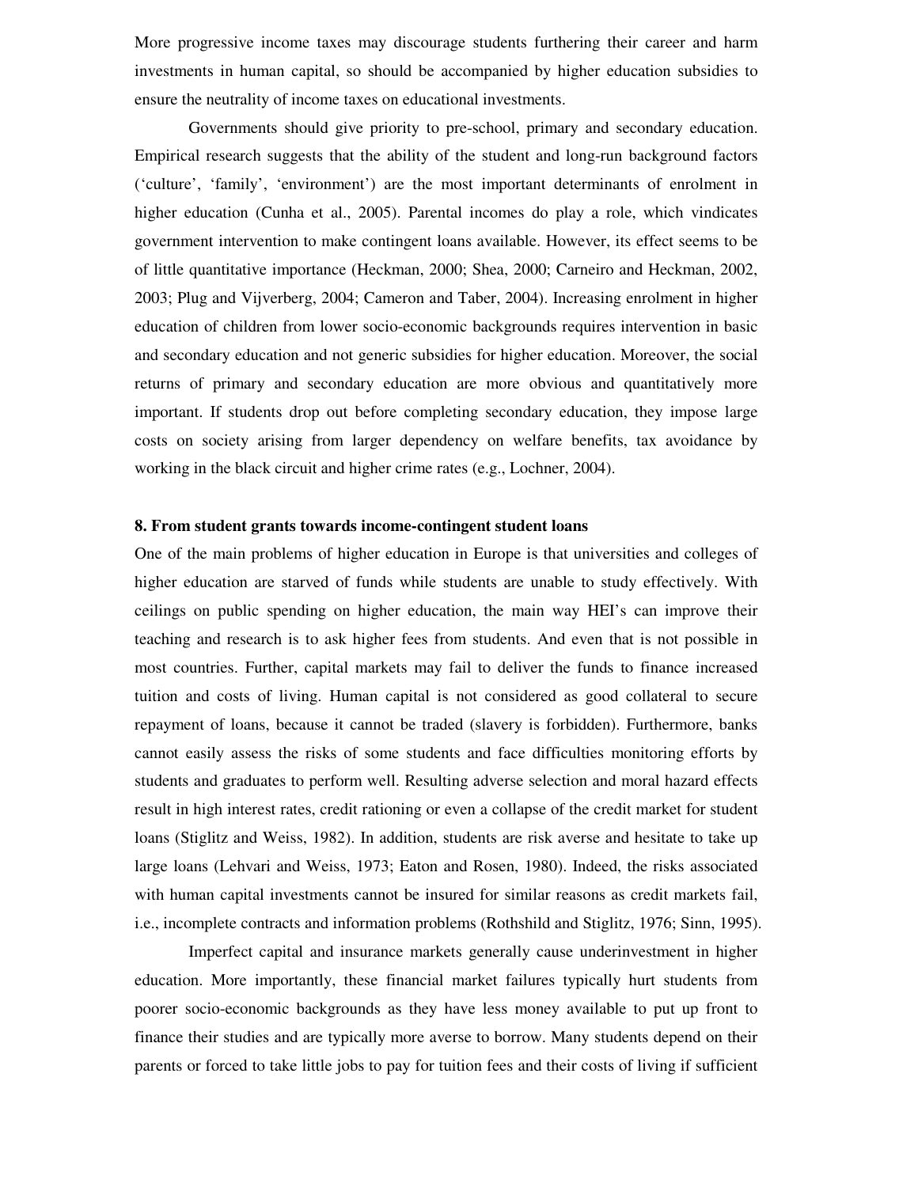More progressive income taxes may discourage students furthering their career and harm investments in human capital, so should be accompanied by higher education subsidies to ensure the neutrality of income taxes on educational investments.

Governments should give priority to pre-school, primary and secondary education. Empirical research suggests that the ability of the student and long-run background factors ('culture', 'family', 'environment') are the most important determinants of enrolment in higher education (Cunha et al., 2005). Parental incomes do play a role, which vindicates government intervention to make contingent loans available. However, its effect seems to be of little quantitative importance (Heckman, 2000; Shea, 2000; Carneiro and Heckman, 2002, 2003; Plug and Vijverberg, 2004; Cameron and Taber, 2004). Increasing enrolment in higher education of children from lower socio-economic backgrounds requires intervention in basic and secondary education and not generic subsidies for higher education. Moreover, the social returns of primary and secondary education are more obvious and quantitatively more important. If students drop out before completing secondary education, they impose large costs on society arising from larger dependency on welfare benefits, tax avoidance by working in the black circuit and higher crime rates (e.g., Lochner, 2004).

## 8. From student grants towards income-contingent student loans

One of the main problems of higher education in Europe is that universities and colleges of higher education are starved of funds while students are unable to study effectively. With ceilings on public spending on higher education, the main way HEI's can improve their teaching and research is to ask higher fees from students. And even that is not possible in most countries. Further, capital markets may fail to deliver the funds to finance increased tuition and costs of living. Human capital is not considered as good collateral to secure repayment of loans, because it cannot be traded (slavery is forbidden). Furthermore, banks cannot easily assess the risks of some students and face difficulties monitoring efforts by students and graduates to perform well. Resulting adverse selection and moral hazard effects result in high interest rates, credit rationing or even a collapse of the credit market for student loans (Stiglitz and Weiss, 1982). In addition, students are risk averse and hesitate to take up large loans (Lehvari and Weiss, 1973; Eaton and Rosen, 1980). Indeed, the risks associated with human capital investments cannot be insured for similar reasons as credit markets fail, i.e., incomplete contracts and information problems (Rothshild and Stiglitz, 1976; Sinn, 1995).

Imperfect capital and insurance markets generally cause underinvestment in higher education. More importantly, these financial market failures typically hurt students from poorer socio-economic backgrounds as they have less money available to put up front to finance their studies and are typically more averse to borrow. Many students depend on their parents or forced to take little jobs to pay for tuition fees and their costs of living if sufficient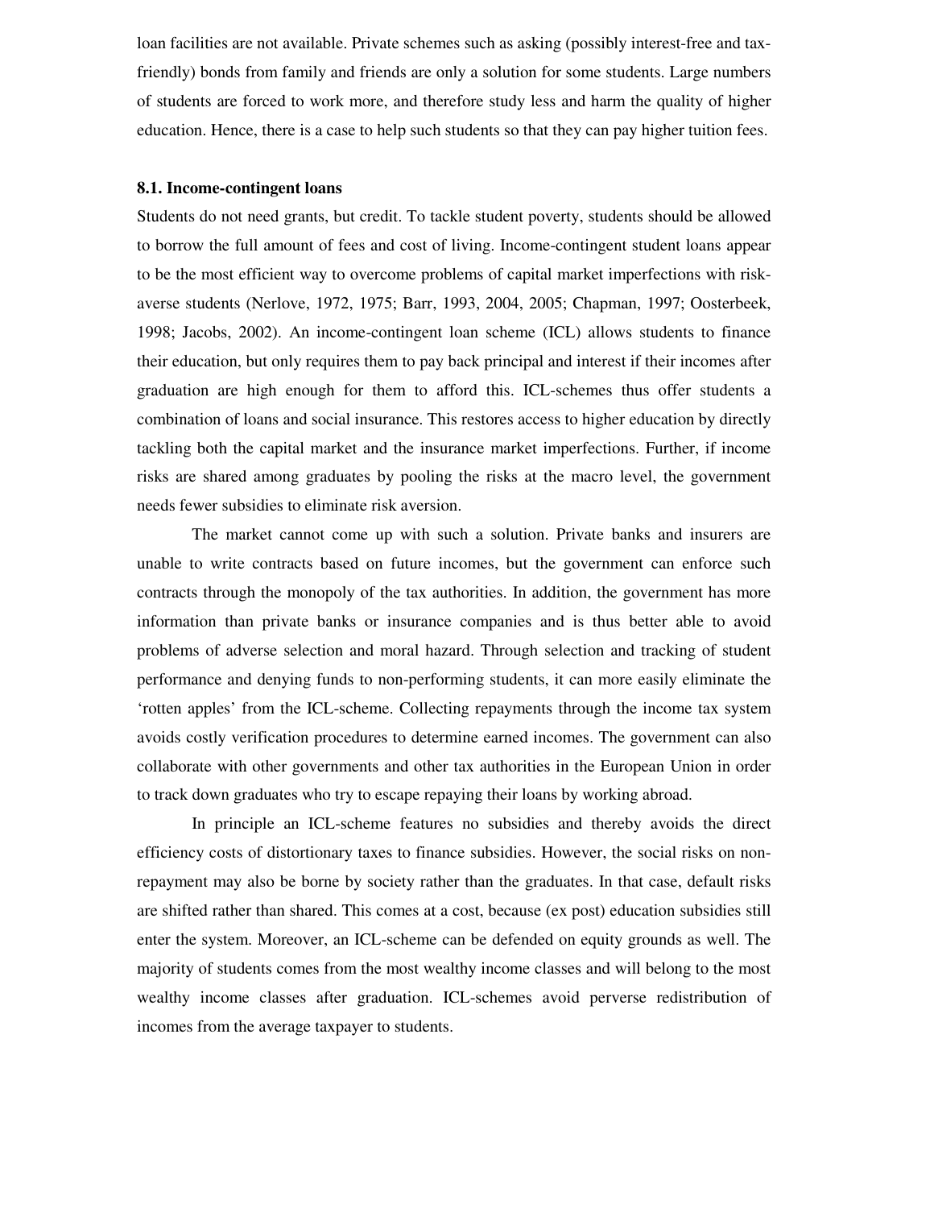loan facilities are not available. Private schemes such as asking (possibly interest-free and tax-friendly) bonds from family and friends are only a solution for some students. Large numbers of students are forced to work more, and therefore study less and harm the quality of higher education. Hence, there is a case to help such students so that they can pay higher tuition fees.

### 8.1. Income-contingent loans

Students do not need grants, but credit. To tackle student poverty, students should be allowed to borrow the full amount of fees and cost of living. Income-contingent student loans appear to be the most efficient way to overcome problems of capital market imperfections with risk-averse students (Nerlove, 1972, 1975; Barr, 1993, 2004, 2005; Chapman, 1997; Oosterbeek, 1998; Jacobs, 2002). An income-contingent loan scheme (ICL) allows students to finance their education, but only requires them to pay back principal and interest if their incomes after graduation are high enough for them to afford this. ICL-schemes thus offer students a combination of loans and social insurance. This restores access to higher education by directly tackling both the capital market and the insurance market imperfections. Further, if income risks are shared among graduates by pooling the risks at the macro level, the government needs fewer subsidies to eliminate risk aversion.

The market cannot come up with such a solution. Private banks and insurers are unable to write contracts based on future incomes, but the government can enforce such contracts through the monopoly of the tax authorities. In addition, the government has more information than private banks or insurance companies and is thus better able to avoid problems of adverse selection and moral hazard. Through selection and tracking of student performance and denying funds to non-performing students, it can more easily eliminate the 'rotten apples' from the ICL-scheme. Collecting repayments through the income tax system avoids costly verification procedures to determine earned incomes. The government can also collaborate with other governments and other tax authorities in the European Union in order to track down graduates who try to escape repaying their loans by working abroad.

In principle an ICL-scheme features no subsidies and thereby avoids the direct efficiency costs of distortionary taxes to finance subsidies. However, the social risks on non-repayment may also be borne by society rather than the graduates. In that case, default risks are shifted rather than shared. This comes at a cost, because (ex post) education subsidies still enter the system. Moreover, an ICL-scheme can be defended on equity grounds as well. The majority of students comes from the most wealthy income classes and will belong to the most wealthy income classes after graduation. ICL-schemes avoid perverse redistribution of incomes from the average taxpayer to students.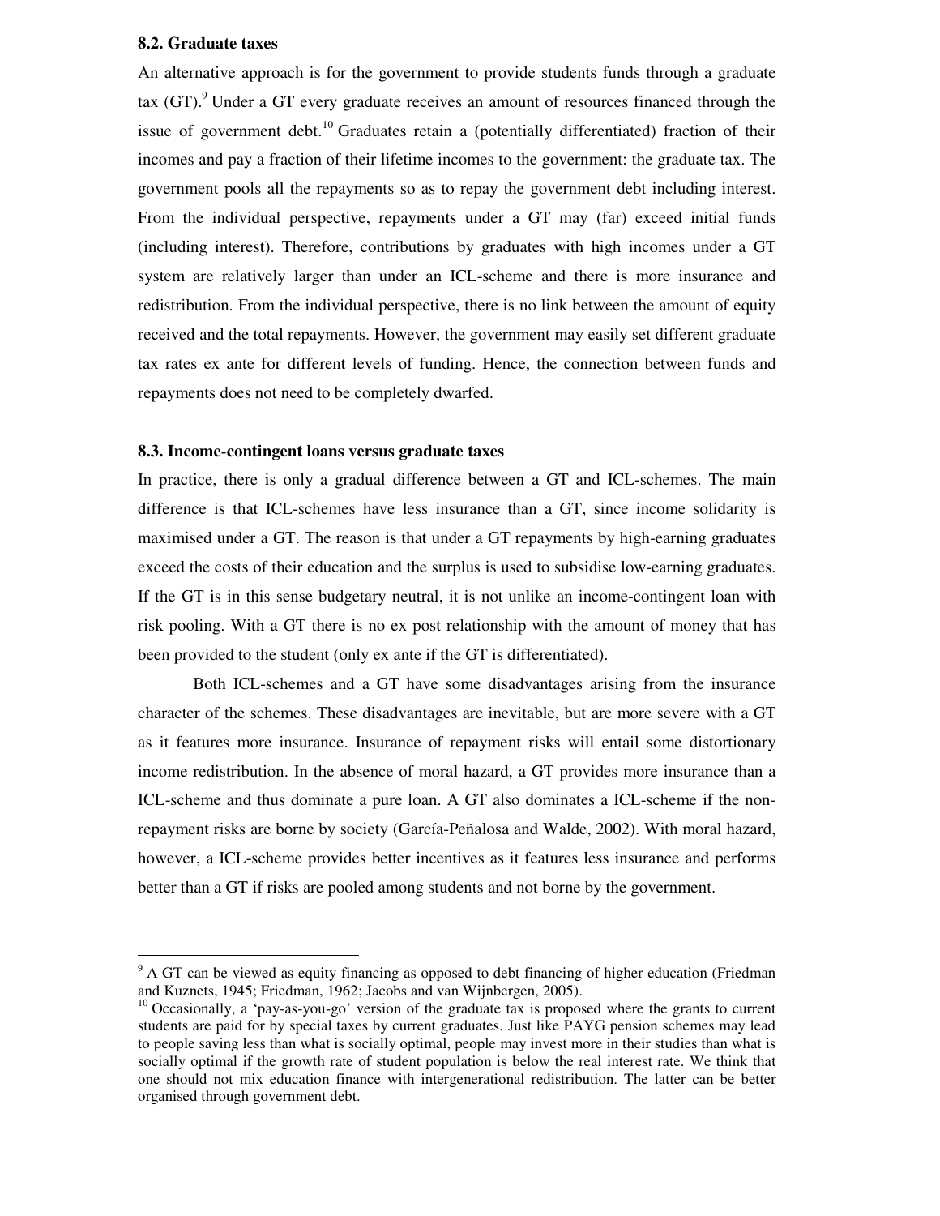### 8.2. Graduate taxes

An alternative approach is for the government to provide students funds through a graduate tax (GT).[9] Under a GT every graduate receives an amount of resources financed through the issue of government debt.[10] Graduates retain a (potentially differentiated) fraction of their incomes and pay a fraction of their lifetime incomes to the government: the graduate tax. The government pools all the repayments so as to repay the government debt including interest. From the individual perspective, repayments under a GT may (far) exceed initial funds (including interest). Therefore, contributions by graduates with high incomes under a GT system are relatively larger than under an ICL-scheme and there is more insurance and redistribution. From the individual perspective, there is no link between the amount of equity received and the total repayments. However, the government may easily set different graduate tax rates ex ante for different levels of funding. Hence, the connection between funds and repayments does not need to be completely dwarfed.

### 8.3. Income-contingent loans versus graduate taxes

In practice, there is only a gradual difference between a GT and ICL-schemes. The main difference is that ICL-schemes have less insurance than a GT, since income solidarity is maximised under a GT. The reason is that under a GT repayments by high-earning graduates exceed the costs of their education and the surplus is used to subsidise low-earning graduates. If the GT is in this sense budgetary neutral, it is not unlike an income-contingent loan with risk pooling. With a GT there is no ex post relationship with the amount of money that has been provided to the student (only ex ante if the GT is differentiated).

Both ICL-schemes and a GT have some disadvantages arising from the insurance character of the schemes. These disadvantages are inevitable, but are more severe with a GT as it features more insurance. Insurance of repayment risks will entail some distortionary income redistribution. In the absence of moral hazard, a GT provides more insurance than a ICL-scheme and thus dominate a pure loan. A GT also dominates a ICL-scheme if the non-repayment risks are borne by society (García-Peñalosa and Walde, 2002). With moral hazard, however, a ICL-scheme provides better incentives as it features less insurance and performs better than a GT if risks are pooled among students and not borne by the government.

---

[9] A GT can be viewed as equity financing as opposed to debt financing of higher education (Friedman and Kuznets, 1945; Friedman, 1962; Jacobs and van Wijnbergen, 2005).

[10] Occasionally, a 'pay-as-you-go' version of the graduate tax is proposed where the grants to current students are paid for by special taxes by current graduates. Just like PAYG pension schemes may lead to people saving less than what is socially optimal, people may invest more in their studies than what is socially optimal if the growth rate of student population is below the real interest rate. We think that one should not mix education finance with intergenerational redistribution. The latter can be better organised through government debt.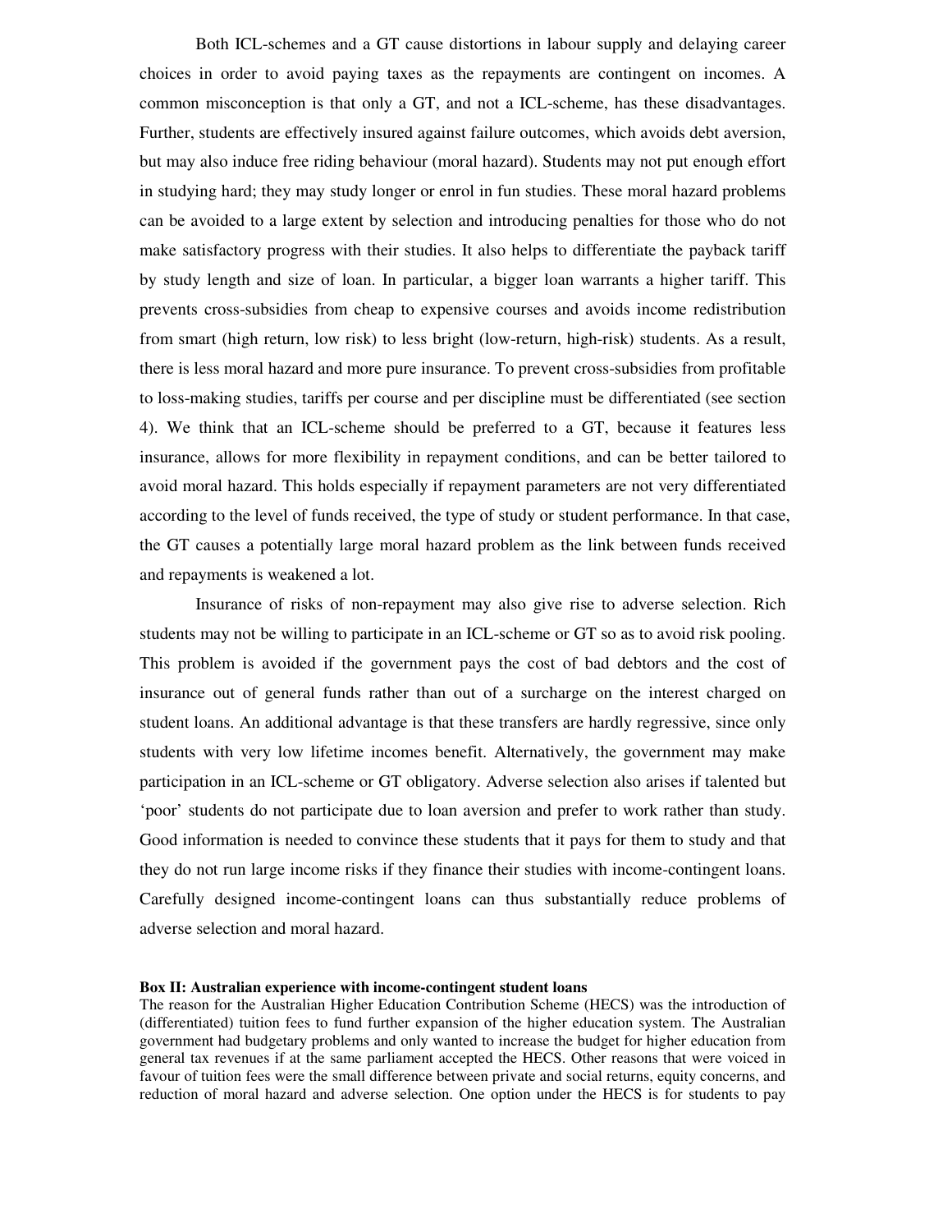Both ICL-schemes and a GT cause distortions in labour supply and delaying career choices in order to avoid paying taxes as the repayments are contingent on incomes. A common misconception is that only a GT, and not a ICL-scheme, has these disadvantages. Further, students are effectively insured against failure outcomes, which avoids debt aversion, but may also induce free riding behaviour (moral hazard). Students may not put enough effort in studying hard; they may study longer or enrol in fun studies. These moral hazard problems can be avoided to a large extent by selection and introducing penalties for those who do not make satisfactory progress with their studies. It also helps to differentiate the payback tariff by study length and size of loan. In particular, a bigger loan warrants a higher tariff. This prevents cross-subsidies from cheap to expensive courses and avoids income redistribution from smart (high return, low risk) to less bright (low-return, high-risk) students. As a result, there is less moral hazard and more pure insurance. To prevent cross-subsidies from profitable to loss-making studies, tariffs per course and per discipline must be differentiated (see section 4). We think that an ICL-scheme should be preferred to a GT, because it features less insurance, allows for more flexibility in repayment conditions, and can be better tailored to avoid moral hazard. This holds especially if repayment parameters are not very differentiated according to the level of funds received, the type of study or student performance. In that case, the GT causes a potentially large moral hazard problem as the link between funds received and repayments is weakened a lot.

Insurance of risks of non-repayment may also give rise to adverse selection. Rich students may not be willing to participate in an ICL-scheme or GT so as to avoid risk pooling. This problem is avoided if the government pays the cost of bad debtors and the cost of insurance out of general funds rather than out of a surcharge on the interest charged on student loans. An additional advantage is that these transfers are hardly regressive, since only students with very low lifetime incomes benefit. Alternatively, the government may make participation in an ICL-scheme or GT obligatory. Adverse selection also arises if talented but 'poor' students do not participate due to loan aversion and prefer to work rather than study. Good information is needed to convince these students that it pays for them to study and that they do not run large income risks if they finance their studies with income-contingent loans. Carefully designed income-contingent loans can thus substantially reduce problems of adverse selection and moral hazard.

**Box II: Australian experience with income-contingent student loans**

The reason for the Australian Higher Education Contribution Scheme (HECS) was the introduction of (differentiated) tuition fees to fund further expansion of the higher education system. The Australian government had budgetary problems and only wanted to increase the budget for higher education from general tax revenues if at the same parliament accepted the HECS. Other reasons that were voiced in favour of tuition fees were the small difference between private and social returns, equity concerns, and reduction of moral hazard and adverse selection. One option under the HECS is for students to pay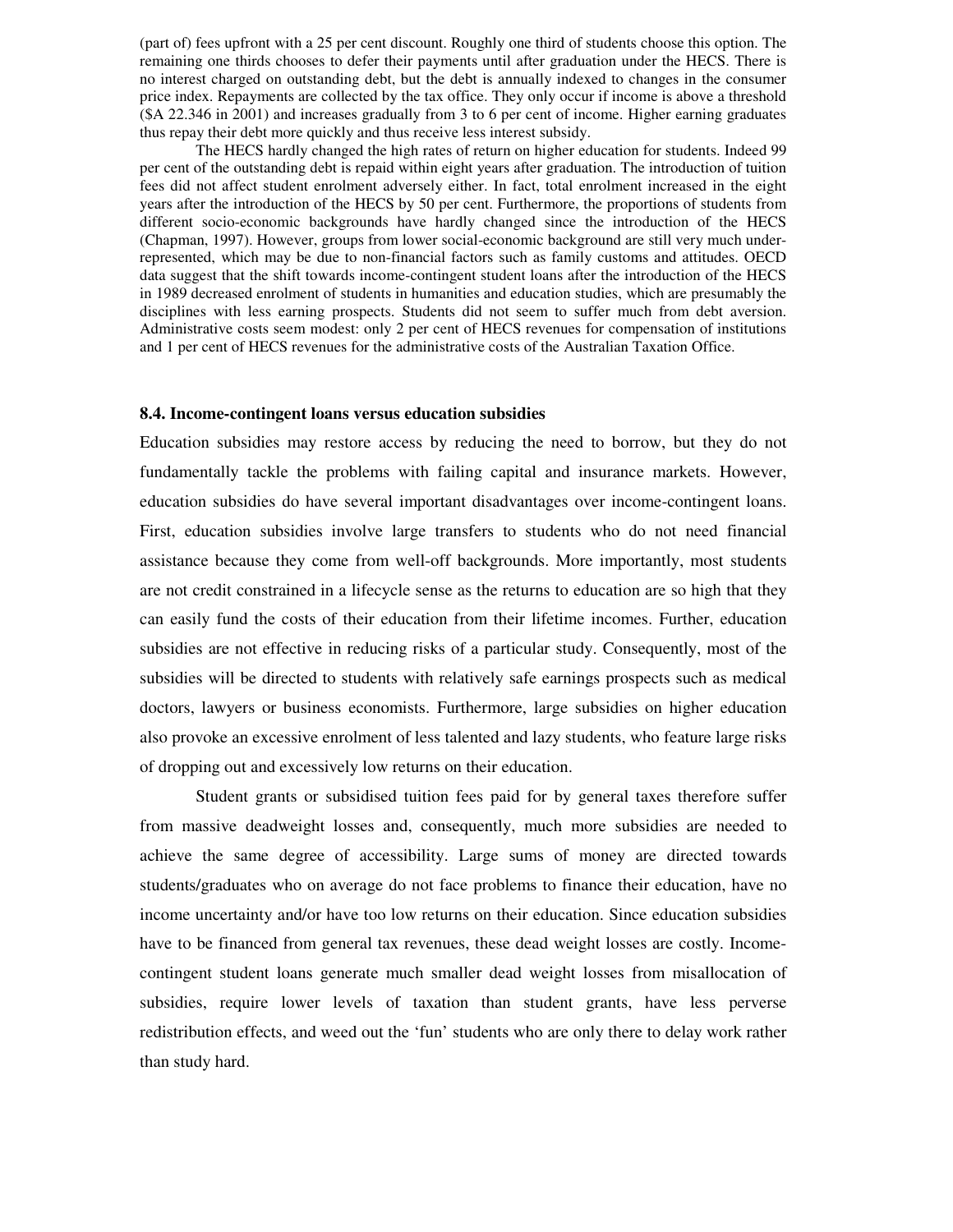(part of) fees upfront with a 25 per cent discount. Roughly one third of students choose this option. The remaining one thirds chooses to defer their payments until after graduation under the HECS. There is no interest charged on outstanding debt, but the debt is annually indexed to changes in the consumer price index. Repayments are collected by the tax office. They only occur if income is above a threshold ($A 22.346 in 2001) and increases gradually from 3 to 6 per cent of income. Higher earning graduates thus repay their debt more quickly and thus receive less interest subsidy.

The HECS hardly changed the high rates of return on higher education for students. Indeed 99 per cent of the outstanding debt is repaid within eight years after graduation. The introduction of tuition fees did not affect student enrolment adversely either. In fact, total enrolment increased in the eight years after the introduction of the HECS by 50 per cent. Furthermore, the proportions of students from different socio-economic backgrounds have hardly changed since the introduction of the HECS (Chapman, 1997). However, groups from lower social-economic background are still very much under-represented, which may be due to non-financial factors such as family customs and attitudes. OECD data suggest that the shift towards income-contingent student loans after the introduction of the HECS in 1989 decreased enrolment of students in humanities and education studies, which are presumably the disciplines with less earning prospects. Students did not seem to suffer much from debt aversion. Administrative costs seem modest: only 2 per cent of HECS revenues for compensation of institutions and 1 per cent of HECS revenues for the administrative costs of the Australian Taxation Office.

### 8.4. Income-contingent loans versus education subsidies

Education subsidies may restore access by reducing the need to borrow, but they do not fundamentally tackle the problems with failing capital and insurance markets. However, education subsidies do have several important disadvantages over income-contingent loans. First, education subsidies involve large transfers to students who do not need financial assistance because they come from well-off backgrounds. More importantly, most students are not credit constrained in a lifecycle sense as the returns to education are so high that they can easily fund the costs of their education from their lifetime incomes. Further, education subsidies are not effective in reducing risks of a particular study. Consequently, most of the subsidies will be directed to students with relatively safe earnings prospects such as medical doctors, lawyers or business economists. Furthermore, large subsidies on higher education also provoke an excessive enrolment of less talented and lazy students, who feature large risks of dropping out and excessively low returns on their education.

Student grants or subsidised tuition fees paid for by general taxes therefore suffer from massive deadweight losses and, consequently, much more subsidies are needed to achieve the same degree of accessibility. Large sums of money are directed towards students/graduates who on average do not face problems to finance their education, have no income uncertainty and/or have too low returns on their education. Since education subsidies have to be financed from general tax revenues, these dead weight losses are costly. Income-contingent student loans generate much smaller dead weight losses from misallocation of subsidies, require lower levels of taxation than student grants, have less perverse redistribution effects, and weed out the 'fun' students who are only there to delay work rather than study hard.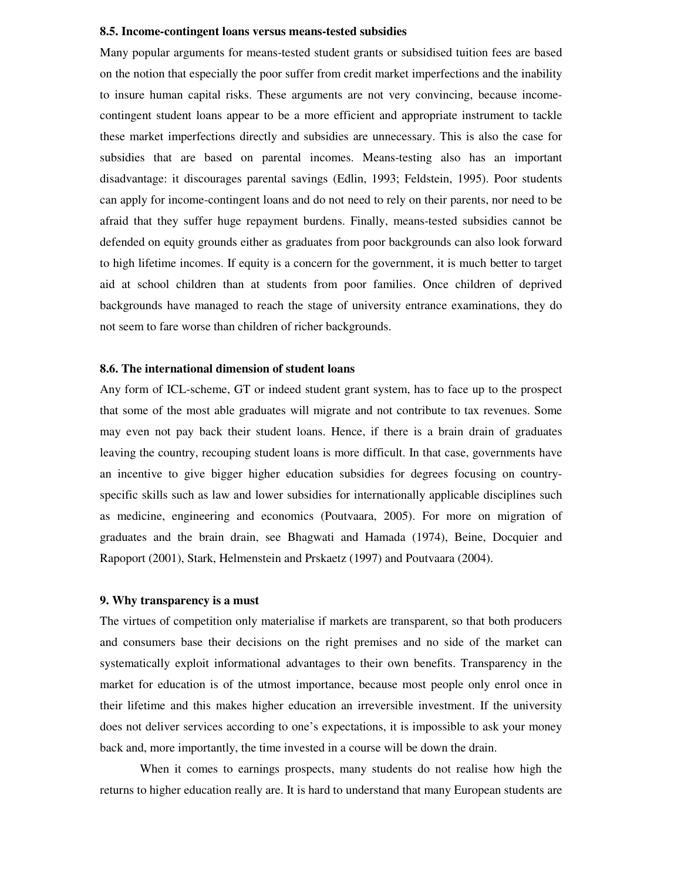### 8.5. Income-contingent loans versus means-tested subsidies

Many popular arguments for means-tested student grants or subsidised tuition fees are based on the notion that especially the poor suffer from credit market imperfections and the inability to insure human capital risks. These arguments are not very convincing, because income-contingent student loans appear to be a more efficient and appropriate instrument to tackle these market imperfections directly and subsidies are unnecessary. This is also the case for subsidies that are based on parental incomes. Means-testing also has an important disadvantage: it discourages parental savings (Edlin, 1993; Feldstein, 1995). Poor students can apply for income-contingent loans and do not need to rely on their parents, nor need to be afraid that they suffer huge repayment burdens. Finally, means-tested subsidies cannot be defended on equity grounds either as graduates from poor backgrounds can also look forward to high lifetime incomes. If equity is a concern for the government, it is much better to target aid at school children than at students from poor families. Once children of deprived backgrounds have managed to reach the stage of university entrance examinations, they do not seem to fare worse than children of richer backgrounds.

### 8.6. The international dimension of student loans

Any form of ICL-scheme, GT or indeed student grant system, has to face up to the prospect that some of the most able graduates will migrate and not contribute to tax revenues. Some may even not pay back their student loans. Hence, if there is a brain drain of graduates leaving the country, recouping student loans is more difficult. In that case, governments have an incentive to give bigger higher education subsidies for degrees focusing on country-specific skills such as law and lower subsidies for internationally applicable disciplines such as medicine, engineering and economics (Poutvaara, 2005). For more on migration of graduates and the brain drain, see Bhagwati and Hamada (1974), Beine, Docquier and Rapoport (2001), Stark, Helmenstein and Prskaetz (1997) and Poutvaara (2004).

## 9. Why transparency is a must

The virtues of competition only materialise if markets are transparent, so that both producers and consumers base their decisions on the right premises and no side of the market can systematically exploit informational advantages to their own benefits. Transparency in the market for education is of the utmost importance, because most people only enrol once in their lifetime and this makes higher education an irreversible investment. If the university does not deliver services according to one's expectations, it is impossible to ask your money back and, more importantly, the time invested in a course will be down the drain.

When it comes to earnings prospects, many students do not realise how high the returns to higher education really are. It is hard to understand that many European students are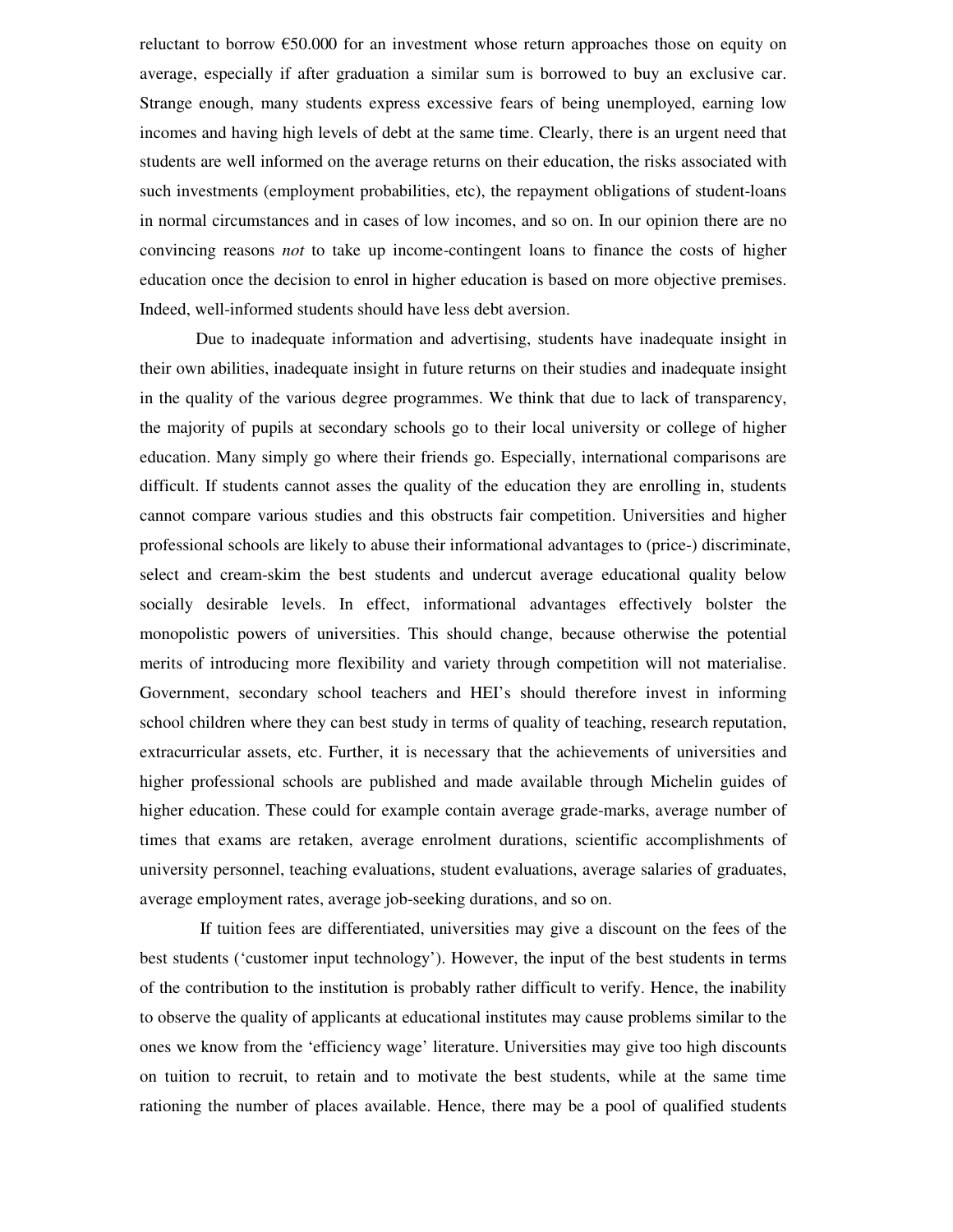reluctant to borrow €50.000 for an investment whose return approaches those on equity on average, especially if after graduation a similar sum is borrowed to buy an exclusive car. Strange enough, many students express excessive fears of being unemployed, earning low incomes and having high levels of debt at the same time. Clearly, there is an urgent need that students are well informed on the average returns on their education, the risks associated with such investments (employment probabilities, etc), the repayment obligations of student-loans in normal circumstances and in cases of low incomes, and so on. In our opinion there are no convincing reasons *not* to take up income-contingent loans to finance the costs of higher education once the decision to enrol in higher education is based on more objective premises. Indeed, well-informed students should have less debt aversion.

Due to inadequate information and advertising, students have inadequate insight in their own abilities, inadequate insight in future returns on their studies and inadequate insight in the quality of the various degree programmes. We think that due to lack of transparency, the majority of pupils at secondary schools go to their local university or college of higher education. Many simply go where their friends go. Especially, international comparisons are difficult. If students cannot asses the quality of the education they are enrolling in, students cannot compare various studies and this obstructs fair competition. Universities and higher professional schools are likely to abuse their informational advantages to (price-) discriminate, select and cream-skim the best students and undercut average educational quality below socially desirable levels. In effect, informational advantages effectively bolster the monopolistic powers of universities. This should change, because otherwise the potential merits of introducing more flexibility and variety through competition will not materialise. Government, secondary school teachers and HEI's should therefore invest in informing school children where they can best study in terms of quality of teaching, research reputation, extracurricular assets, etc. Further, it is necessary that the achievements of universities and higher professional schools are published and made available through Michelin guides of higher education. These could for example contain average grade-marks, average number of times that exams are retaken, average enrolment durations, scientific accomplishments of university personnel, teaching evaluations, student evaluations, average salaries of graduates, average employment rates, average job-seeking durations, and so on.

If tuition fees are differentiated, universities may give a discount on the fees of the best students ('customer input technology'). However, the input of the best students in terms of the contribution to the institution is probably rather difficult to verify. Hence, the inability to observe the quality of applicants at educational institutes may cause problems similar to the ones we know from the 'efficiency wage' literature. Universities may give too high discounts on tuition to recruit, to retain and to motivate the best students, while at the same time rationing the number of places available. Hence, there may be a pool of qualified students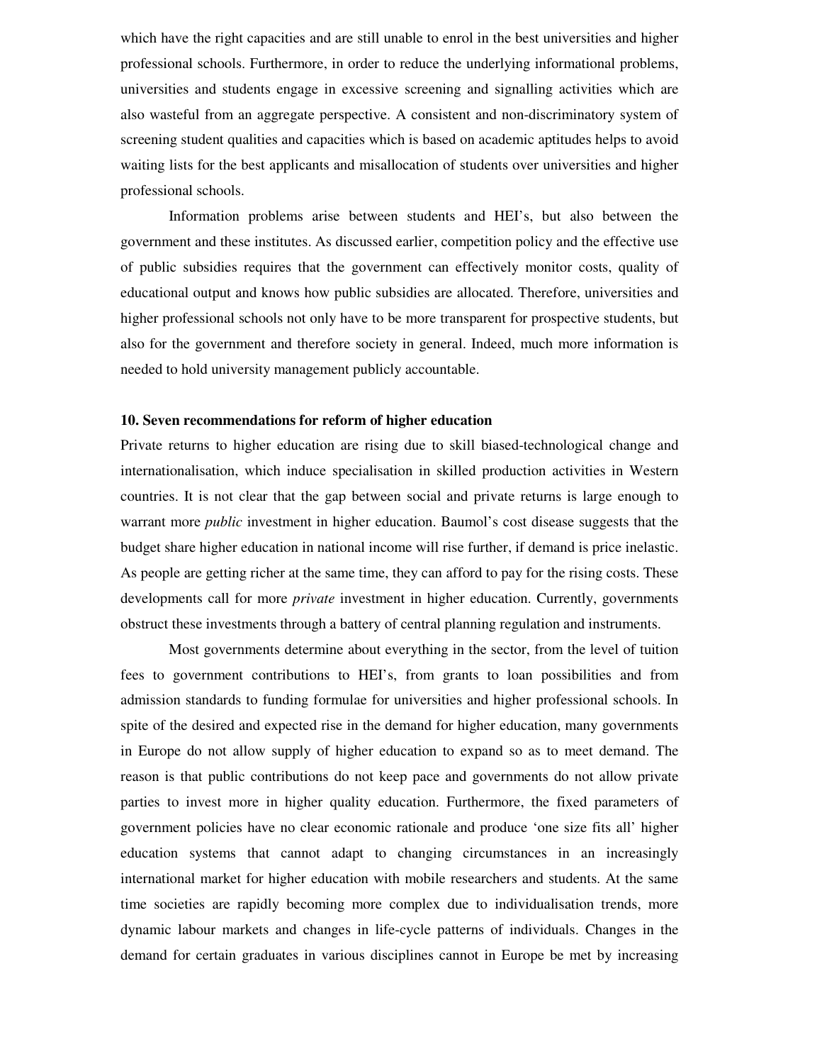which have the right capacities and are still unable to enrol in the best universities and higher professional schools. Furthermore, in order to reduce the underlying informational problems, universities and students engage in excessive screening and signalling activities which are also wasteful from an aggregate perspective. A consistent and non-discriminatory system of screening student qualities and capacities which is based on academic aptitudes helps to avoid waiting lists for the best applicants and misallocation of students over universities and higher professional schools.

Information problems arise between students and HEI's, but also between the government and these institutes. As discussed earlier, competition policy and the effective use of public subsidies requires that the government can effectively monitor costs, quality of educational output and knows how public subsidies are allocated. Therefore, universities and higher professional schools not only have to be more transparent for prospective students, but also for the government and therefore society in general. Indeed, much more information is needed to hold university management publicly accountable.

## 10. Seven recommendations for reform of higher education

Private returns to higher education are rising due to skill biased-technological change and internationalisation, which induce specialisation in skilled production activities in Western countries. It is not clear that the gap between social and private returns is large enough to warrant more *public* investment in higher education. Baumol's cost disease suggests that the budget share higher education in national income will rise further, if demand is price inelastic. As people are getting richer at the same time, they can afford to pay for the rising costs. These developments call for more *private* investment in higher education. Currently, governments obstruct these investments through a battery of central planning regulation and instruments.

Most governments determine about everything in the sector, from the level of tuition fees to government contributions to HEI's, from grants to loan possibilities and from admission standards to funding formulae for universities and higher professional schools. In spite of the desired and expected rise in the demand for higher education, many governments in Europe do not allow supply of higher education to expand so as to meet demand. The reason is that public contributions do not keep pace and governments do not allow private parties to invest more in higher quality education. Furthermore, the fixed parameters of government policies have no clear economic rationale and produce 'one size fits all' higher education systems that cannot adapt to changing circumstances in an increasingly international market for higher education with mobile researchers and students. At the same time societies are rapidly becoming more complex due to individualisation trends, more dynamic labour markets and changes in life-cycle patterns of individuals. Changes in the demand for certain graduates in various disciplines cannot in Europe be met by increasing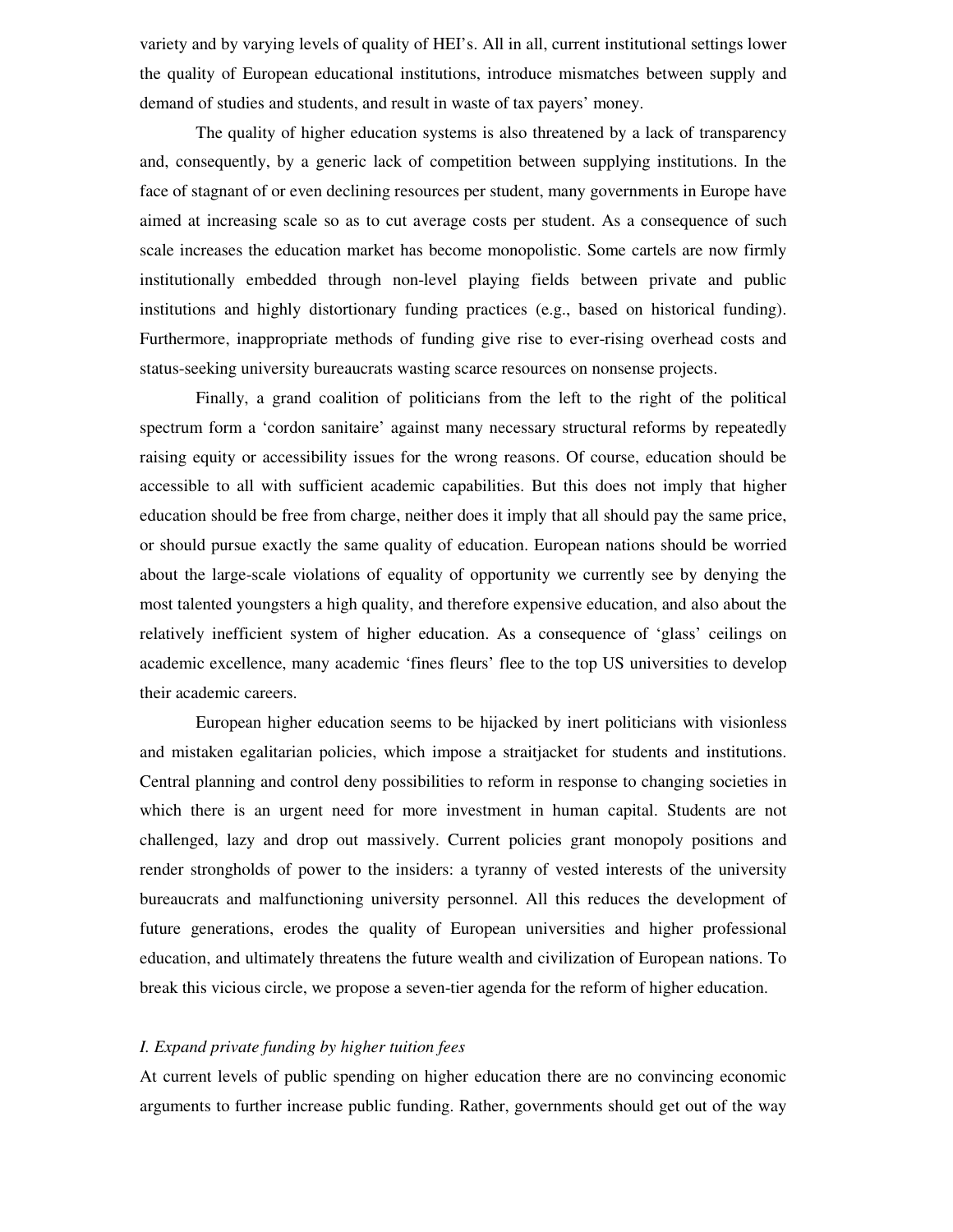variety and by varying levels of quality of HEI's. All in all, current institutional settings lower the quality of European educational institutions, introduce mismatches between supply and demand of studies and students, and result in waste of tax payers' money.

The quality of higher education systems is also threatened by a lack of transparency and, consequently, by a generic lack of competition between supplying institutions. In the face of stagnant of or even declining resources per student, many governments in Europe have aimed at increasing scale so as to cut average costs per student. As a consequence of such scale increases the education market has become monopolistic. Some cartels are now firmly institutionally embedded through non-level playing fields between private and public institutions and highly distortionary funding practices (e.g., based on historical funding). Furthermore, inappropriate methods of funding give rise to ever-rising overhead costs and status-seeking university bureaucrats wasting scarce resources on nonsense projects.

Finally, a grand coalition of politicians from the left to the right of the political spectrum form a 'cordon sanitaire' against many necessary structural reforms by repeatedly raising equity or accessibility issues for the wrong reasons. Of course, education should be accessible to all with sufficient academic capabilities. But this does not imply that higher education should be free from charge, neither does it imply that all should pay the same price, or should pursue exactly the same quality of education. European nations should be worried about the large-scale violations of equality of opportunity we currently see by denying the most talented youngsters a high quality, and therefore expensive education, and also about the relatively inefficient system of higher education. As a consequence of 'glass' ceilings on academic excellence, many academic 'fines fleurs' flee to the top US universities to develop their academic careers.

European higher education seems to be hijacked by inert politicians with visionless and mistaken egalitarian policies, which impose a straitjacket for students and institutions. Central planning and control deny possibilities to reform in response to changing societies in which there is an urgent need for more investment in human capital. Students are not challenged, lazy and drop out massively. Current policies grant monopoly positions and render strongholds of power to the insiders: a tyranny of vested interests of the university bureaucrats and malfunctioning university personnel. All this reduces the development of future generations, erodes the quality of European universities and higher professional education, and ultimately threatens the future wealth and civilization of European nations. To break this vicious circle, we propose a seven-tier agenda for the reform of higher education.

*I. Expand private funding by higher tuition fees*

At current levels of public spending on higher education there are no convincing economic arguments to further increase public funding. Rather, governments should get out of the way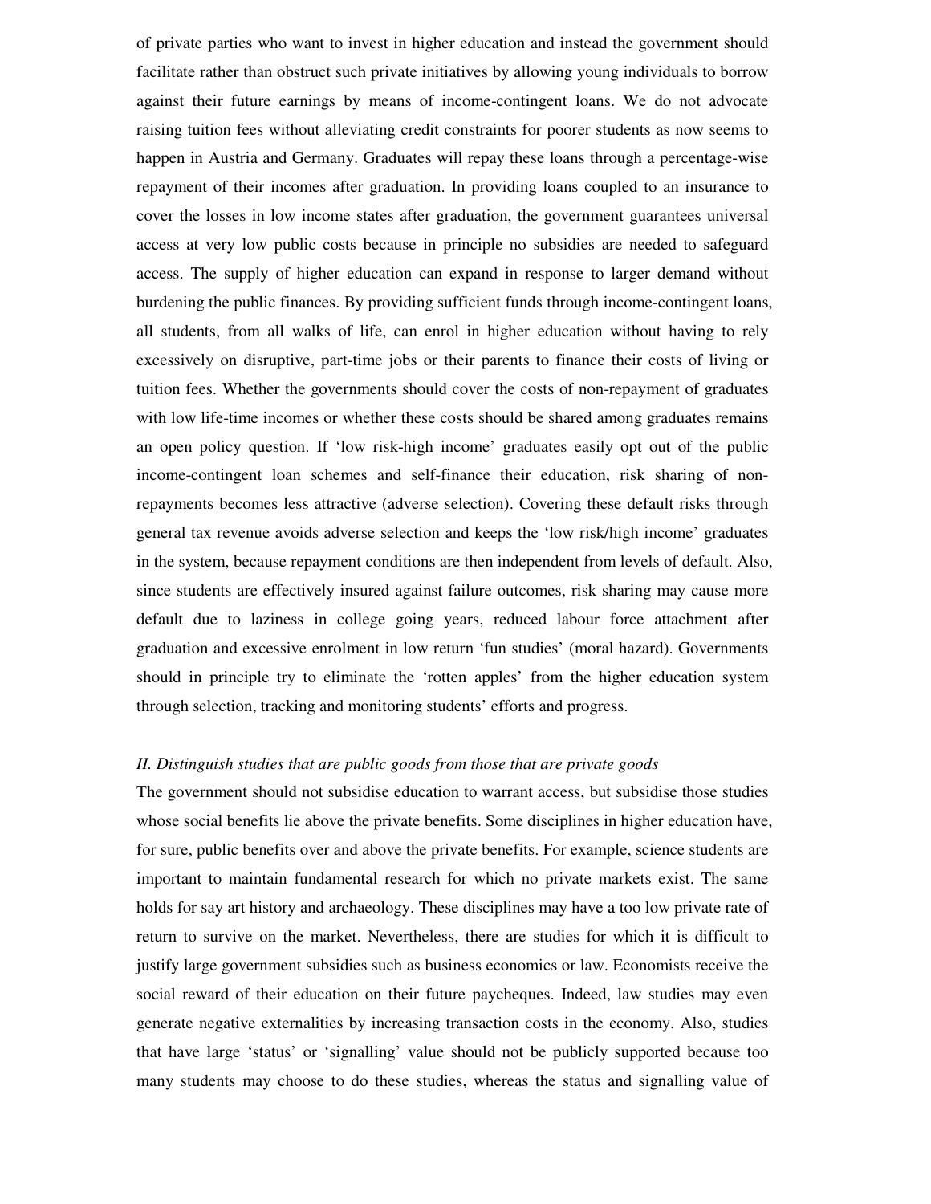of private parties who want to invest in higher education and instead the government should facilitate rather than obstruct such private initiatives by allowing young individuals to borrow against their future earnings by means of income-contingent loans. We do not advocate raising tuition fees without alleviating credit constraints for poorer students as now seems to happen in Austria and Germany. Graduates will repay these loans through a percentage-wise repayment of their incomes after graduation. In providing loans coupled to an insurance to cover the losses in low income states after graduation, the government guarantees universal access at very low public costs because in principle no subsidies are needed to safeguard access. The supply of higher education can expand in response to larger demand without burdening the public finances. By providing sufficient funds through income-contingent loans, all students, from all walks of life, can enrol in higher education without having to rely excessively on disruptive, part-time jobs or their parents to finance their costs of living or tuition fees. Whether the governments should cover the costs of non-repayment of graduates with low life-time incomes or whether these costs should be shared among graduates remains an open policy question. If 'low risk-high income' graduates easily opt out of the public income-contingent loan schemes and self-finance their education, risk sharing of non-repayments becomes less attractive (adverse selection). Covering these default risks through general tax revenue avoids adverse selection and keeps the 'low risk/high income' graduates in the system, because repayment conditions are then independent from levels of default. Also, since students are effectively insured against failure outcomes, risk sharing may cause more default due to laziness in college going years, reduced labour force attachment after graduation and excessive enrolment in low return 'fun studies' (moral hazard). Governments should in principle try to eliminate the 'rotten apples' from the higher education system through selection, tracking and monitoring students' efforts and progress.

*II. Distinguish studies that are public goods from those that are private goods*

The government should not subsidise education to warrant access, but subsidise those studies whose social benefits lie above the private benefits. Some disciplines in higher education have, for sure, public benefits over and above the private benefits. For example, science students are important to maintain fundamental research for which no private markets exist. The same holds for say art history and archaeology. These disciplines may have a too low private rate of return to survive on the market. Nevertheless, there are studies for which it is difficult to justify large government subsidies such as business economics or law. Economists receive the social reward of their education on their future paycheques. Indeed, law studies may even generate negative externalities by increasing transaction costs in the economy. Also, studies that have large 'status' or 'signalling' value should not be publicly supported because too many students may choose to do these studies, whereas the status and signalling value of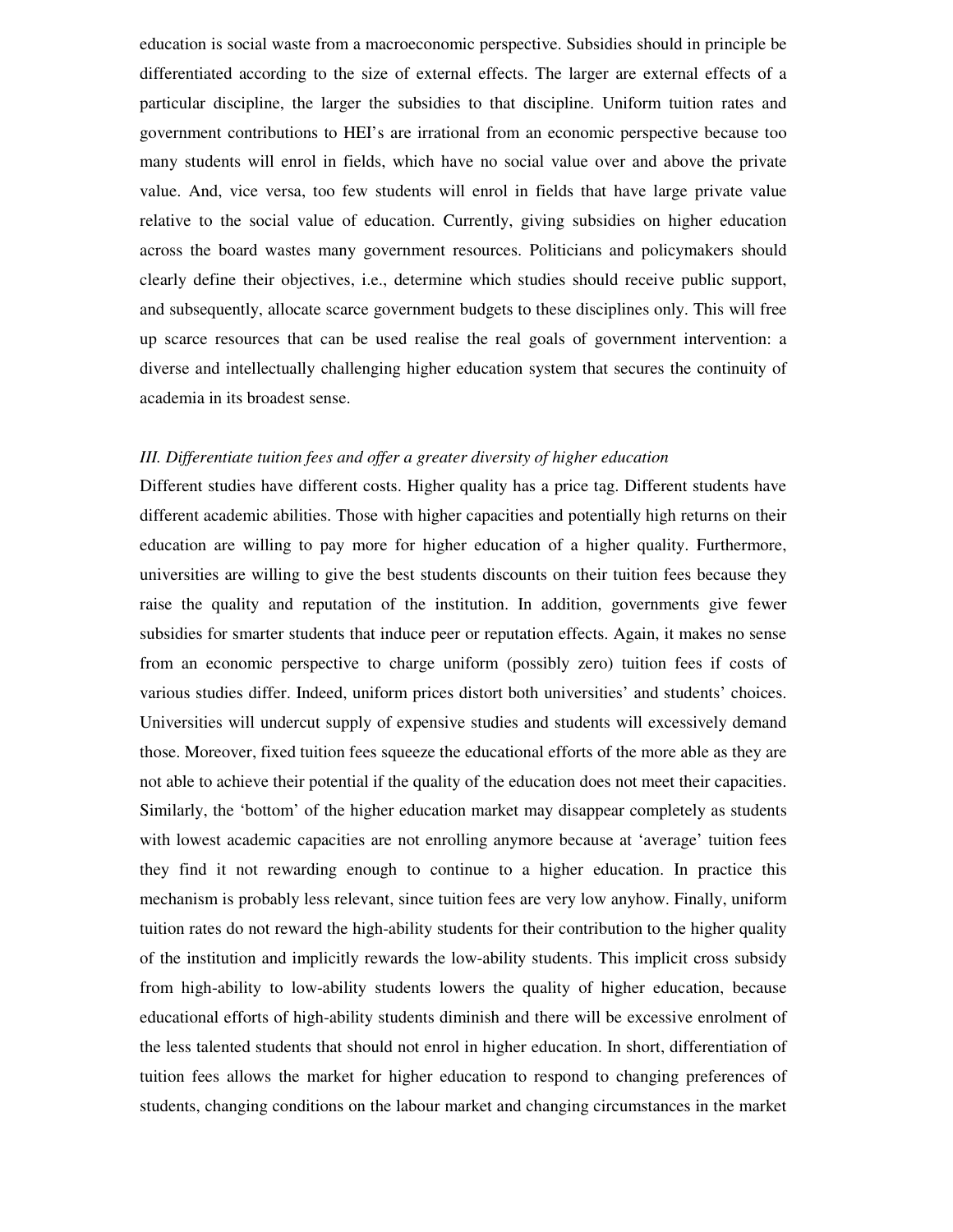education is social waste from a macroeconomic perspective. Subsidies should in principle be differentiated according to the size of external effects. The larger are external effects of a particular discipline, the larger the subsidies to that discipline. Uniform tuition rates and government contributions to HEI's are irrational from an economic perspective because too many students will enrol in fields, which have no social value over and above the private value. And, vice versa, too few students will enrol in fields that have large private value relative to the social value of education. Currently, giving subsidies on higher education across the board wastes many government resources. Politicians and policymakers should clearly define their objectives, i.e., determine which studies should receive public support, and subsequently, allocate scarce government budgets to these disciplines only. This will free up scarce resources that can be used realise the real goals of government intervention: a diverse and intellectually challenging higher education system that secures the continuity of academia in its broadest sense.

*III. Differentiate tuition fees and offer a greater diversity of higher education*

Different studies have different costs. Higher quality has a price tag. Different students have different academic abilities. Those with higher capacities and potentially high returns on their education are willing to pay more for higher education of a higher quality. Furthermore, universities are willing to give the best students discounts on their tuition fees because they raise the quality and reputation of the institution. In addition, governments give fewer subsidies for smarter students that induce peer or reputation effects. Again, it makes no sense from an economic perspective to charge uniform (possibly zero) tuition fees if costs of various studies differ. Indeed, uniform prices distort both universities' and students' choices. Universities will undercut supply of expensive studies and students will excessively demand those. Moreover, fixed tuition fees squeeze the educational efforts of the more able as they are not able to achieve their potential if the quality of the education does not meet their capacities. Similarly, the 'bottom' of the higher education market may disappear completely as students with lowest academic capacities are not enrolling anymore because at 'average' tuition fees they find it not rewarding enough to continue to a higher education. In practice this mechanism is probably less relevant, since tuition fees are very low anyhow. Finally, uniform tuition rates do not reward the high-ability students for their contribution to the higher quality of the institution and implicitly rewards the low-ability students. This implicit cross subsidy from high-ability to low-ability students lowers the quality of higher education, because educational efforts of high-ability students diminish and there will be excessive enrolment of the less talented students that should not enrol in higher education. In short, differentiation of tuition fees allows the market for higher education to respond to changing preferences of students, changing conditions on the labour market and changing circumstances in the market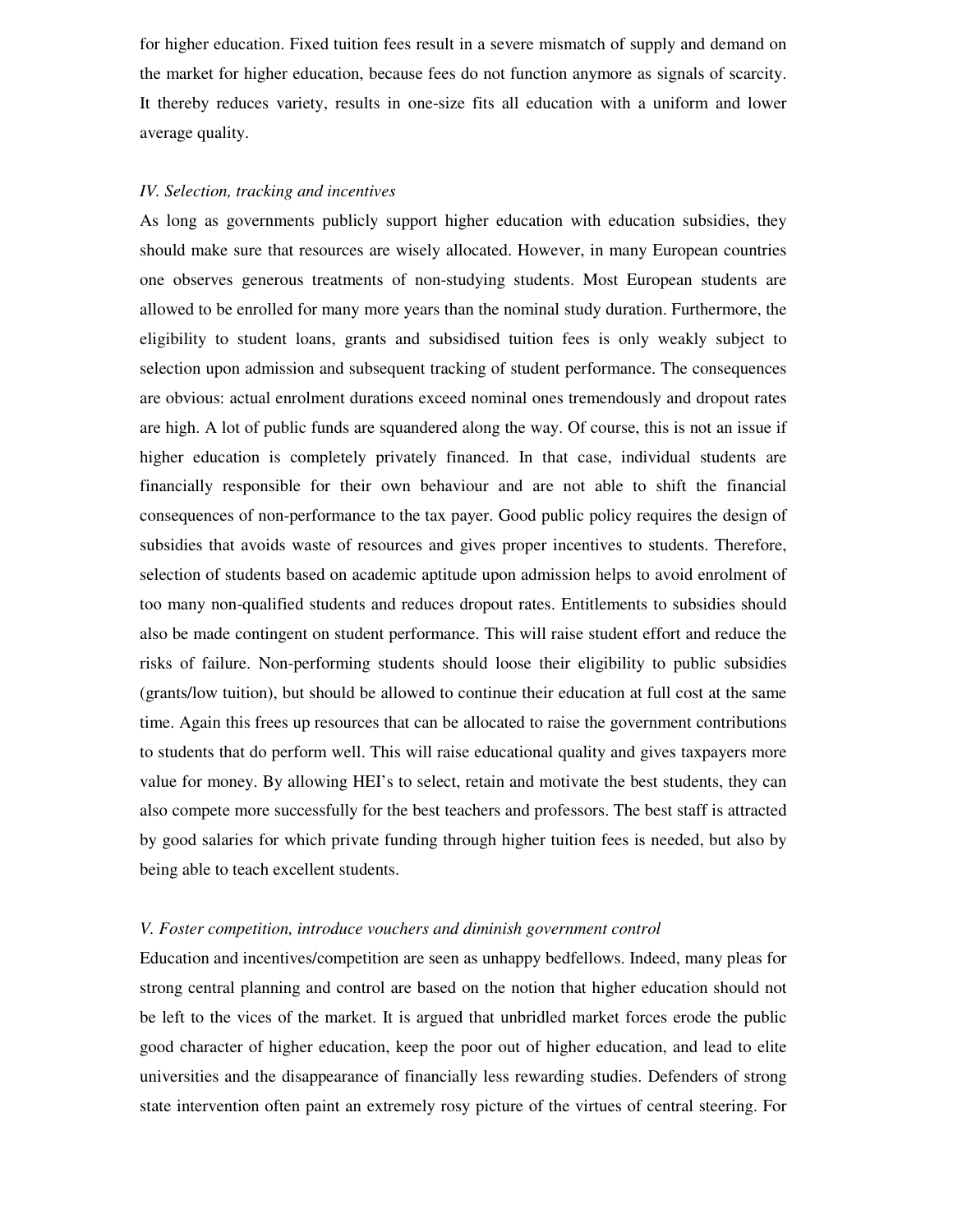for higher education. Fixed tuition fees result in a severe mismatch of supply and demand on the market for higher education, because fees do not function anymore as signals of scarcity. It thereby reduces variety, results in one-size fits all education with a uniform and lower average quality.

*IV. Selection, tracking and incentives*

As long as governments publicly support higher education with education subsidies, they should make sure that resources are wisely allocated. However, in many European countries one observes generous treatments of non-studying students. Most European students are allowed to be enrolled for many more years than the nominal study duration. Furthermore, the eligibility to student loans, grants and subsidised tuition fees is only weakly subject to selection upon admission and subsequent tracking of student performance. The consequences are obvious: actual enrolment durations exceed nominal ones tremendously and dropout rates are high. A lot of public funds are squandered along the way. Of course, this is not an issue if higher education is completely privately financed. In that case, individual students are financially responsible for their own behaviour and are not able to shift the financial consequences of non-performance to the tax payer. Good public policy requires the design of subsidies that avoids waste of resources and gives proper incentives to students. Therefore, selection of students based on academic aptitude upon admission helps to avoid enrolment of too many non-qualified students and reduces dropout rates. Entitlements to subsidies should also be made contingent on student performance. This will raise student effort and reduce the risks of failure. Non-performing students should loose their eligibility to public subsidies (grants/low tuition), but should be allowed to continue their education at full cost at the same time. Again this frees up resources that can be allocated to raise the government contributions to students that do perform well. This will raise educational quality and gives taxpayers more value for money. By allowing HEI's to select, retain and motivate the best students, they can also compete more successfully for the best teachers and professors. The best staff is attracted by good salaries for which private funding through higher tuition fees is needed, but also by being able to teach excellent students.

*V. Foster competition, introduce vouchers and diminish government control*

Education and incentives/competition are seen as unhappy bedfellows. Indeed, many pleas for strong central planning and control are based on the notion that higher education should not be left to the vices of the market. It is argued that unbridled market forces erode the public good character of higher education, keep the poor out of higher education, and lead to elite universities and the disappearance of financially less rewarding studies. Defenders of strong state intervention often paint an extremely rosy picture of the virtues of central steering. For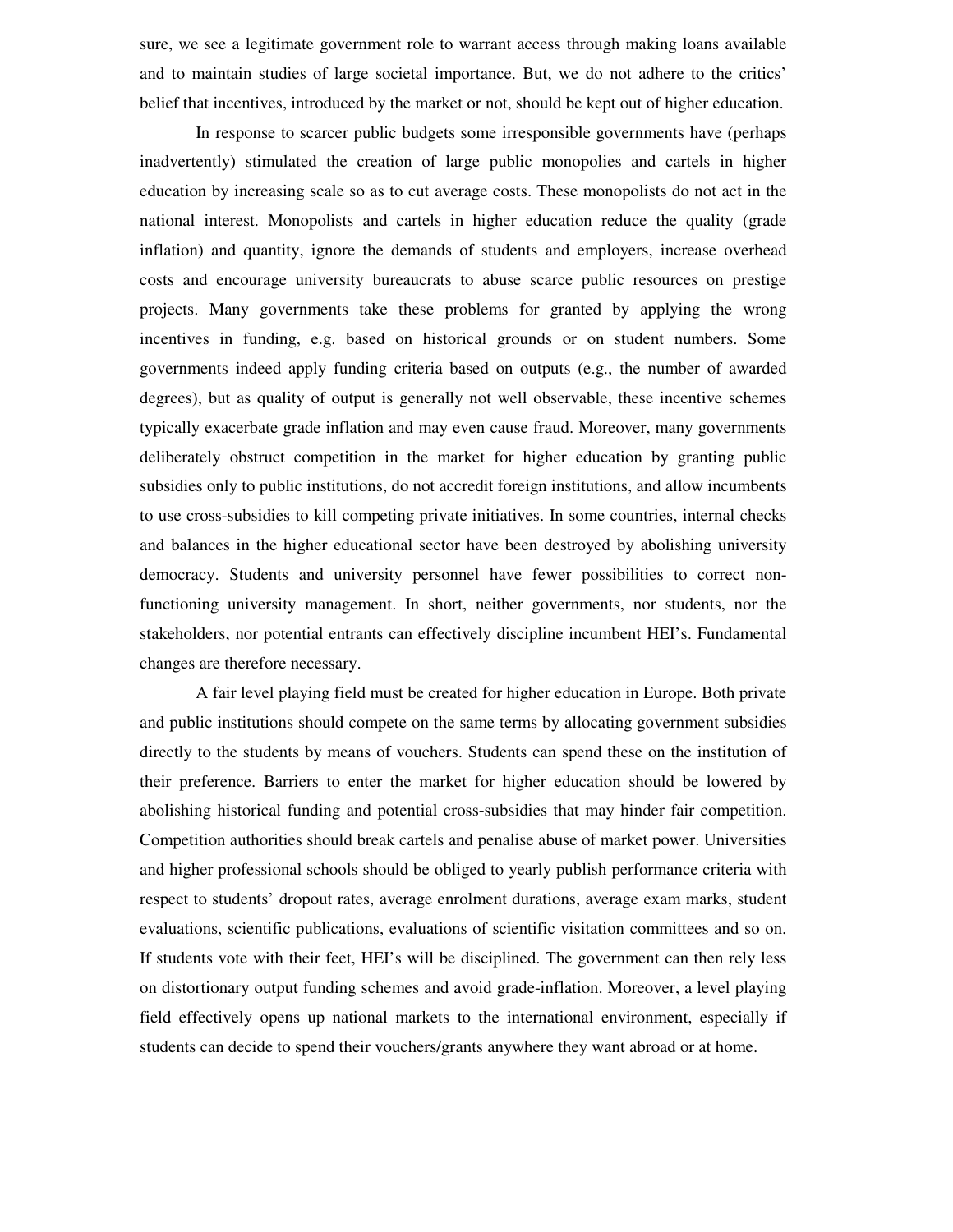sure, we see a legitimate government role to warrant access through making loans available and to maintain studies of large societal importance. But, we do not adhere to the critics' belief that incentives, introduced by the market or not, should be kept out of higher education.

In response to scarcer public budgets some irresponsible governments have (perhaps inadvertently) stimulated the creation of large public monopolies and cartels in higher education by increasing scale so as to cut average costs. These monopolists do not act in the national interest. Monopolists and cartels in higher education reduce the quality (grade inflation) and quantity, ignore the demands of students and employers, increase overhead costs and encourage university bureaucrats to abuse scarce public resources on prestige projects. Many governments take these problems for granted by applying the wrong incentives in funding, e.g. based on historical grounds or on student numbers. Some governments indeed apply funding criteria based on outputs (e.g., the number of awarded degrees), but as quality of output is generally not well observable, these incentive schemes typically exacerbate grade inflation and may even cause fraud. Moreover, many governments deliberately obstruct competition in the market for higher education by granting public subsidies only to public institutions, do not accredit foreign institutions, and allow incumbents to use cross-subsidies to kill competing private initiatives. In some countries, internal checks and balances in the higher educational sector have been destroyed by abolishing university democracy. Students and university personnel have fewer possibilities to correct non-functioning university management. In short, neither governments, nor students, nor the stakeholders, nor potential entrants can effectively discipline incumbent HEI's. Fundamental changes are therefore necessary.

A fair level playing field must be created for higher education in Europe. Both private and public institutions should compete on the same terms by allocating government subsidies directly to the students by means of vouchers. Students can spend these on the institution of their preference. Barriers to enter the market for higher education should be lowered by abolishing historical funding and potential cross-subsidies that may hinder fair competition. Competition authorities should break cartels and penalise abuse of market power. Universities and higher professional schools should be obliged to yearly publish performance criteria with respect to students' dropout rates, average enrolment durations, average exam marks, student evaluations, scientific publications, evaluations of scientific visitation committees and so on. If students vote with their feet, HEI's will be disciplined. The government can then rely less on distortionary output funding schemes and avoid grade-inflation. Moreover, a level playing field effectively opens up national markets to the international environment, especially if students can decide to spend their vouchers/grants anywhere they want abroad or at home.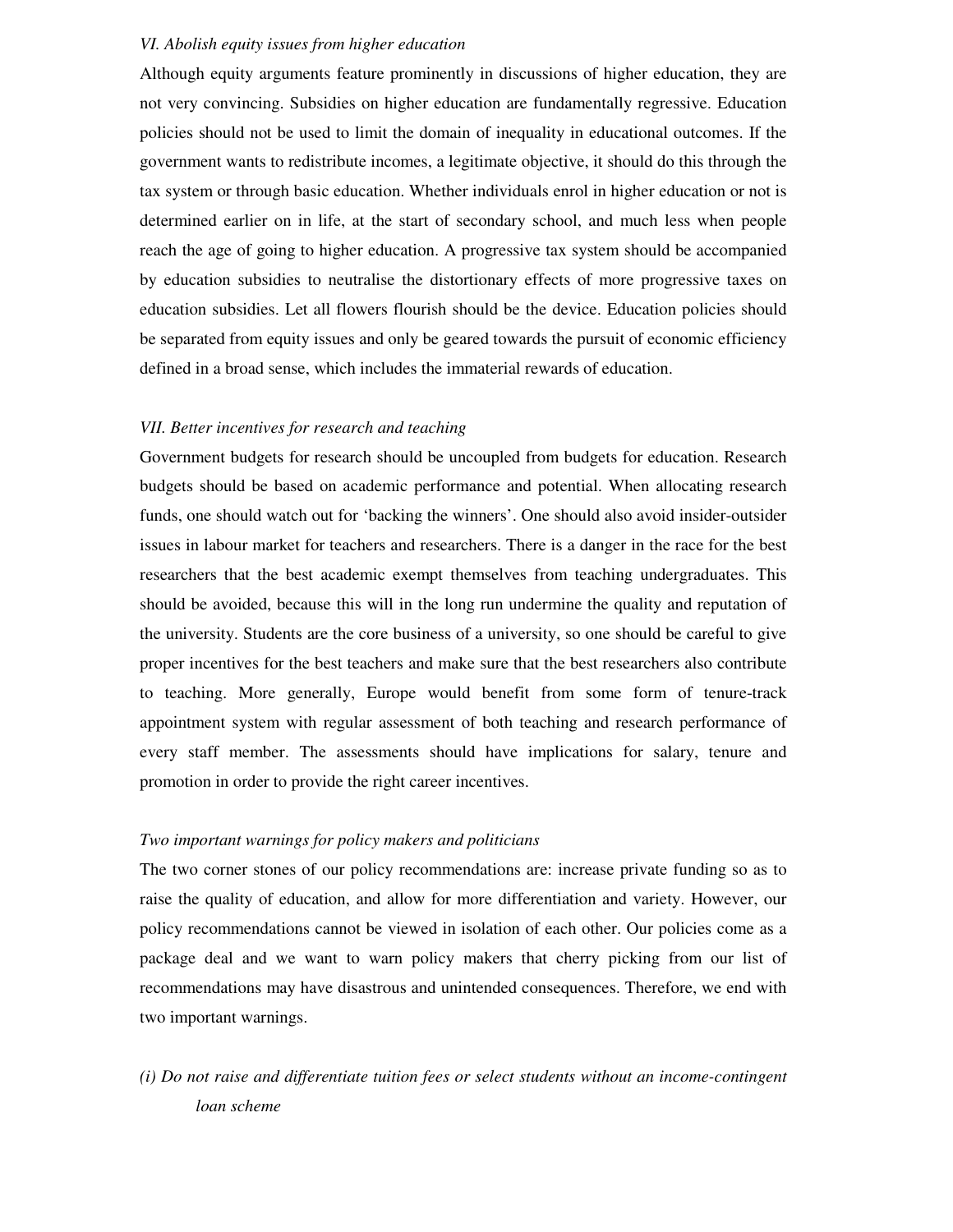*VI. Abolish equity issues from higher education*

Although equity arguments feature prominently in discussions of higher education, they are not very convincing. Subsidies on higher education are fundamentally regressive. Education policies should not be used to limit the domain of inequality in educational outcomes. If the government wants to redistribute incomes, a legitimate objective, it should do this through the tax system or through basic education. Whether individuals enrol in higher education or not is determined earlier on in life, at the start of secondary school, and much less when people reach the age of going to higher education. A progressive tax system should be accompanied by education subsidies to neutralise the distortionary effects of more progressive taxes on education subsidies. Let all flowers flourish should be the device. Education policies should be separated from equity issues and only be geared towards the pursuit of economic efficiency defined in a broad sense, which includes the immaterial rewards of education.

*VII. Better incentives for research and teaching*

Government budgets for research should be uncoupled from budgets for education. Research budgets should be based on academic performance and potential. When allocating research funds, one should watch out for 'backing the winners'. One should also avoid insider-outsider issues in labour market for teachers and researchers. There is a danger in the race for the best researchers that the best academic exempt themselves from teaching undergraduates. This should be avoided, because this will in the long run undermine the quality and reputation of the university. Students are the core business of a university, so one should be careful to give proper incentives for the best teachers and make sure that the best researchers also contribute to teaching. More generally, Europe would benefit from some form of tenure-track appointment system with regular assessment of both teaching and research performance of every staff member. The assessments should have implications for salary, tenure and promotion in order to provide the right career incentives.

*Two important warnings for policy makers and politicians*

The two corner stones of our policy recommendations are: increase private funding so as to raise the quality of education, and allow for more differentiation and variety. However, our policy recommendations cannot be viewed in isolation of each other. Our policies come as a package deal and we want to warn policy makers that cherry picking from our list of recommendations may have disastrous and unintended consequences. Therefore, we end with two important warnings.

*(i) Do not raise and differentiate tuition fees or select students without an income-contingent loan scheme*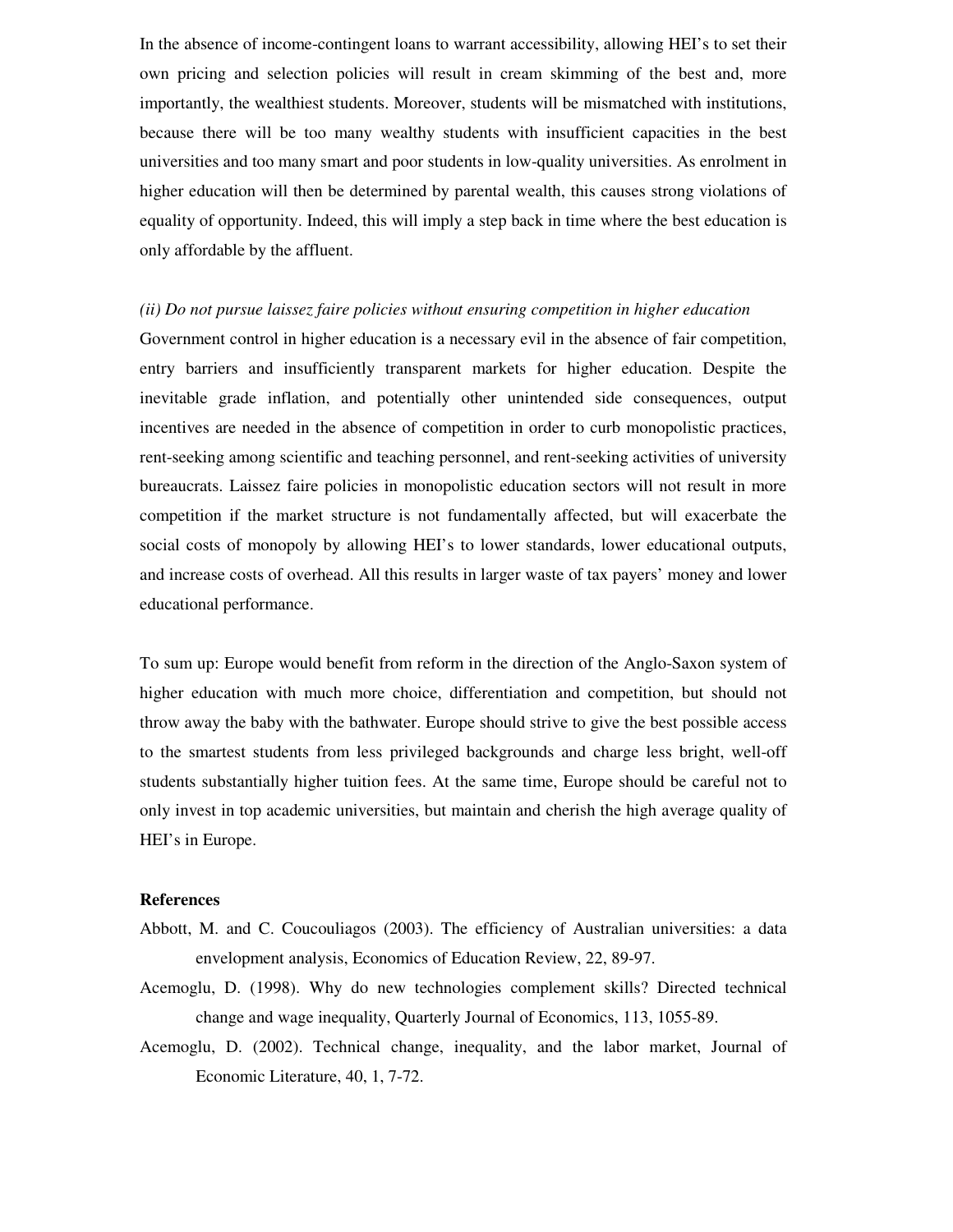In the absence of income-contingent loans to warrant accessibility, allowing HEI's to set their own pricing and selection policies will result in cream skimming of the best and, more importantly, the wealthiest students. Moreover, students will be mismatched with institutions, because there will be too many wealthy students with insufficient capacities in the best universities and too many smart and poor students in low-quality universities. As enrolment in higher education will then be determined by parental wealth, this causes strong violations of equality of opportunity. Indeed, this will imply a step back in time where the best education is only affordable by the affluent.

*(ii) Do not pursue laissez faire policies without ensuring competition in higher education*

Government control in higher education is a necessary evil in the absence of fair competition, entry barriers and insufficiently transparent markets for higher education. Despite the inevitable grade inflation, and potentially other unintended side consequences, output incentives are needed in the absence of competition in order to curb monopolistic practices, rent-seeking among scientific and teaching personnel, and rent-seeking activities of university bureaucrats. Laissez faire policies in monopolistic education sectors will not result in more competition if the market structure is not fundamentally affected, but will exacerbate the social costs of monopoly by allowing HEI's to lower standards, lower educational outputs, and increase costs of overhead. All this results in larger waste of tax payers' money and lower educational performance.

To sum up: Europe would benefit from reform in the direction of the Anglo-Saxon system of higher education with much more choice, differentiation and competition, but should not throw away the baby with the bathwater. Europe should strive to give the best possible access to the smartest students from less privileged backgrounds and charge less bright, well-off students substantially higher tuition fees. At the same time, Europe should be careful not to only invest in top academic universities, but maintain and cherish the high average quality of HEI's in Europe.

**References**

Abbott, M. and C. Coucouliagos (2003). The efficiency of Australian universities: a data envelopment analysis, Economics of Education Review, 22, 89-97.

Acemoglu, D. (1998). Why do new technologies complement skills? Directed technical change and wage inequality, Quarterly Journal of Economics, 113, 1055-89.

Acemoglu, D. (2002). Technical change, inequality, and the labor market, Journal of Economic Literature, 40, 1, 7-72.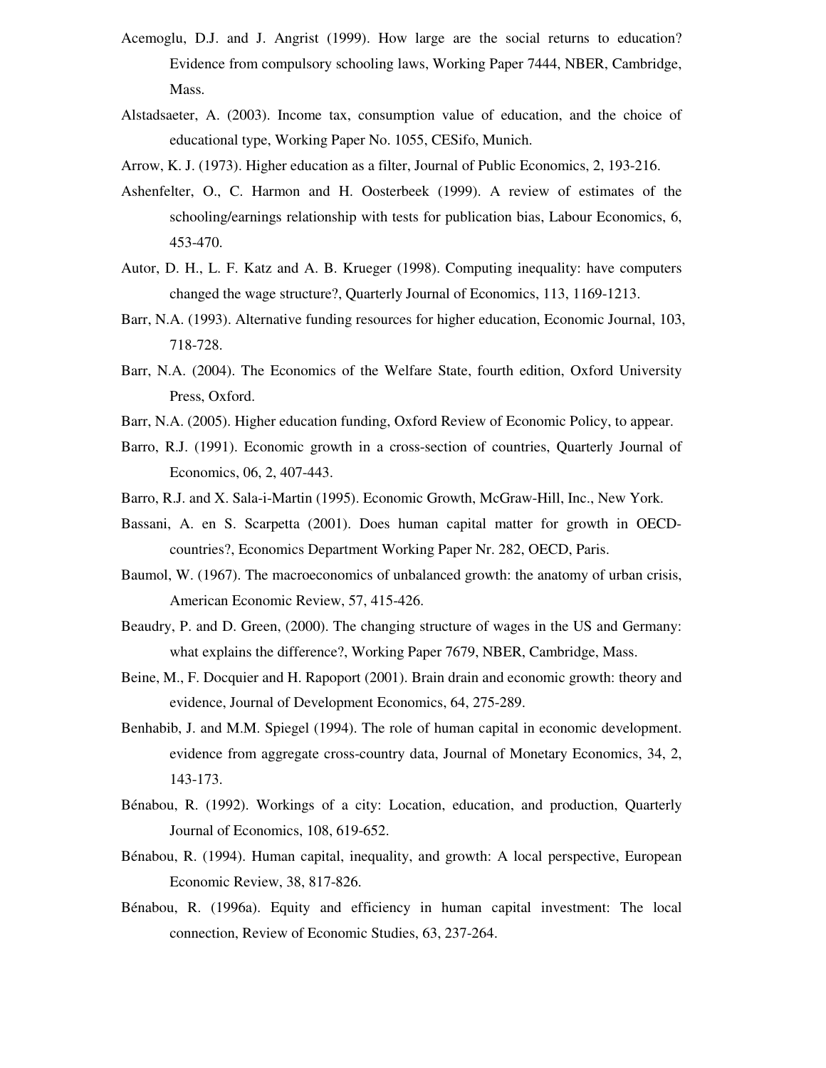Acemoglu, D.J. and J. Angrist (1999). How large are the social returns to education? Evidence from compulsory schooling laws, Working Paper 7444, NBER, Cambridge, Mass.

Alstadsaeter, A. (2003). Income tax, consumption value of education, and the choice of educational type, Working Paper No. 1055, CESifo, Munich.

Arrow, K. J. (1973). Higher education as a filter, Journal of Public Economics, 2, 193-216.

Ashenfelter, O., C. Harmon and H. Oosterbeek (1999). A review of estimates of the schooling/earnings relationship with tests for publication bias, Labour Economics, 6, 453-470.

Autor, D. H., L. F. Katz and A. B. Krueger (1998). Computing inequality: have computers changed the wage structure?, Quarterly Journal of Economics, 113, 1169-1213.

Barr, N.A. (1993). Alternative funding resources for higher education, Economic Journal, 103, 718-728.

Barr, N.A. (2004). The Economics of the Welfare State, fourth edition, Oxford University Press, Oxford.

Barr, N.A. (2005). Higher education funding, Oxford Review of Economic Policy, to appear.

Barro, R.J. (1991). Economic growth in a cross-section of countries, Quarterly Journal of Economics, 06, 2, 407-443.

Barro, R.J. and X. Sala-i-Martin (1995). Economic Growth, McGraw-Hill, Inc., New York.

Bassani, A. en S. Scarpetta (2001). Does human capital matter for growth in OECD-countries?, Economics Department Working Paper Nr. 282, OECD, Paris.

Baumol, W. (1967). The macroeconomics of unbalanced growth: the anatomy of urban crisis, American Economic Review, 57, 415-426.

Beaudry, P. and D. Green, (2000). The changing structure of wages in the US and Germany: what explains the difference?, Working Paper 7679, NBER, Cambridge, Mass.

Beine, M., F. Docquier and H. Rapoport (2001). Brain drain and economic growth: theory and evidence, Journal of Development Economics, 64, 275-289.

Benhabib, J. and M.M. Spiegel (1994). The role of human capital in economic development. evidence from aggregate cross-country data, Journal of Monetary Economics, 34, 2, 143-173.

Bénabou, R. (1992). Workings of a city: Location, education, and production, Quarterly Journal of Economics, 108, 619-652.

Bénabou, R. (1994). Human capital, inequality, and growth: A local perspective, European Economic Review, 38, 817-826.

Bénabou, R. (1996a). Equity and efficiency in human capital investment: The local connection, Review of Economic Studies, 63, 237-264.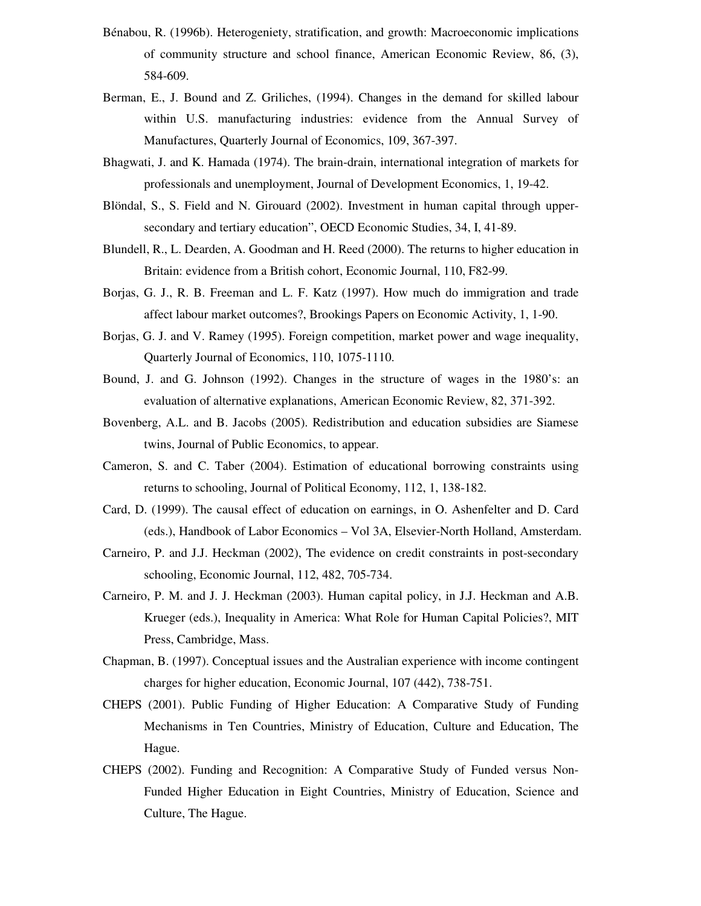Bénabou, R. (1996b). Heterogeniety, stratification, and growth: Macroeconomic implications of community structure and school finance, American Economic Review, 86, (3), 584-609.

Berman, E., J. Bound and Z. Griliches, (1994). Changes in the demand for skilled labour within U.S. manufacturing industries: evidence from the Annual Survey of Manufactures, Quarterly Journal of Economics, 109, 367-397.

Bhagwati, J. and K. Hamada (1974). The brain-drain, international integration of markets for professionals and unemployment, Journal of Development Economics, 1, 19-42.

Blöndal, S., S. Field and N. Girouard (2002). Investment in human capital through upper-secondary and tertiary education", OECD Economic Studies, 34, I, 41-89.

Blundell, R., L. Dearden, A. Goodman and H. Reed (2000). The returns to higher education in Britain: evidence from a British cohort, Economic Journal, 110, F82-99.

Borjas, G. J., R. B. Freeman and L. F. Katz (1997). How much do immigration and trade affect labour market outcomes?, Brookings Papers on Economic Activity, 1, 1-90.

Borjas, G. J. and V. Ramey (1995). Foreign competition, market power and wage inequality, Quarterly Journal of Economics, 110, 1075-1110.

Bound, J. and G. Johnson (1992). Changes in the structure of wages in the 1980's: an evaluation of alternative explanations, American Economic Review, 82, 371-392.

Bovenberg, A.L. and B. Jacobs (2005). Redistribution and education subsidies are Siamese twins, Journal of Public Economics, to appear.

Cameron, S. and C. Taber (2004). Estimation of educational borrowing constraints using returns to schooling, Journal of Political Economy, 112, 1, 138-182.

Card, D. (1999). The causal effect of education on earnings, in O. Ashenfelter and D. Card (eds.), Handbook of Labor Economics – Vol 3A, Elsevier-North Holland, Amsterdam.

Carneiro, P. and J.J. Heckman (2002), The evidence on credit constraints in post-secondary schooling, Economic Journal, 112, 482, 705-734.

Carneiro, P. M. and J. J. Heckman (2003). Human capital policy, in J.J. Heckman and A.B. Krueger (eds.), Inequality in America: What Role for Human Capital Policies?, MIT Press, Cambridge, Mass.

Chapman, B. (1997). Conceptual issues and the Australian experience with income contingent charges for higher education, Economic Journal, 107 (442), 738-751.

CHEPS (2001). Public Funding of Higher Education: A Comparative Study of Funding Mechanisms in Ten Countries, Ministry of Education, Culture and Education, The Hague.

CHEPS (2002). Funding and Recognition: A Comparative Study of Funded versus Non-Funded Higher Education in Eight Countries, Ministry of Education, Science and Culture, The Hague.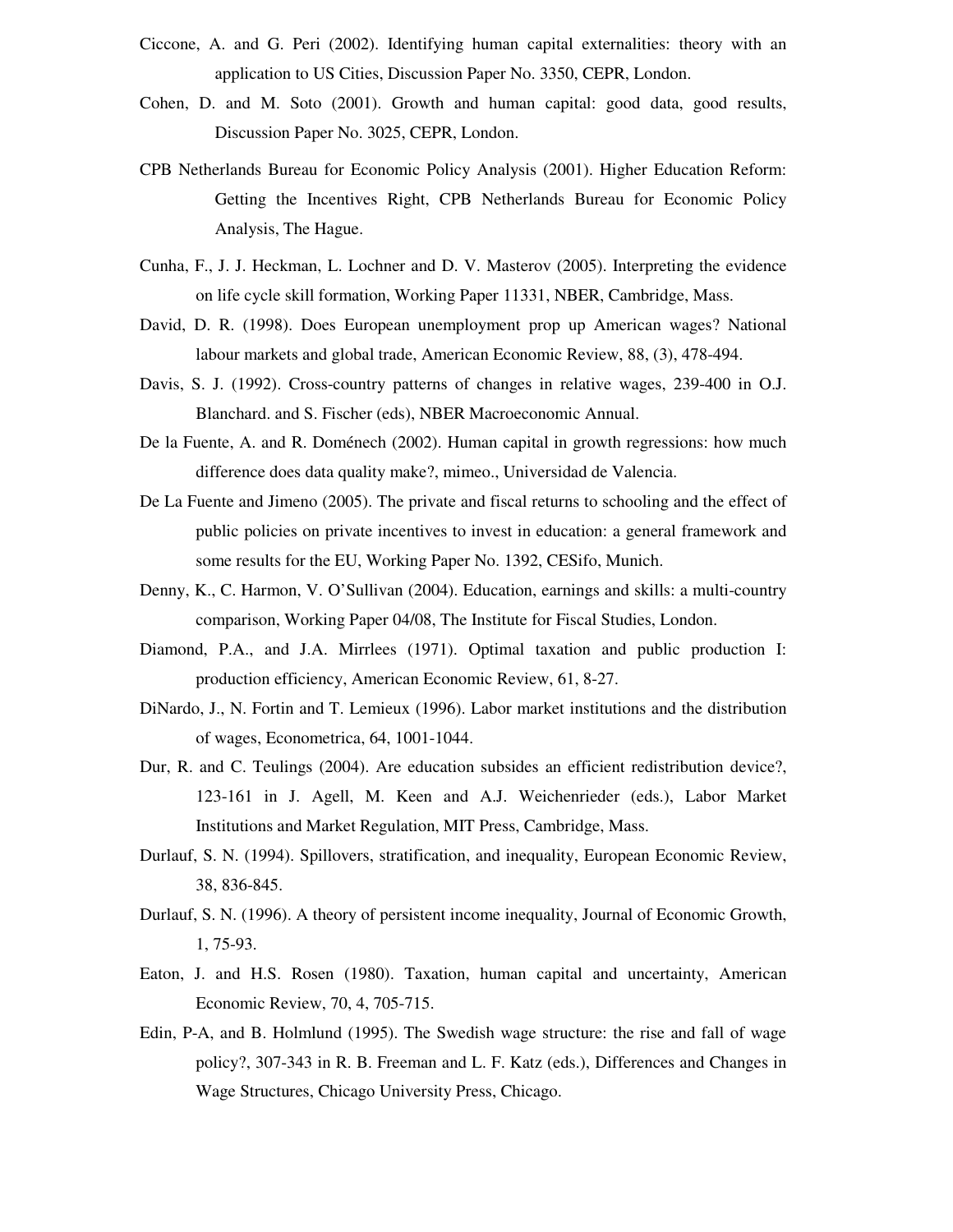Ciccone, A. and G. Peri (2002). Identifying human capital externalities: theory with an application to US Cities, Discussion Paper No. 3350, CEPR, London.

Cohen, D. and M. Soto (2001). Growth and human capital: good data, good results, Discussion Paper No. 3025, CEPR, London.

CPB Netherlands Bureau for Economic Policy Analysis (2001). Higher Education Reform: Getting the Incentives Right, CPB Netherlands Bureau for Economic Policy Analysis, The Hague.

Cunha, F., J. J. Heckman, L. Lochner and D. V. Masterov (2005). Interpreting the evidence on life cycle skill formation, Working Paper 11331, NBER, Cambridge, Mass.

David, D. R. (1998). Does European unemployment prop up American wages? National labour markets and global trade, American Economic Review, 88, (3), 478-494.

Davis, S. J. (1992). Cross-country patterns of changes in relative wages, 239-400 in O.J. Blanchard. and S. Fischer (eds), NBER Macroeconomic Annual.

De la Fuente, A. and R. Doménech (2002). Human capital in growth regressions: how much difference does data quality make?, mimeo., Universidad de Valencia.

De La Fuente and Jimeno (2005). The private and fiscal returns to schooling and the effect of public policies on private incentives to invest in education: a general framework and some results for the EU, Working Paper No. 1392, CESifo, Munich.

Denny, K., C. Harmon, V. O'Sullivan (2004). Education, earnings and skills: a multi-country comparison, Working Paper 04/08, The Institute for Fiscal Studies, London.

Diamond, P.A., and J.A. Mirrlees (1971). Optimal taxation and public production I: production efficiency, American Economic Review, 61, 8-27.

DiNardo, J., N. Fortin and T. Lemieux (1996). Labor market institutions and the distribution of wages, Econometrica, 64, 1001-1044.

Dur, R. and C. Teulings (2004). Are education subsides an efficient redistribution device?, 123-161 in J. Agell, M. Keen and A.J. Weichenrieder (eds.), Labor Market Institutions and Market Regulation, MIT Press, Cambridge, Mass.

Durlauf, S. N. (1994). Spillovers, stratification, and inequality, European Economic Review, 38, 836-845.

Durlauf, S. N. (1996). A theory of persistent income inequality, Journal of Economic Growth, 1, 75-93.

Eaton, J. and H.S. Rosen (1980). Taxation, human capital and uncertainty, American Economic Review, 70, 4, 705-715.

Edin, P-A, and B. Holmlund (1995). The Swedish wage structure: the rise and fall of wage policy?, 307-343 in R. B. Freeman and L. F. Katz (eds.), Differences and Changes in Wage Structures, Chicago University Press, Chicago.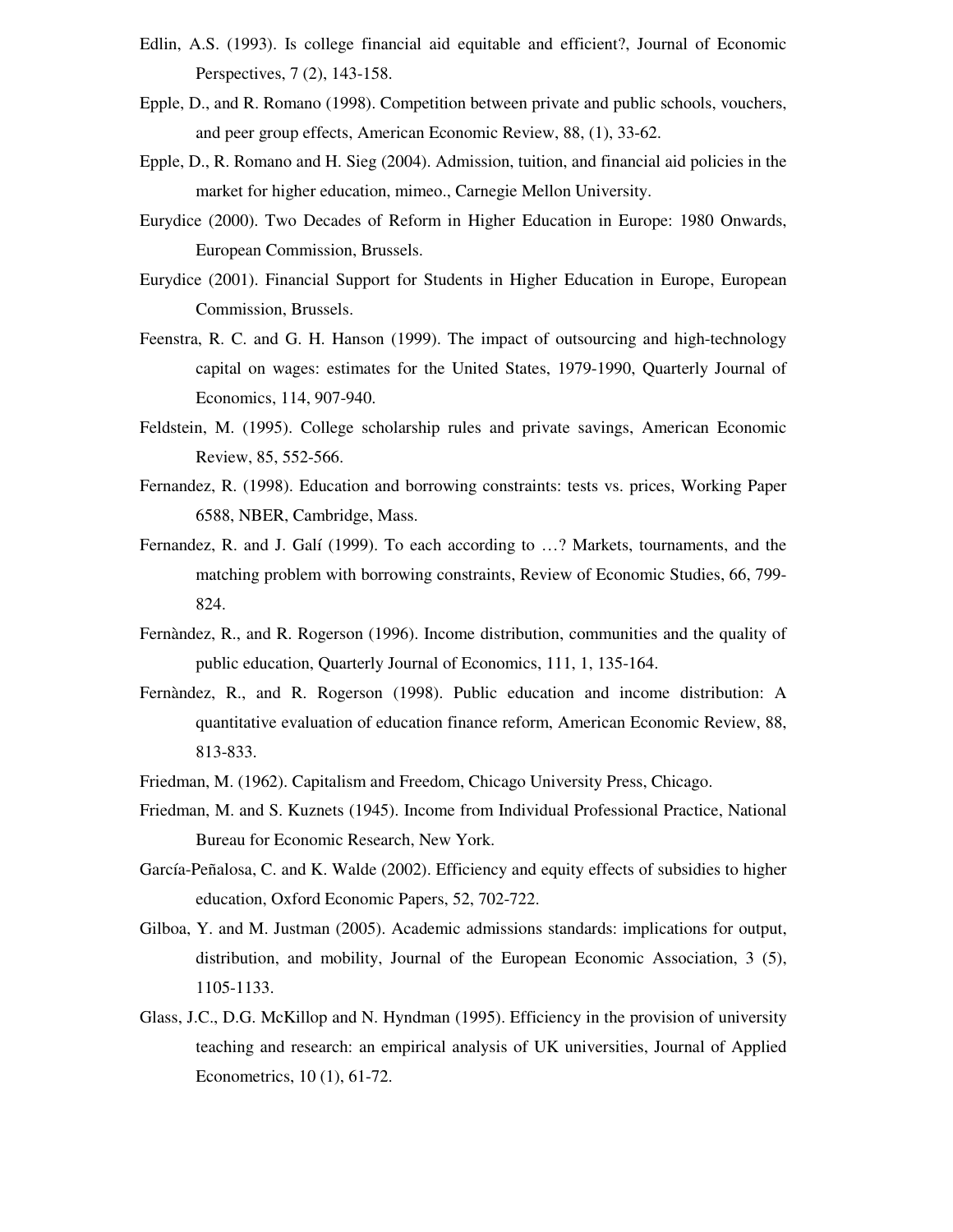Edlin, A.S. (1993). Is college financial aid equitable and efficient?, Journal of Economic Perspectives, 7 (2), 143-158.

Epple, D., and R. Romano (1998). Competition between private and public schools, vouchers, and peer group effects, American Economic Review, 88, (1), 33-62.

Epple, D., R. Romano and H. Sieg (2004). Admission, tuition, and financial aid policies in the market for higher education, mimeo., Carnegie Mellon University.

Eurydice (2000). Two Decades of Reform in Higher Education in Europe: 1980 Onwards, European Commission, Brussels.

Eurydice (2001). Financial Support for Students in Higher Education in Europe, European Commission, Brussels.

Feenstra, R. C. and G. H. Hanson (1999). The impact of outsourcing and high-technology capital on wages: estimates for the United States, 1979-1990, Quarterly Journal of Economics, 114, 907-940.

Feldstein, M. (1995). College scholarship rules and private savings, American Economic Review, 85, 552-566.

Fernandez, R. (1998). Education and borrowing constraints: tests vs. prices, Working Paper 6588, NBER, Cambridge, Mass.

Fernandez, R. and J. Galí (1999). To each according to …? Markets, tournaments, and the matching problem with borrowing constraints, Review of Economic Studies, 66, 799-824.

Fernàndez, R., and R. Rogerson (1996). Income distribution, communities and the quality of public education, Quarterly Journal of Economics, 111, 1, 135-164.

Fernàndez, R., and R. Rogerson (1998). Public education and income distribution: A quantitative evaluation of education finance reform, American Economic Review, 88, 813-833.

Friedman, M. (1962). Capitalism and Freedom, Chicago University Press, Chicago.

Friedman, M. and S. Kuznets (1945). Income from Individual Professional Practice, National Bureau for Economic Research, New York.

García-Peñalosa, C. and K. Walde (2002). Efficiency and equity effects of subsidies to higher education, Oxford Economic Papers, 52, 702-722.

Gilboa, Y. and M. Justman (2005). Academic admissions standards: implications for output, distribution, and mobility, Journal of the European Economic Association, 3 (5), 1105-1133.

Glass, J.C., D.G. McKillop and N. Hyndman (1995). Efficiency in the provision of university teaching and research: an empirical analysis of UK universities, Journal of Applied Econometrics, 10 (1), 61-72.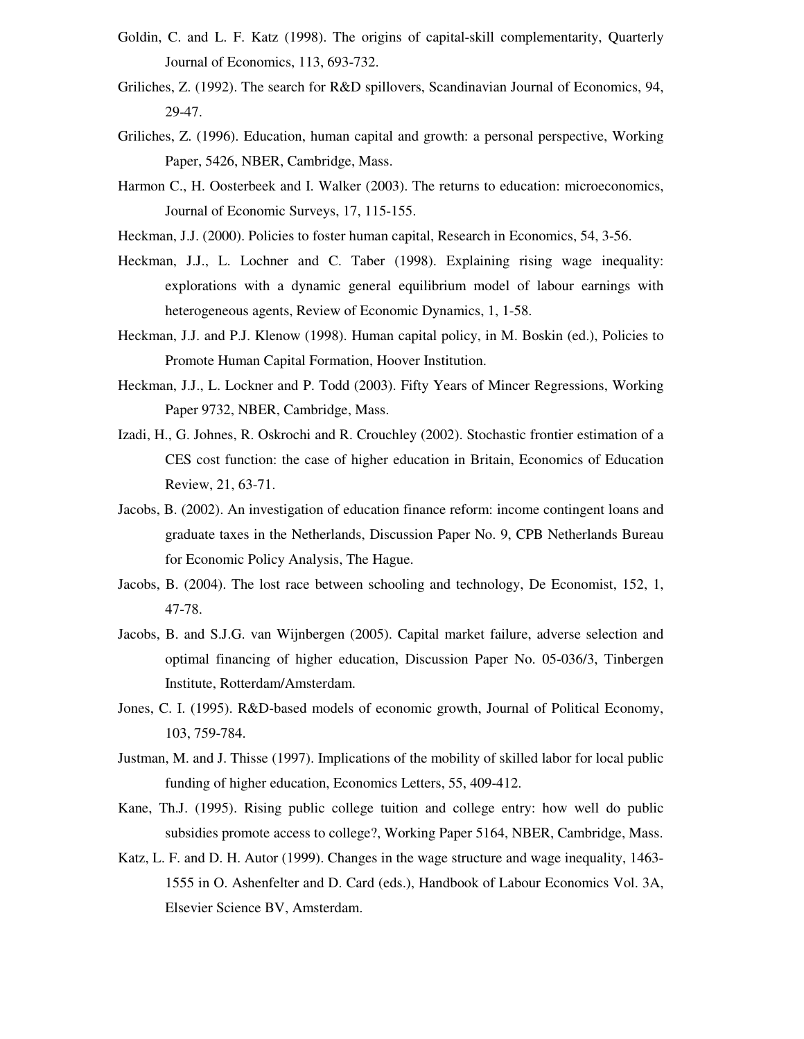Goldin, C. and L. F. Katz (1998). The origins of capital-skill complementarity, Quarterly Journal of Economics, 113, 693-732.

Griliches, Z. (1992). The search for R&D spillovers, Scandinavian Journal of Economics, 94, 29-47.

Griliches, Z. (1996). Education, human capital and growth: a personal perspective, Working Paper, 5426, NBER, Cambridge, Mass.

Harmon C., H. Oosterbeek and I. Walker (2003). The returns to education: microeconomics, Journal of Economic Surveys, 17, 115-155.

Heckman, J.J. (2000). Policies to foster human capital, Research in Economics, 54, 3-56.

Heckman, J.J., L. Lochner and C. Taber (1998). Explaining rising wage inequality: explorations with a dynamic general equilibrium model of labour earnings with heterogeneous agents, Review of Economic Dynamics, 1, 1-58.

Heckman, J.J. and P.J. Klenow (1998). Human capital policy, in M. Boskin (ed.), Policies to Promote Human Capital Formation, Hoover Institution.

Heckman, J.J., L. Lockner and P. Todd (2003). Fifty Years of Mincer Regressions, Working Paper 9732, NBER, Cambridge, Mass.

Izadi, H., G. Johnes, R. Oskrochi and R. Crouchley (2002). Stochastic frontier estimation of a CES cost function: the case of higher education in Britain, Economics of Education Review, 21, 63-71.

Jacobs, B. (2002). An investigation of education finance reform: income contingent loans and graduate taxes in the Netherlands, Discussion Paper No. 9, CPB Netherlands Bureau for Economic Policy Analysis, The Hague.

Jacobs, B. (2004). The lost race between schooling and technology, De Economist, 152, 1, 47-78.

Jacobs, B. and S.J.G. van Wijnbergen (2005). Capital market failure, adverse selection and optimal financing of higher education, Discussion Paper No. 05-036/3, Tinbergen Institute, Rotterdam/Amsterdam.

Jones, C. I. (1995). R&D-based models of economic growth, Journal of Political Economy, 103, 759-784.

Justman, M. and J. Thisse (1997). Implications of the mobility of skilled labor for local public funding of higher education, Economics Letters, 55, 409-412.

Kane, Th.J. (1995). Rising public college tuition and college entry: how well do public subsidies promote access to college?, Working Paper 5164, NBER, Cambridge, Mass.

Katz, L. F. and D. H. Autor (1999). Changes in the wage structure and wage inequality, 1463-1555 in O. Ashenfelter and D. Card (eds.), Handbook of Labour Economics Vol. 3A, Elsevier Science BV, Amsterdam.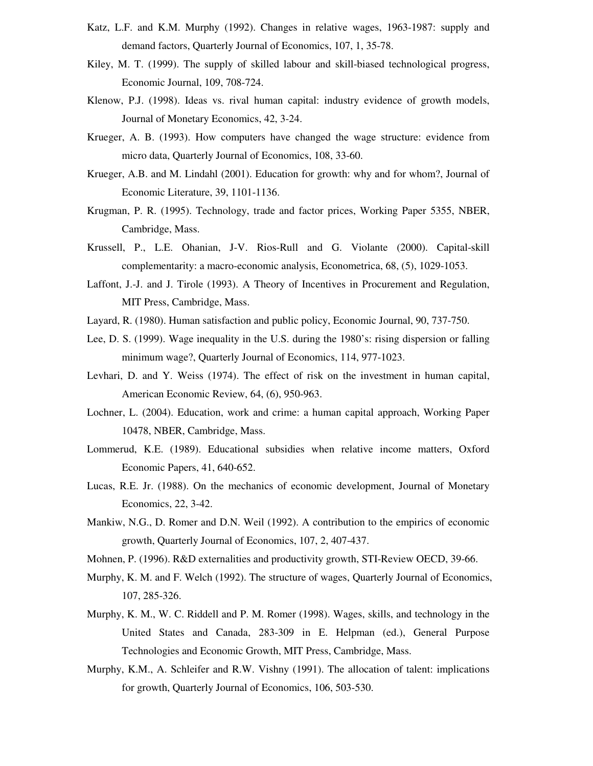Katz, L.F. and K.M. Murphy (1992). Changes in relative wages, 1963-1987: supply and demand factors, Quarterly Journal of Economics, 107, 1, 35-78.

Kiley, M. T. (1999). The supply of skilled labour and skill-biased technological progress, Economic Journal, 109, 708-724.

Klenow, P.J. (1998). Ideas vs. rival human capital: industry evidence of growth models, Journal of Monetary Economics, 42, 3-24.

Krueger, A. B. (1993). How computers have changed the wage structure: evidence from micro data, Quarterly Journal of Economics, 108, 33-60.

Krueger, A.B. and M. Lindahl (2001). Education for growth: why and for whom?, Journal of Economic Literature, 39, 1101-1136.

Krugman, P. R. (1995). Technology, trade and factor prices, Working Paper 5355, NBER, Cambridge, Mass.

Krussell, P., L.E. Ohanian, J-V. Rios-Rull and G. Violante (2000). Capital-skill complementarity: a macro-economic analysis, Econometrica, 68, (5), 1029-1053.

Laffont, J.-J. and J. Tirole (1993). A Theory of Incentives in Procurement and Regulation, MIT Press, Cambridge, Mass.

Layard, R. (1980). Human satisfaction and public policy, Economic Journal, 90, 737-750.

Lee, D. S. (1999). Wage inequality in the U.S. during the 1980's: rising dispersion or falling minimum wage?, Quarterly Journal of Economics, 114, 977-1023.

Levhari, D. and Y. Weiss (1974). The effect of risk on the investment in human capital, American Economic Review, 64, (6), 950-963.

Lochner, L. (2004). Education, work and crime: a human capital approach, Working Paper 10478, NBER, Cambridge, Mass.

Lommerud, K.E. (1989). Educational subsidies when relative income matters, Oxford Economic Papers, 41, 640-652.

Lucas, R.E. Jr. (1988). On the mechanics of economic development, Journal of Monetary Economics, 22, 3-42.

Mankiw, N.G., D. Romer and D.N. Weil (1992). A contribution to the empirics of economic growth, Quarterly Journal of Economics, 107, 2, 407-437.

Mohnen, P. (1996). R&D externalities and productivity growth, STI-Review OECD, 39-66.

Murphy, K. M. and F. Welch (1992). The structure of wages, Quarterly Journal of Economics, 107, 285-326.

Murphy, K. M., W. C. Riddell and P. M. Romer (1998). Wages, skills, and technology in the United States and Canada, 283-309 in E. Helpman (ed.), General Purpose Technologies and Economic Growth, MIT Press, Cambridge, Mass.

Murphy, K.M., A. Schleifer and R.W. Vishny (1991). The allocation of talent: implications for growth, Quarterly Journal of Economics, 106, 503-530.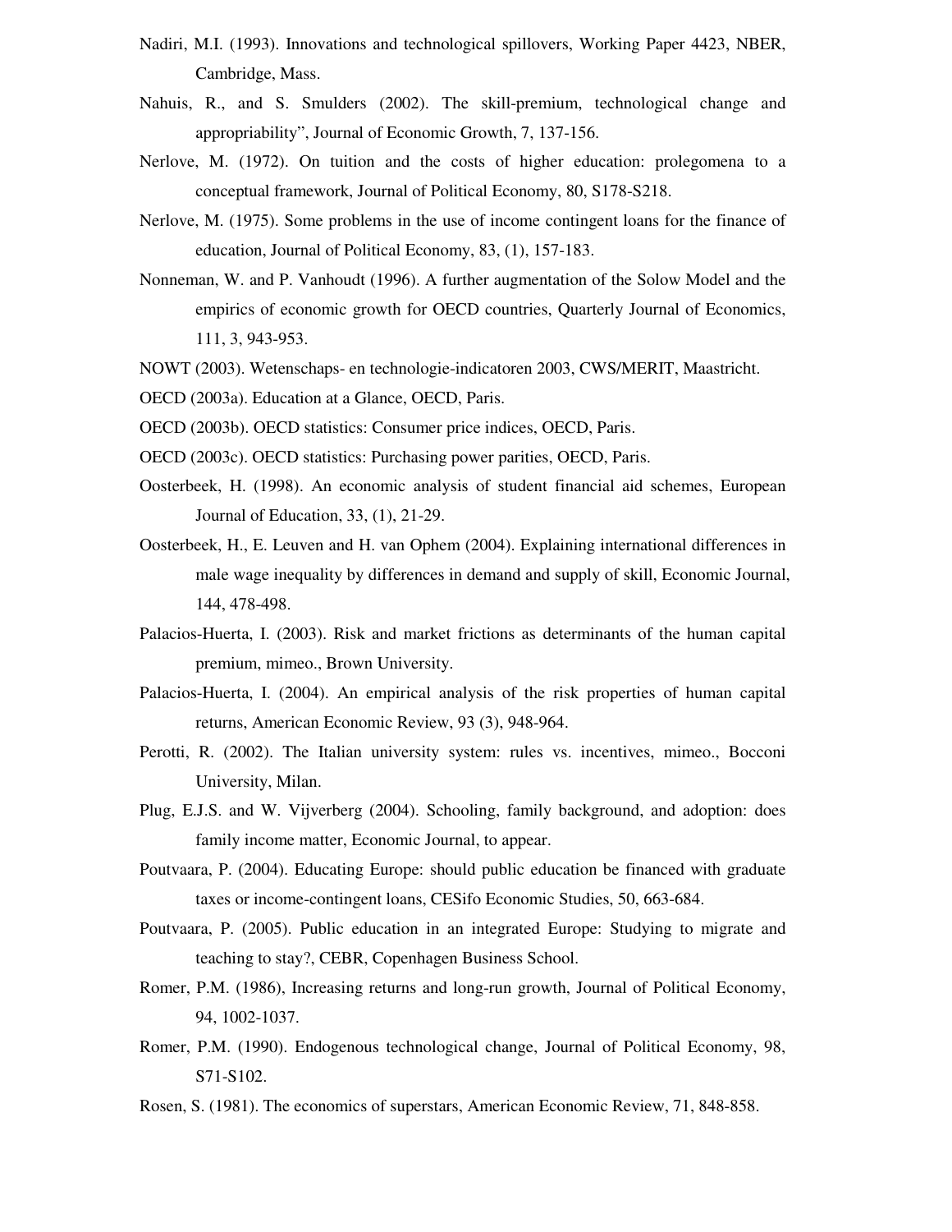Nadiri, M.I. (1993). Innovations and technological spillovers, Working Paper 4423, NBER, Cambridge, Mass.

Nahuis, R., and S. Smulders (2002). The skill-premium, technological change and appropriability", Journal of Economic Growth, 7, 137-156.

Nerlove, M. (1972). On tuition and the costs of higher education: prolegomena to a conceptual framework, Journal of Political Economy, 80, S178-S218.

Nerlove, M. (1975). Some problems in the use of income contingent loans for the finance of education, Journal of Political Economy, 83, (1), 157-183.

Nonneman, W. and P. Vanhoudt (1996). A further augmentation of the Solow Model and the empirics of economic growth for OECD countries, Quarterly Journal of Economics, 111, 3, 943-953.

NOWT (2003). Wetenschaps- en technologie-indicatoren 2003, CWS/MERIT, Maastricht.

OECD (2003a). Education at a Glance, OECD, Paris.

OECD (2003b). OECD statistics: Consumer price indices, OECD, Paris.

OECD (2003c). OECD statistics: Purchasing power parities, OECD, Paris.

Oosterbeek, H. (1998). An economic analysis of student financial aid schemes, European Journal of Education, 33, (1), 21-29.

Oosterbeek, H., E. Leuven and H. van Ophem (2004). Explaining international differences in male wage inequality by differences in demand and supply of skill, Economic Journal, 144, 478-498.

Palacios-Huerta, I. (2003). Risk and market frictions as determinants of the human capital premium, mimeo., Brown University.

Palacios-Huerta, I. (2004). An empirical analysis of the risk properties of human capital returns, American Economic Review, 93 (3), 948-964.

Perotti, R. (2002). The Italian university system: rules vs. incentives, mimeo., Bocconi University, Milan.

Plug, E.J.S. and W. Vijverberg (2004). Schooling, family background, and adoption: does family income matter, Economic Journal, to appear.

Poutvaara, P. (2004). Educating Europe: should public education be financed with graduate taxes or income-contingent loans, CESifo Economic Studies, 50, 663-684.

Poutvaara, P. (2005). Public education in an integrated Europe: Studying to migrate and teaching to stay?, CEBR, Copenhagen Business School.

Romer, P.M. (1986), Increasing returns and long-run growth, Journal of Political Economy, 94, 1002-1037.

Romer, P.M. (1990). Endogenous technological change, Journal of Political Economy, 98, S71-S102.

Rosen, S. (1981). The economics of superstars, American Economic Review, 71, 848-858.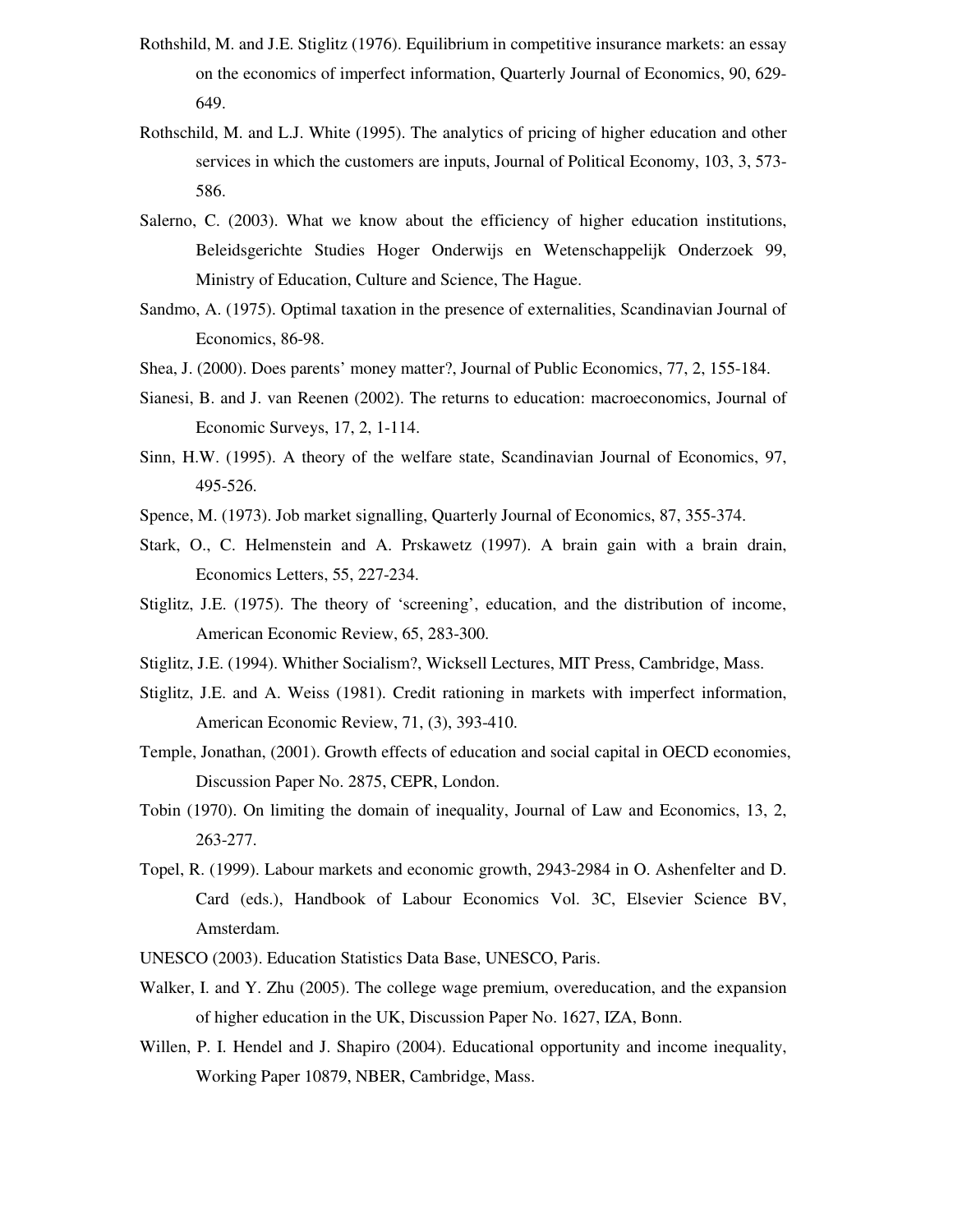Rothshild, M. and J.E. Stiglitz (1976). Equilibrium in competitive insurance markets: an essay on the economics of imperfect information, Quarterly Journal of Economics, 90, 629-649.

Rothschild, M. and L.J. White (1995). The analytics of pricing of higher education and other services in which the customers are inputs, Journal of Political Economy, 103, 3, 573-586.

Salerno, C. (2003). What we know about the efficiency of higher education institutions, Beleidsgerichte Studies Hoger Onderwijs en Wetenschappelijk Onderzoek 99, Ministry of Education, Culture and Science, The Hague.

Sandmo, A. (1975). Optimal taxation in the presence of externalities, Scandinavian Journal of Economics, 86-98.

Shea, J. (2000). Does parents' money matter?, Journal of Public Economics, 77, 2, 155-184.

Sianesi, B. and J. van Reenen (2002). The returns to education: macroeconomics, Journal of Economic Surveys, 17, 2, 1-114.

Sinn, H.W. (1995). A theory of the welfare state, Scandinavian Journal of Economics, 97, 495-526.

Spence, M. (1973). Job market signalling, Quarterly Journal of Economics, 87, 355-374.

Stark, O., C. Helmenstein and A. Prskawetz (1997). A brain gain with a brain drain, Economics Letters, 55, 227-234.

Stiglitz, J.E. (1975). The theory of 'screening', education, and the distribution of income, American Economic Review, 65, 283-300.

Stiglitz, J.E. (1994). Whither Socialism?, Wicksell Lectures, MIT Press, Cambridge, Mass.

Stiglitz, J.E. and A. Weiss (1981). Credit rationing in markets with imperfect information, American Economic Review, 71, (3), 393-410.

Temple, Jonathan, (2001). Growth effects of education and social capital in OECD economies, Discussion Paper No. 2875, CEPR, London.

Tobin (1970). On limiting the domain of inequality, Journal of Law and Economics, 13, 2, 263-277.

Topel, R. (1999). Labour markets and economic growth, 2943-2984 in O. Ashenfelter and D. Card (eds.), Handbook of Labour Economics Vol. 3C, Elsevier Science BV, Amsterdam.

UNESCO (2003). Education Statistics Data Base, UNESCO, Paris.

Walker, I. and Y. Zhu (2005). The college wage premium, overeducation, and the expansion of higher education in the UK, Discussion Paper No. 1627, IZA, Bonn.

Willen, P. I. Hendel and J. Shapiro (2004). Educational opportunity and income inequality, Working Paper 10879, NBER, Cambridge, Mass.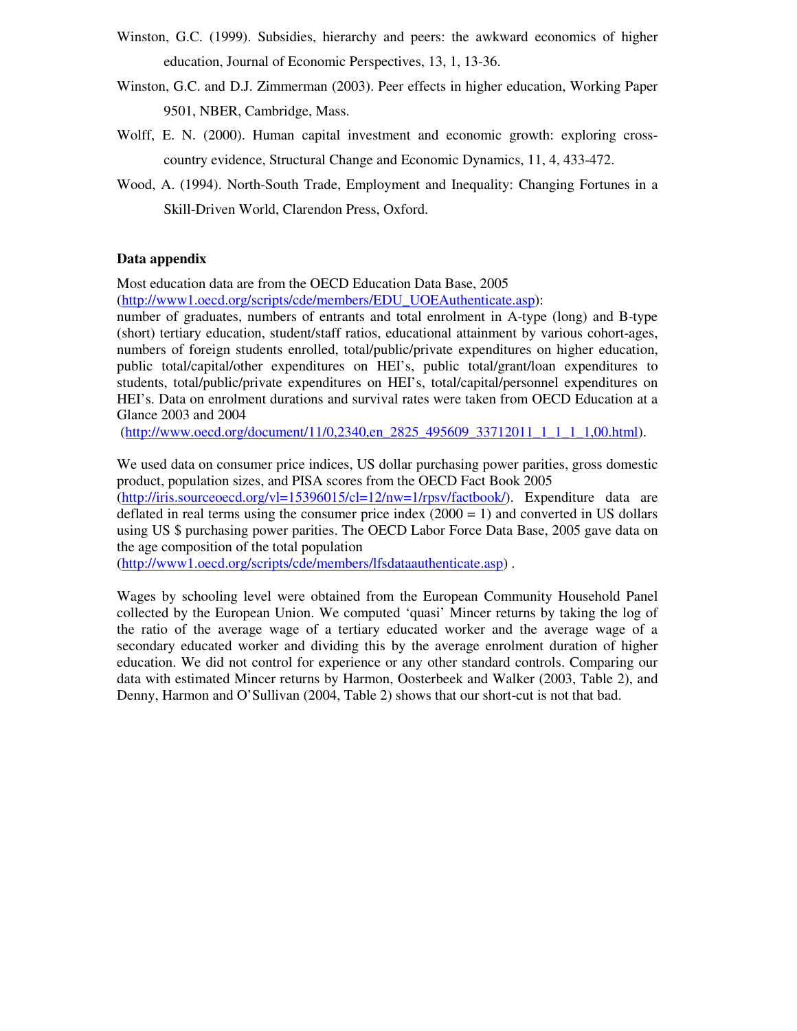Winston, G.C. (1999). Subsidies, hierarchy and peers: the awkward economics of higher education, Journal of Economic Perspectives, 13, 1, 13-36.

Winston, G.C. and D.J. Zimmerman (2003). Peer effects in higher education, Working Paper 9501, NBER, Cambridge, Mass.

Wolff, E. N. (2000). Human capital investment and economic growth: exploring cross-country evidence, Structural Change and Economic Dynamics, 11, 4, 433-472.

Wood, A. (1994). North-South Trade, Employment and Inequality: Changing Fortunes in a Skill-Driven World, Clarendon Press, Oxford.

**Data appendix**

Most education data are from the OECD Education Data Base, 2005 (http://www1.oecd.org/scripts/cde/members/EDU_UOEAuthenticate.asp): number of graduates, numbers of entrants and total enrolment in A-type (long) and B-type (short) tertiary education, student/staff ratios, educational attainment by various cohort-ages, numbers of foreign students enrolled, total/public/private expenditures on higher education, public total/capital/other expenditures on HEI's, public total/grant/loan expenditures to students, total/public/private expenditures on HEI's, total/capital/personnel expenditures on HEI's. Data on enrolment durations and survival rates were taken from OECD Education at a Glance 2003 and 2004 (http://www.oecd.org/document/11/0,2340,en_2825_495609_33712011_1_1_1_1,00.html).

We used data on consumer price indices, US dollar purchasing power parities, gross domestic product, population sizes, and PISA scores from the OECD Fact Book 2005 (http://iris.sourceoecd.org/vl=15396015/cl=12/nw=1/rpsv/factbook/). Expenditure data are deflated in real terms using the consumer price index (2000 = 1) and converted in US dollars using US $ purchasing power parities. The OECD Labor Force Data Base, 2005 gave data on the age composition of the total population (http://www1.oecd.org/scripts/cde/members/lfsdataauthenticate.asp) .

Wages by schooling level were obtained from the European Community Household Panel collected by the European Union. We computed 'quasi' Mincer returns by taking the log of the ratio of the average wage of a tertiary educated worker and the average wage of a secondary educated worker and dividing this by the average enrolment duration of higher education. We did not control for experience or any other standard controls. Comparing our data with estimated Mincer returns by Harmon, Oosterbeek and Walker (2003, Table 2), and Denny, Harmon and O'Sullivan (2004, Table 2) shows that our short-cut is not that bad.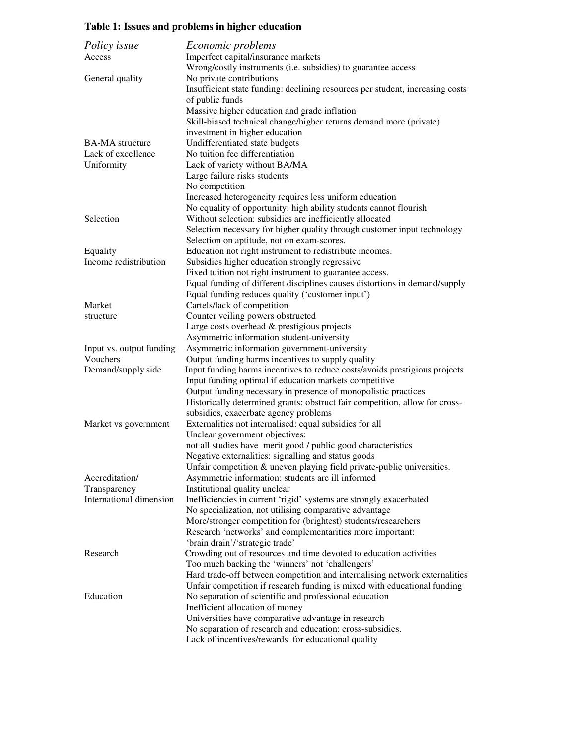**Table 1: Issues and problems in higher education**

| *Policy issue* | *Economic problems* |
|---|---|
| Access | Imperfect capital/insurance markets |
| | Wrong/costly instruments (i.e. subsidies) to guarantee access |
| General quality | No private contributions |
| | Insufficient state funding: declining resources per student, increasing costs of public funds |
| | Massive higher education and grade inflation |
| | Skill-biased technical change/higher returns demand more (private) investment in higher education |
| BA-MA structure | Undifferentiated state budgets |
| Lack of excellence | No tuition fee differentiation |
| Uniformity | Lack of variety without BA/MA |
| | Large failure risks students |
| | No competition |
| | Increased heterogeneity requires less uniform education |
| | No equality of opportunity: high ability students cannot flourish |
| Selection | Without selection: subsidies are inefficiently allocated |
| | Selection necessary for higher quality through customer input technology |
| | Selection on aptitude, not on exam-scores. |
| Equality | Education not right instrument to redistribute incomes. |
| Income redistribution | Subsidies higher education strongly regressive |
| | Fixed tuition not right instrument to guarantee access. |
| | Equal funding of different disciplines causes distortions in demand/supply |
| | Equal funding reduces quality ('customer input') |
| Market | Cartels/lack of competition |
| structure | Counter veiling powers obstructed |
| | Large costs overhead & prestigious projects |
| | Asymmetric information student-university |
| Input vs. output funding | Asymmetric information government-university |
| Vouchers | Output funding harms incentives to supply quality |
| Demand/supply side | Input funding harms incentives to reduce costs/avoids prestigious projects |
| | Input funding optimal if education markets competitive |
| | Output funding necessary in presence of monopolistic practices |
| | Historically determined grants: obstruct fair competition, allow for cross-subsidies, exacerbate agency problems |
| Market vs government | Externalities not internalised: equal subsidies for all |
| | Unclear government objectives: |
| | not all studies have merit good / public good characteristics |
| | Negative externalities: signalling and status goods |
| | Unfair competition & uneven playing field private-public universities. |
| Accreditation/ | Asymmetric information: students are ill informed |
| Transparency | Institutional quality unclear |
| International dimension | Inefficiencies in current 'rigid' systems are strongly exacerbated |
| | No specialization, not utilising comparative advantage |
| | More/stronger competition for (brightest) students/researchers |
| | Research 'networks' and complementarities more important: 'brain drain'/'strategic trade' |
| Research | Crowding out of resources and time devoted to education activities |
| | Too much backing the 'winners' not 'challengers' |
| | Hard trade-off between competition and internalising network externalities |
| | Unfair competition if research funding is mixed with educational funding |
| Education | No separation of scientific and professional education |
| | Inefficient allocation of money |
| | Universities have comparative advantage in research |
| | No separation of research and education: cross-subsidies. |
| | Lack of incentives/rewards for educational quality |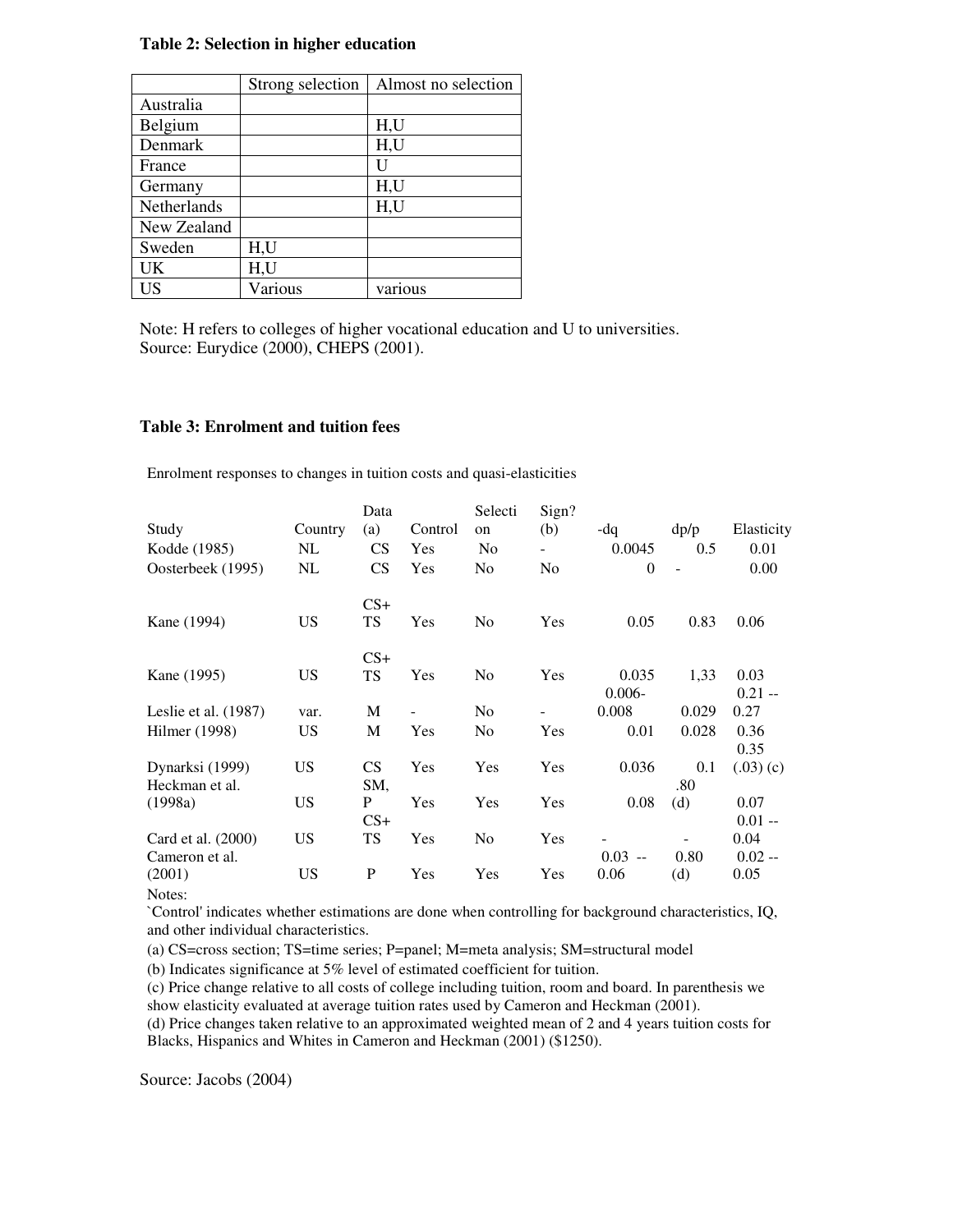**Table 2: Selection in higher education**

| | Strong selection | Almost no selection |
|---|---|---|
| Australia | | |
| Belgium | | H,U |
| Denmark | | H,U |
| France | | U |
| Germany | | H,U |
| Netherlands | | H,U |
| New Zealand | | |
| Sweden | H,U | |
| UK | H,U | |
| US | Various | various |

Note: H refers to colleges of higher vocational education and U to universities.
Source: Eurydice (2000), CHEPS (2001).

**Table 3: Enrolment and tuition fees**

Enrolment responses to changes in tuition costs and quasi-elasticities

| Study | Country | Data (a) | Control | Selection | Sign? (b) | -dq | dp/p | Elasticity |
|---|---|---|---|---|---|---|---|---|
| Kodde (1985) | NL | CS | Yes | No | - | 0.0045 | 0.5 | 0.01 |
| Oosterbeek (1995) | NL | CS | Yes | No | No | 0 | - | 0.00 |
| Kane (1994) | US | CS+ TS | Yes | No | Yes | 0.05 | 0.83 | 0.06 |
| Kane (1995) | US | CS+ TS | Yes | No | Yes | 0.035 | 1,33 | 0.03 |
| Leslie et al. (1987) | var. | M | - | No | - | 0.006-0.008 | 0.029 | 0.21 -- 0.27 |
| Hilmer (1998) | US | M | Yes | No | Yes | 0.01 | 0.028 | 0.36 |
| Dynarksi (1999) | US | CS | Yes | Yes | Yes | 0.036 | 0.1 | 0.35 (.03) (c) |
| Heckman et al. (1998a) | US | SM, P | Yes | Yes | Yes | 0.08 | .80 (d) | 0.07 |
| Card et al. (2000) | US | CS+ TS | Yes | No | Yes | - | - | 0.01 -- 0.04 |
| Cameron et al. (2001) | US | P | Yes | Yes | Yes | 0.03 -- 0.06 | 0.80 (d) | 0.02 -- 0.05 |

Notes:
`Control' indicates whether estimations are done when controlling for background characteristics, IQ, and other individual characteristics.
(a) CS=cross section; TS=time series; P=panel; M=meta analysis; SM=structural model
(b) Indicates significance at 5% level of estimated coefficient for tuition.
(c) Price change relative to all costs of college including tuition, room and board. In parenthesis we show elasticity evaluated at average tuition rates used by Cameron and Heckman (2001).
(d) Price changes taken relative to an approximated weighted mean of 2 and 4 years tuition costs for Blacks, Hispanics and Whites in Cameron and Heckman (2001) ($1250).

Source: Jacobs (2004)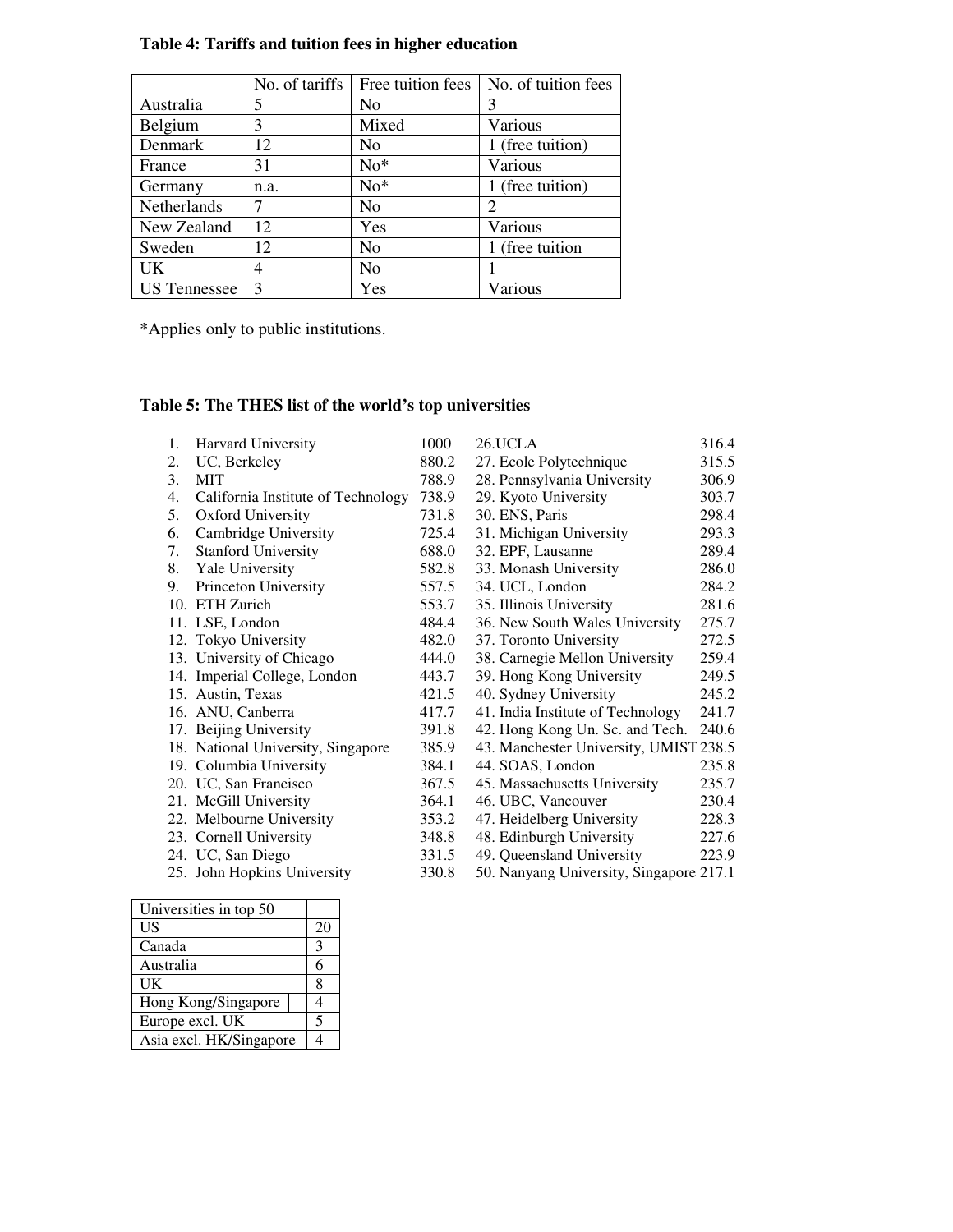**Table 4: Tariffs and tuition fees in higher education**

| | No. of tariffs | Free tuition fees | No. of tuition fees |
|---|---|---|---|
| Australia | 5 | No | 3 |
| Belgium | 3 | Mixed | Various |
| Denmark | 12 | No | 1 (free tuition) |
| France | 31 | No* | Various |
| Germany | n.a. | No* | 1 (free tuition) |
| Netherlands | 7 | No | 2 |
| New Zealand | 12 | Yes | Various |
| Sweden | 12 | No | 1 (free tuition |
| UK | 4 | No | 1 |
| US Tennessee | 3 | Yes | Various |

*Applies only to public institutions.

**Table 5: The THES list of the world's top universities**

| | | | |
|---|---|---|---|
| 1. Harvard University | 1000 | 26.UCLA | 316.4 |
| 2. UC, Berkeley | 880.2 | 27. Ecole Polytechnique | 315.5 |
| 3. MIT | 788.9 | 28. Pennsylvania University | 306.9 |
| 4. California Institute of Technology | 738.9 | 29. Kyoto University | 303.7 |
| 5. Oxford University | 731.8 | 30. ENS, Paris | 298.4 |
| 6. Cambridge University | 725.4 | 31. Michigan University | 293.3 |
| 7. Stanford University | 688.0 | 32. EPF, Lausanne | 289.4 |
| 8. Yale University | 582.8 | 33. Monash University | 286.0 |
| 9. Princeton University | 557.5 | 34. UCL, London | 284.2 |
| 10. ETH Zurich | 553.7 | 35. Illinois University | 281.6 |
| 11. LSE, London | 484.4 | 36. New South Wales University | 275.7 |
| 12. Tokyo University | 482.0 | 37. Toronto University | 272.5 |
| 13. University of Chicago | 444.0 | 38. Carnegie Mellon University | 259.4 |
| 14. Imperial College, London | 443.7 | 39. Hong Kong University | 249.5 |
| 15. Austin, Texas | 421.5 | 40. Sydney University | 245.2 |
| 16. ANU, Canberra | 417.7 | 41. India Institute of Technology | 241.7 |
| 17. Beijing University | 391.8 | 42. Hong Kong Un. Sc. and Tech. | 240.6 |
| 18. National University, Singapore | 385.9 | 43. Manchester University, UMIST | 238.5 |
| 19. Columbia University | 384.1 | 44. SOAS, London | 235.8 |
| 20. UC, San Francisco | 367.5 | 45. Massachusetts University | 235.7 |
| 21. McGill University | 364.1 | 46. UBC, Vancouver | 230.4 |
| 22. Melbourne University | 353.2 | 47. Heidelberg University | 228.3 |
| 23. Cornell University | 348.8 | 48. Edinburgh University | 227.6 |
| 24. UC, San Diego | 331.5 | 49. Queensland University | 223.9 |
| 25. John Hopkins University | 330.8 | 50. Nanyang University, Singapore | 217.1 |

| Universities in top 50 | |
|---|---|
| US | 20 |
| Canada | 3 |
| Australia | 6 |
| UK | 8 |
| Hong Kong/Singapore | 4 |
| Europe excl. UK | 5 |
| Asia excl. HK/Singapore | 4 |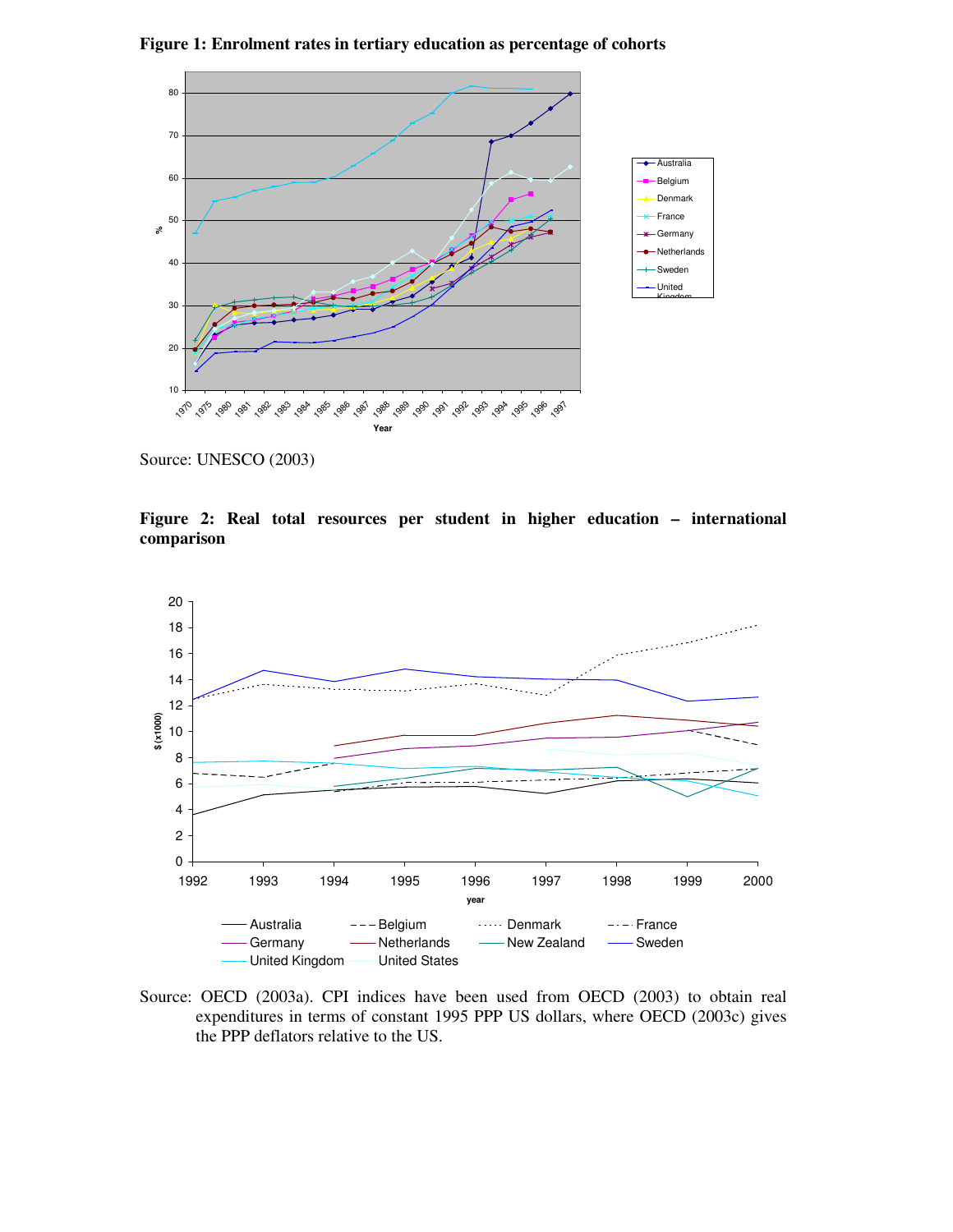**Figure 1: Enrolment rates in tertiary education as percentage of cohorts**

Source: UNESCO (2003)

**Figure 2: Real total resources per student in higher education – international comparison**

Source: OECD (2003a). CPI indices have been used from OECD (2003) to obtain real expenditures in terms of constant 1995 PPP US dollars, where OECD (2003c) gives the PPP deflators relative to the US.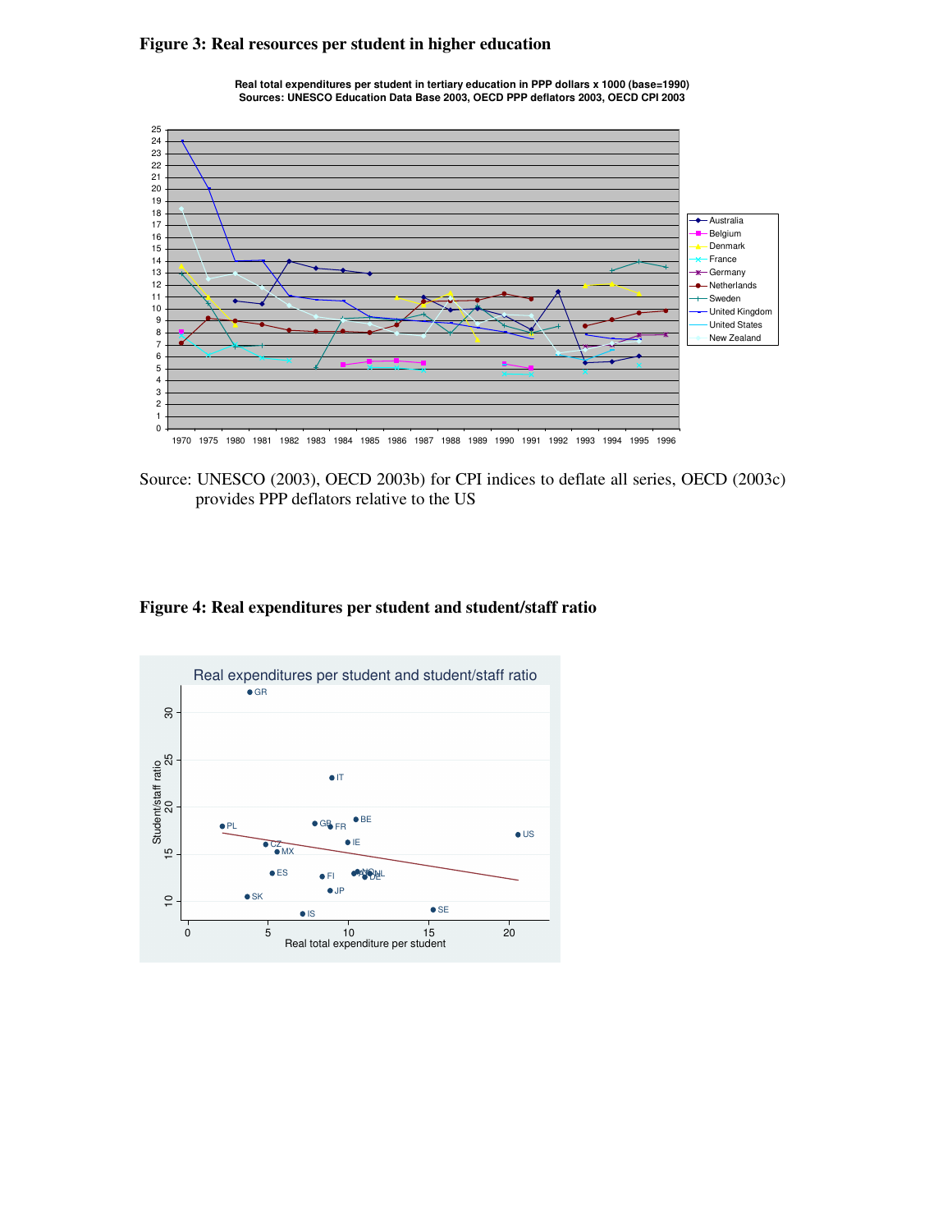**Figure 3: Real resources per student in higher education**

Real total expenditures per student in tertiary education in PPP dollars x 1000 (base=1990)
Sources: UNESCO Education Data Base 2003, OECD PPP deflators 2003, OECD CPI 2003

Source: UNESCO (2003), OECD 2003b) for CPI indices to deflate all series, OECD (2003c) provides PPP deflators relative to the US

**Figure 4: Real expenditures per student and student/staff ratio**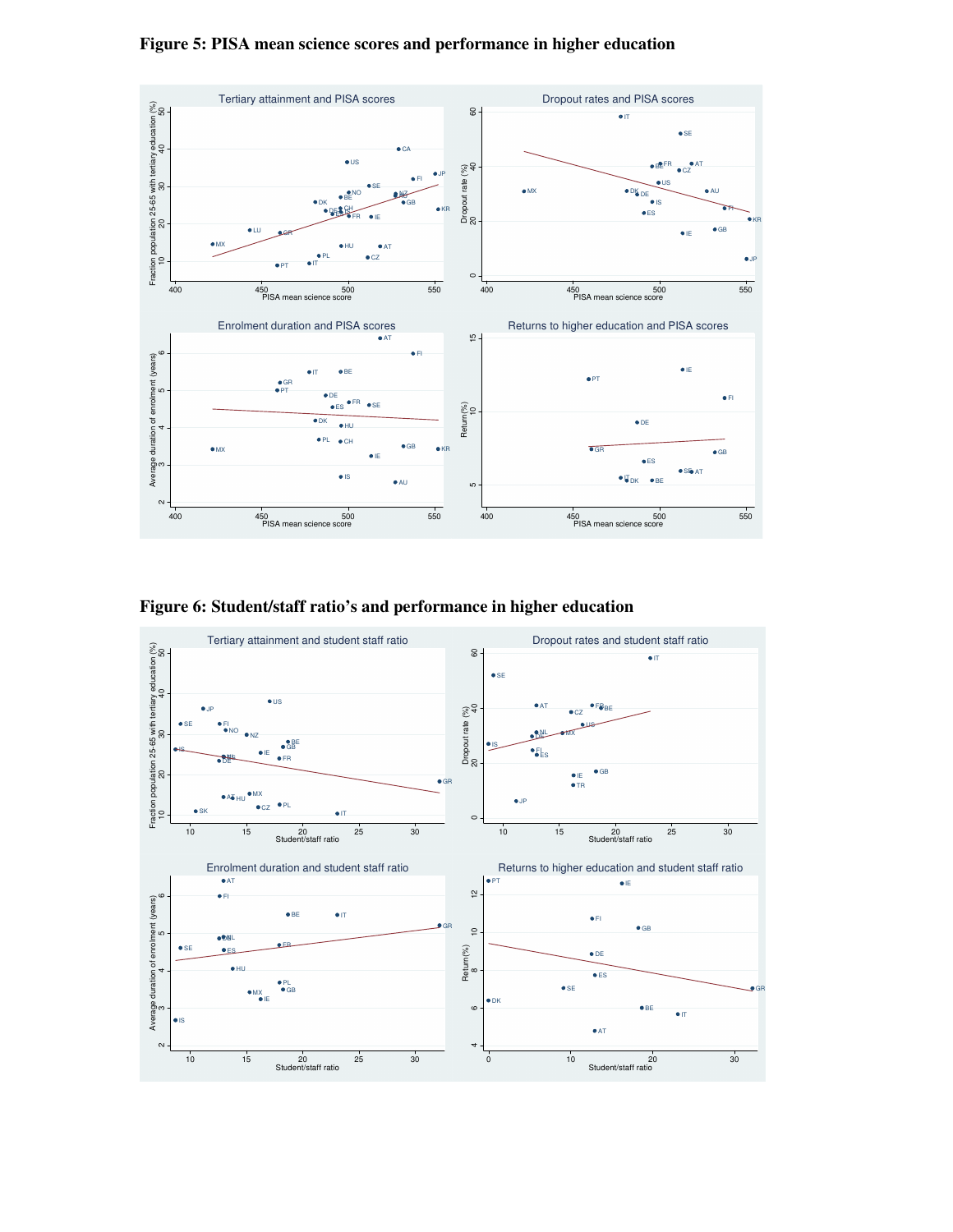**Figure 5: PISA mean science scores and performance in higher education**

**Figure 6: Student/staff ratio's and performance in higher education**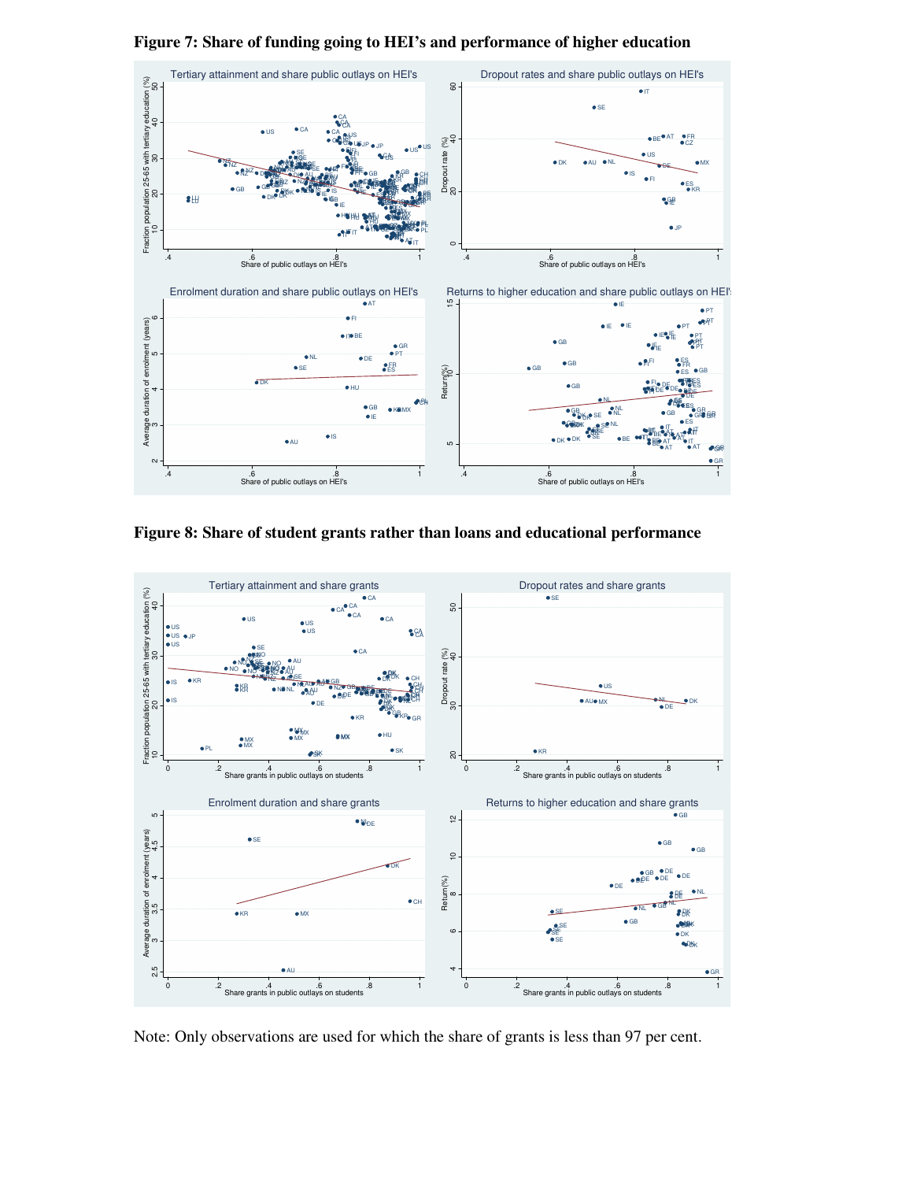**Figure 7: Share of funding going to HEI's and performance of higher education**

**Figure 8: Share of student grants rather than loans and educational performance**

Note: Only observations are used for which the share of grants is less than 97 per cent.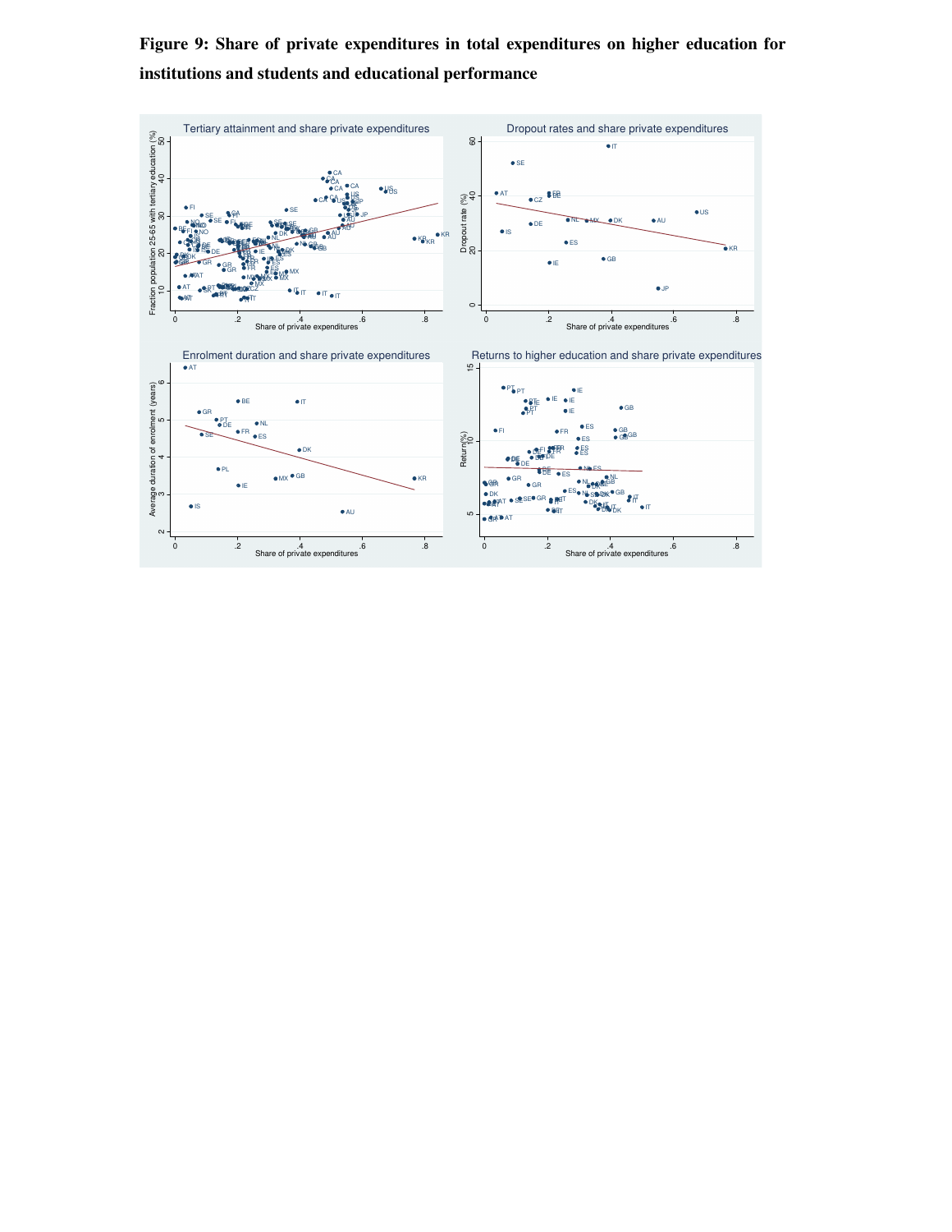**Figure 9: Share of private expenditures in total expenditures on higher education for institutions and students and educational performance**

Tertiary attainment and share private expenditures

Fraction population 25-65 with tertiary education (%)

Share of private expenditures

Dropout rates and share private expenditures

Dropout rate (%)

Share of private expenditures

Enrolment duration and share private expenditures

Average duration of enrolment (years)

Share of private expenditures

Returns to higher education and share private expenditures

Return(%)

Share of private expenditures